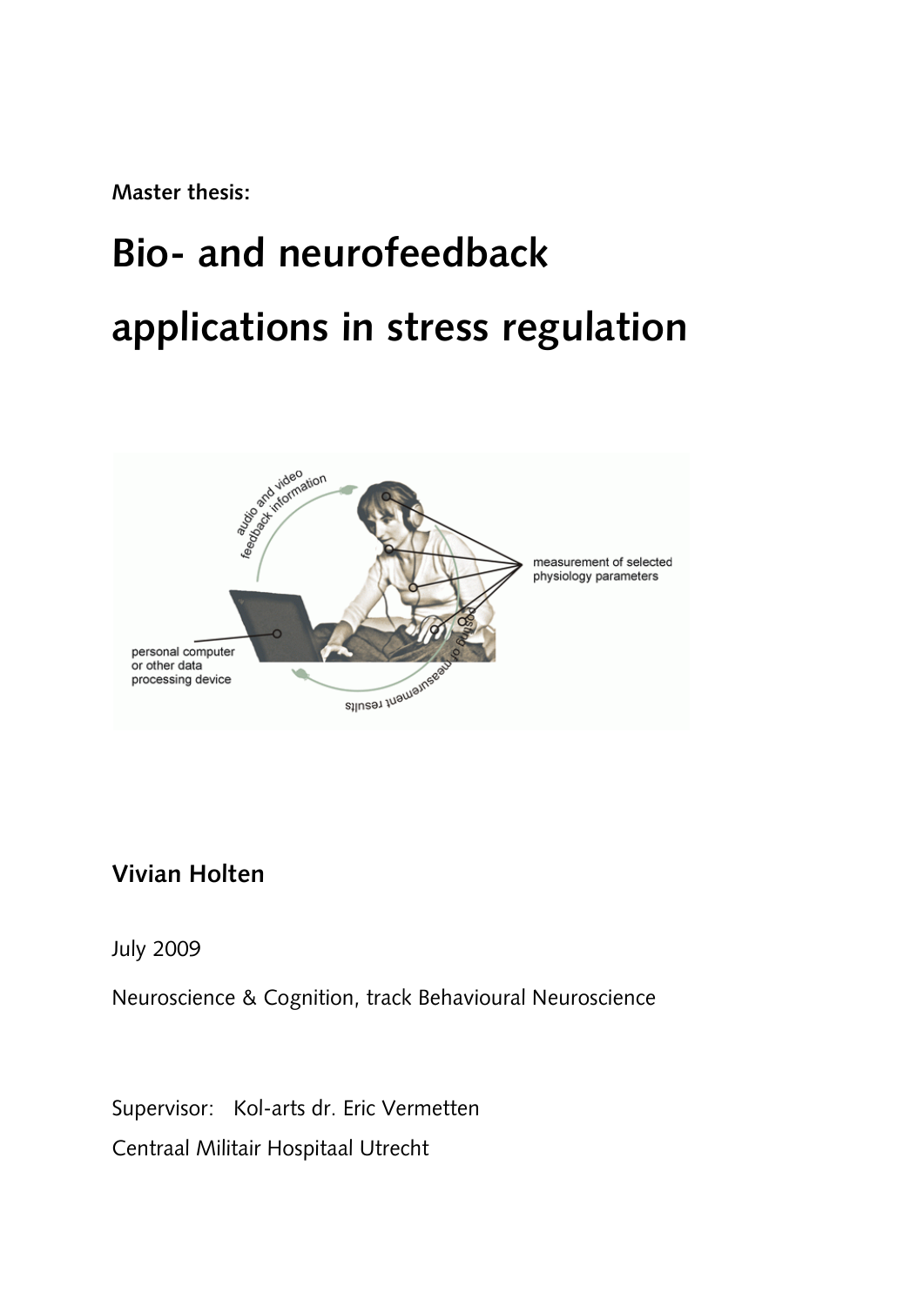**Master thesis:**

# Bio- and neurofeedback applications in stress regulation

**Vivian Holten**

July 2009

Neuroscience & Cognition, track Behavioural Neuroscience

Supervisor: Kol-arts dr. Eric Vermetten

Centraal Militair Hospitaal Utrecht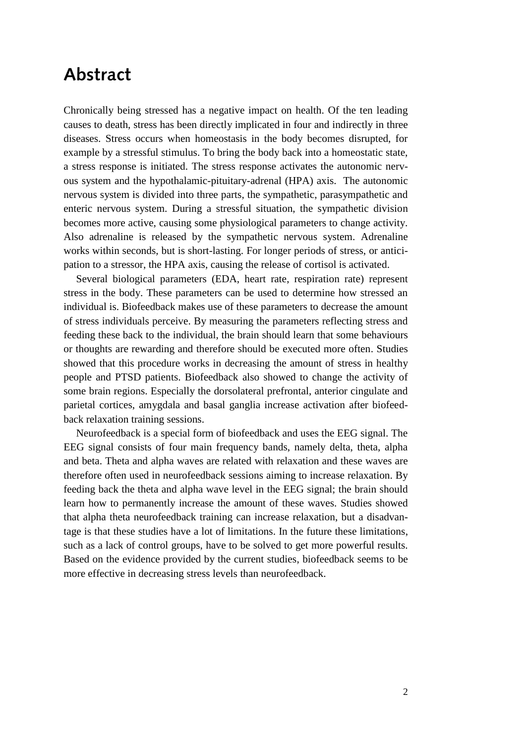# Abstract

Chronically being stressed has a negative impact on health. Of the ten leading causes to death, stress has been directly implicated in four and indirectly in three diseases. Stress occurs when homeostasis in the body becomes disrupted, for example by a stressful stimulus. To bring the body back into a homeostatic state, a stress response is initiated. The stress response activates the autonomic nervous system and the hypothalamic-pituitary-adrenal (HPA) axis. The autonomic nervous system is divided into three parts, the sympathetic, parasympathetic and enteric nervous system. During a stressful situation, the sympathetic division becomes more active, causing some physiological parameters to change activity. Also adrenaline is released by the sympathetic nervous system. Adrenaline works within seconds, but is short-lasting. For longer periods of stress, or anticipation to a stressor, the HPA axis, causing the release of cortisol is activated.

Several biological parameters (EDA, heart rate, respiration rate) represent stress in the body. These parameters can be used to determine how stressed an individual is. Biofeedback makes use of these parameters to decrease the amount of stress individuals perceive. By measuring the parameters reflecting stress and feeding these back to the individual, the brain should learn that some behaviours or thoughts are rewarding and therefore should be executed more often. Studies showed that this procedure works in decreasing the amount of stress in healthy people and PTSD patients. Biofeedback also showed to change the activity of some brain regions. Especially the dorsolateral prefrontal, anterior cingulate and parietal cortices, amygdala and basal ganglia increase activation after biofeedback relaxation training sessions.

Neurofeedback is a special form of biofeedback and uses the EEG signal. The EEG signal consists of four main frequency bands, namely delta, theta, alpha and beta. Theta and alpha waves are related with relaxation and these waves are therefore often used in neurofeedback sessions aiming to increase relaxation. By feeding back the theta and alpha wave level in the EEG signal; the brain should learn how to permanently increase the amount of these waves. Studies showed that alpha theta neurofeedback training can increase relaxation, but a disadvantage is that these studies have a lot of limitations. In the future these limitations, such as a lack of control groups, have to be solved to get more powerful results. Based on the evidence provided by the current studies, biofeedback seems to be more effective in decreasing stress levels than neurofeedback.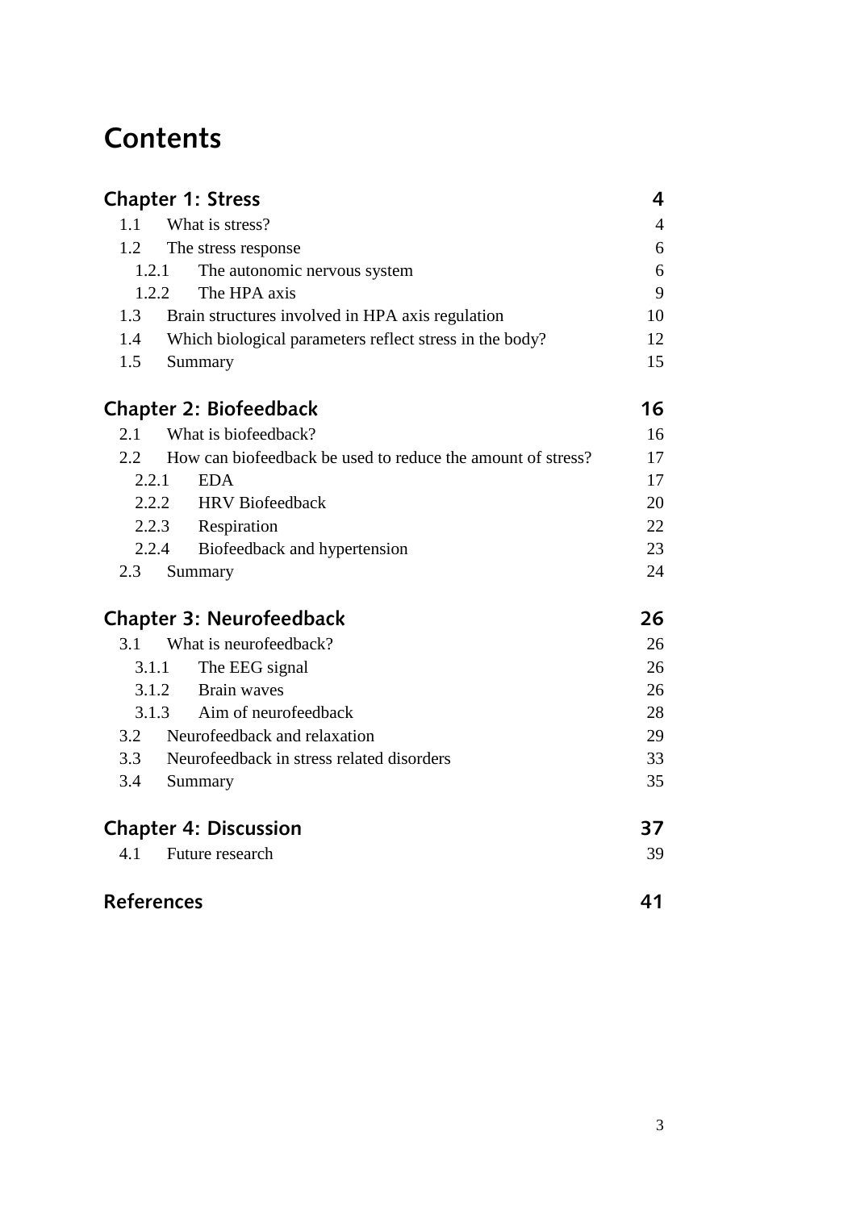# Contents

**Chapter 1: Stress** **4**

- 1.1 What is stress? 4
- 1.2 The stress response 6
  - 1.2.1 The autonomic nervous system 6
  - 1.2.2 The HPA axis 9
- 1.3 Brain structures involved in HPA axis regulation 10
- 1.4 Which biological parameters reflect stress in the body? 12
- 1.5 Summary 15

**Chapter 2: Biofeedback** **16**

- 2.1 What is biofeedback? 16
- 2.2 How can biofeedback be used to reduce the amount of stress? 17
  - 2.2.1 EDA 17
  - 2.2.2 HRV Biofeedback 20
  - 2.2.3 Respiration 22
  - 2.2.4 Biofeedback and hypertension 23
- 2.3 Summary 24

**Chapter 3: Neurofeedback** **26**

- 3.1 What is neurofeedback? 26
  - 3.1.1 The EEG signal 26
  - 3.1.2 Brain waves 26
  - 3.1.3 Aim of neurofeedback 28
- 3.2 Neurofeedback and relaxation 29
- 3.3 Neurofeedback in stress related disorders 33
- 3.4 Summary 35

**Chapter 4: Discussion** **37**

- 4.1 Future research 39

**References** **41**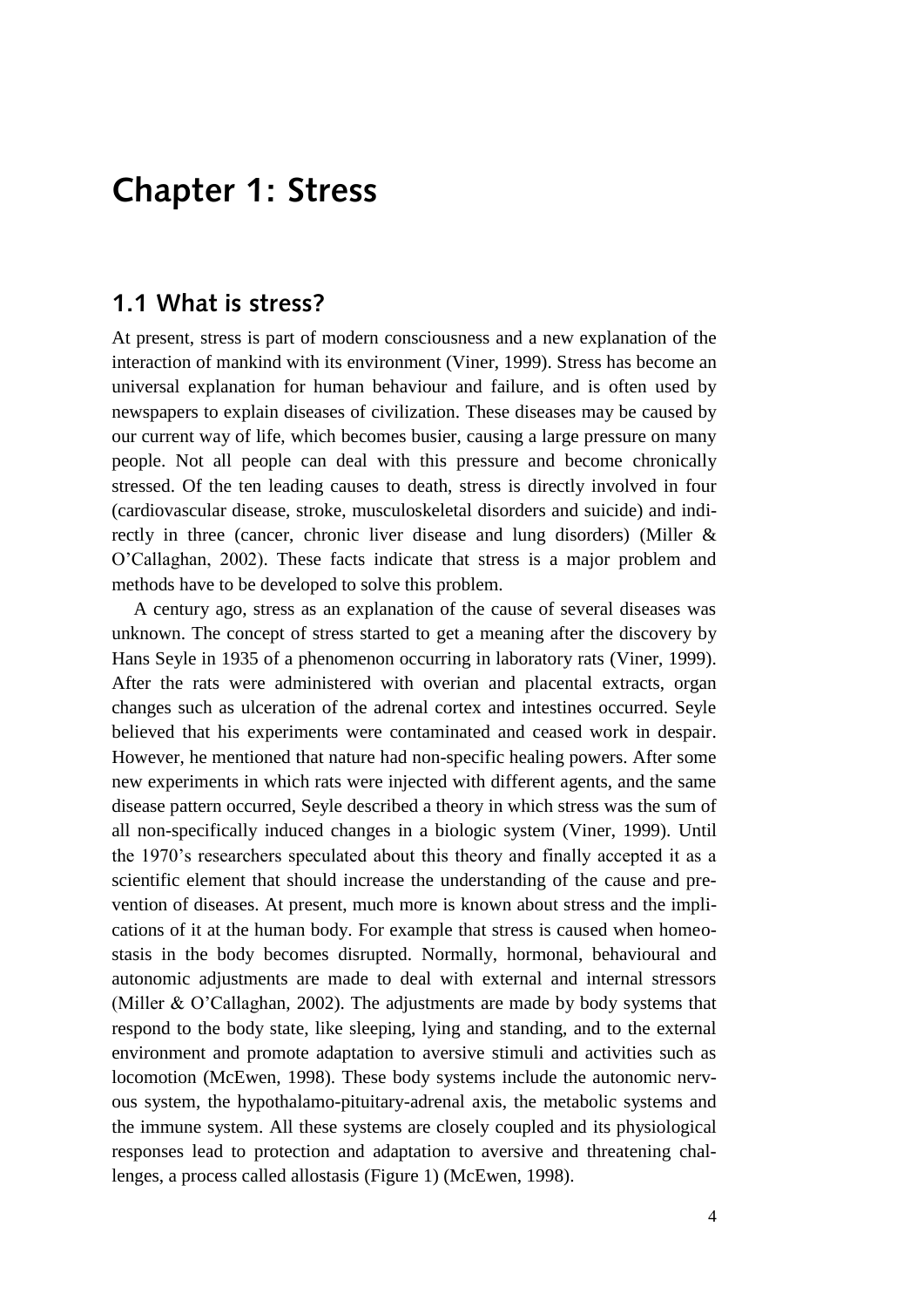# Chapter 1: Stress

## 1.1 What is stress?

At present, stress is part of modern consciousness and a new explanation of the interaction of mankind with its environment (Viner, 1999). Stress has become an universal explanation for human behaviour and failure, and is often used by newspapers to explain diseases of civilization. These diseases may be caused by our current way of life, which becomes busier, causing a large pressure on many people. Not all people can deal with this pressure and become chronically stressed. Of the ten leading causes to death, stress is directly involved in four (cardiovascular disease, stroke, musculoskeletal disorders and suicide) and indirectly in three (cancer, chronic liver disease and lung disorders) (Miller & O'Callaghan, 2002). These facts indicate that stress is a major problem and methods have to be developed to solve this problem.

A century ago, stress as an explanation of the cause of several diseases was unknown. The concept of stress started to get a meaning after the discovery by Hans Seyle in 1935 of a phenomenon occurring in laboratory rats (Viner, 1999). After the rats were administered with overian and placental extracts, organ changes such as ulceration of the adrenal cortex and intestines occurred. Seyle believed that his experiments were contaminated and ceased work in despair. However, he mentioned that nature had non-specific healing powers. After some new experiments in which rats were injected with different agents, and the same disease pattern occurred, Seyle described a theory in which stress was the sum of all non-specifically induced changes in a biologic system (Viner, 1999). Until the 1970's researchers speculated about this theory and finally accepted it as a scientific element that should increase the understanding of the cause and prevention of diseases. At present, much more is known about stress and the implications of it at the human body. For example that stress is caused when homeostasis in the body becomes disrupted. Normally, hormonal, behavioural and autonomic adjustments are made to deal with external and internal stressors (Miller & O'Callaghan, 2002). The adjustments are made by body systems that respond to the body state, like sleeping, lying and standing, and to the external environment and promote adaptation to aversive stimuli and activities such as locomotion (McEwen, 1998). These body systems include the autonomic nervous system, the hypothalamo-pituitary-adrenal axis, the metabolic systems and the immune system. All these systems are closely coupled and its physiological responses lead to protection and adaptation to aversive and threatening challenges, a process called allostasis (Figure 1) (McEwen, 1998).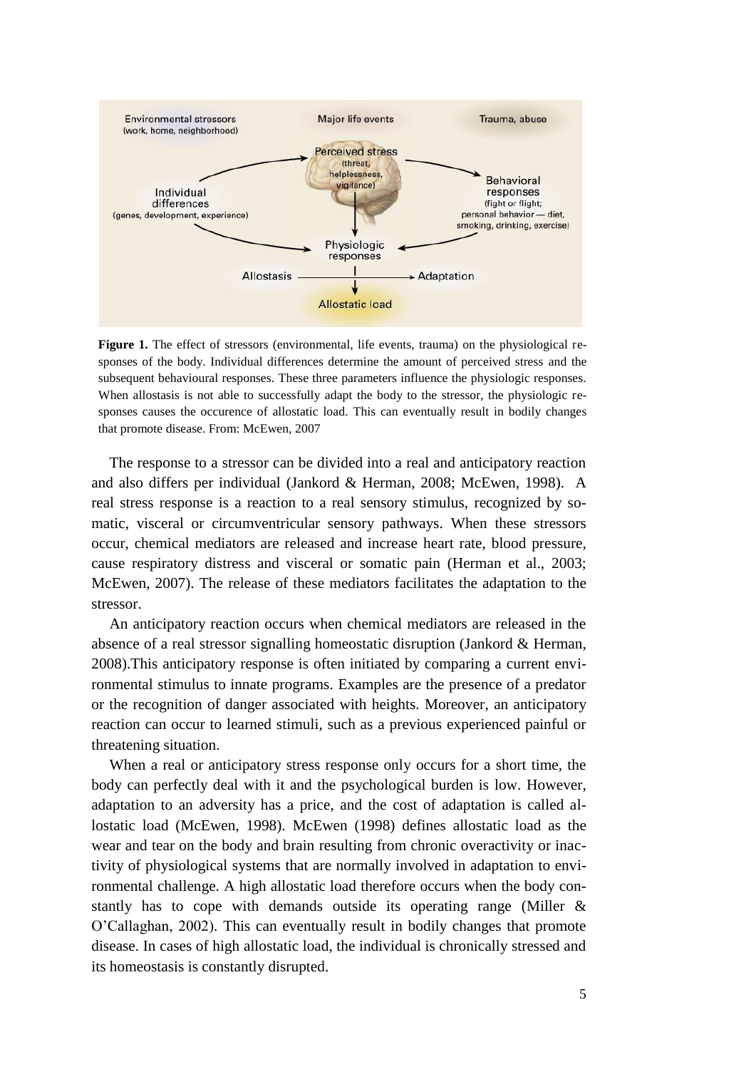**Figure 1.** The effect of stressors (environmental, life events, trauma) on the physiological responses of the body. Individual differences determine the amount of perceived stress and the subsequent behavioural responses. These three parameters influence the physiologic responses. When allostasis is not able to successfully adapt the body to the stressor, the physiologic responses causes the occurence of allostatic load. This can eventually result in bodily changes that promote disease. From: McEwen, 2007

The response to a stressor can be divided into a real and anticipatory reaction and also differs per individual (Jankord & Herman, 2008; McEwen, 1998). A real stress response is a reaction to a real sensory stimulus, recognized by somatic, visceral or circumventricular sensory pathways. When these stressors occur, chemical mediators are released and increase heart rate, blood pressure, cause respiratory distress and visceral or somatic pain (Herman et al., 2003; McEwen, 2007). The release of these mediators facilitates the adaptation to the stressor.

An anticipatory reaction occurs when chemical mediators are released in the absence of a real stressor signalling homeostatic disruption (Jankord & Herman, 2008).This anticipatory response is often initiated by comparing a current environmental stimulus to innate programs. Examples are the presence of a predator or the recognition of danger associated with heights. Moreover, an anticipatory reaction can occur to learned stimuli, such as a previous experienced painful or threatening situation.

When a real or anticipatory stress response only occurs for a short time, the body can perfectly deal with it and the psychological burden is low. However, adaptation to an adversity has a price, and the cost of adaptation is called allostatic load (McEwen, 1998). McEwen (1998) defines allostatic load as the wear and tear on the body and brain resulting from chronic overactivity or inactivity of physiological systems that are normally involved in adaptation to environmental challenge. A high allostatic load therefore occurs when the body constantly has to cope with demands outside its operating range (Miller & O'Callaghan, 2002). This can eventually result in bodily changes that promote disease. In cases of high allostatic load, the individual is chronically stressed and its homeostasis is constantly disrupted.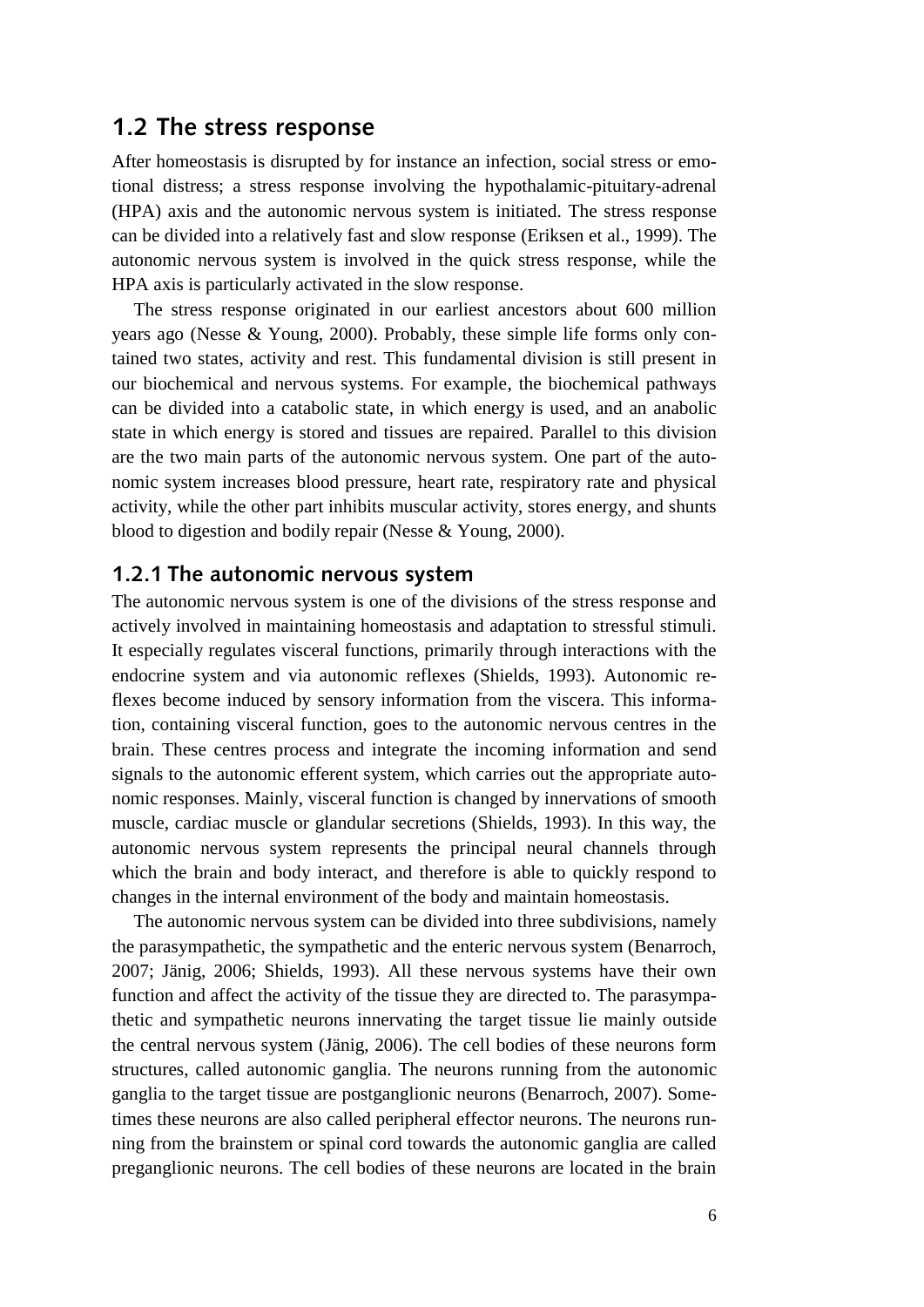## 1.2 The stress response

After homeostasis is disrupted by for instance an infection, social stress or emotional distress; a stress response involving the hypothalamic-pituitary-adrenal (HPA) axis and the autonomic nervous system is initiated. The stress response can be divided into a relatively fast and slow response (Eriksen et al., 1999). The autonomic nervous system is involved in the quick stress response, while the HPA axis is particularly activated in the slow response.

The stress response originated in our earliest ancestors about 600 million years ago (Nesse & Young, 2000). Probably, these simple life forms only contained two states, activity and rest. This fundamental division is still present in our biochemical and nervous systems. For example, the biochemical pathways can be divided into a catabolic state, in which energy is used, and an anabolic state in which energy is stored and tissues are repaired. Parallel to this division are the two main parts of the autonomic nervous system. One part of the autonomic system increases blood pressure, heart rate, respiratory rate and physical activity, while the other part inhibits muscular activity, stores energy, and shunts blood to digestion and bodily repair (Nesse & Young, 2000).

### 1.2.1 The autonomic nervous system

The autonomic nervous system is one of the divisions of the stress response and actively involved in maintaining homeostasis and adaptation to stressful stimuli. It especially regulates visceral functions, primarily through interactions with the endocrine system and via autonomic reflexes (Shields, 1993). Autonomic reflexes become induced by sensory information from the viscera. This information, containing visceral function, goes to the autonomic nervous centres in the brain. These centres process and integrate the incoming information and send signals to the autonomic efferent system, which carries out the appropriate autonomic responses. Mainly, visceral function is changed by innervations of smooth muscle, cardiac muscle or glandular secretions (Shields, 1993). In this way, the autonomic nervous system represents the principal neural channels through which the brain and body interact, and therefore is able to quickly respond to changes in the internal environment of the body and maintain homeostasis.

The autonomic nervous system can be divided into three subdivisions, namely the parasympathetic, the sympathetic and the enteric nervous system (Benarroch, 2007; Jänig, 2006; Shields, 1993). All these nervous systems have their own function and affect the activity of the tissue they are directed to. The parasympathetic and sympathetic neurons innervating the target tissue lie mainly outside the central nervous system (Jänig, 2006). The cell bodies of these neurons form structures, called autonomic ganglia. The neurons running from the autonomic ganglia to the target tissue are postganglionic neurons (Benarroch, 2007). Sometimes these neurons are also called peripheral effector neurons. The neurons running from the brainstem or spinal cord towards the autonomic ganglia are called preganglionic neurons. The cell bodies of these neurons are located in the brain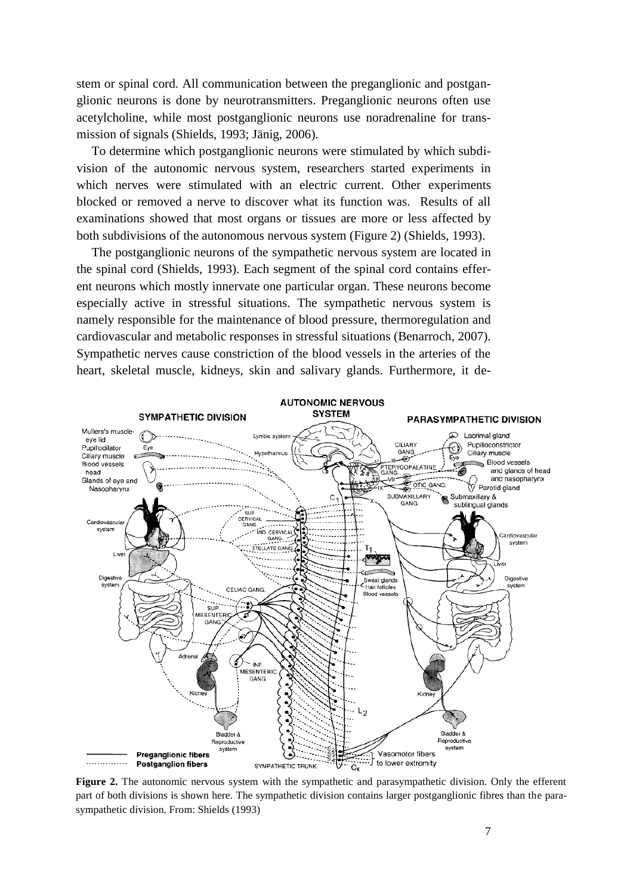stem or spinal cord. All communication between the preganglionic and postganglionic neurons is done by neurotransmitters. Preganglionic neurons often use acetylcholine, while most postganglionic neurons use noradrenaline for transmission of signals (Shields, 1993; Jänig, 2006).

To determine which postganglionic neurons were stimulated by which subdivision of the autonomic nervous system, researchers started experiments in which nerves were stimulated with an electric current. Other experiments blocked or removed a nerve to discover what its function was. Results of all examinations showed that most organs or tissues are more or less affected by both subdivisions of the autonomous nervous system (Figure 2) (Shields, 1993).

The postganglionic neurons of the sympathetic nervous system are located in the spinal cord (Shields, 1993). Each segment of the spinal cord contains efferent neurons which mostly innervate one particular organ. These neurons become especially active in stressful situations. The sympathetic nervous system is namely responsible for the maintenance of blood pressure, thermoregulation and cardiovascular and metabolic responses in stressful situations (Benarroch, 2007). Sympathetic nerves cause constriction of the blood vessels in the arteries of the heart, skeletal muscle, kidneys, skin and salivary glands. Furthermore, it de-

**Figure 2.** The autonomic nervous system with the sympathetic and parasympathetic division. Only the efferent part of both divisions is shown here. The sympathetic division contains larger postganglionic fibres than the parasympathetic division. From: Shields (1993)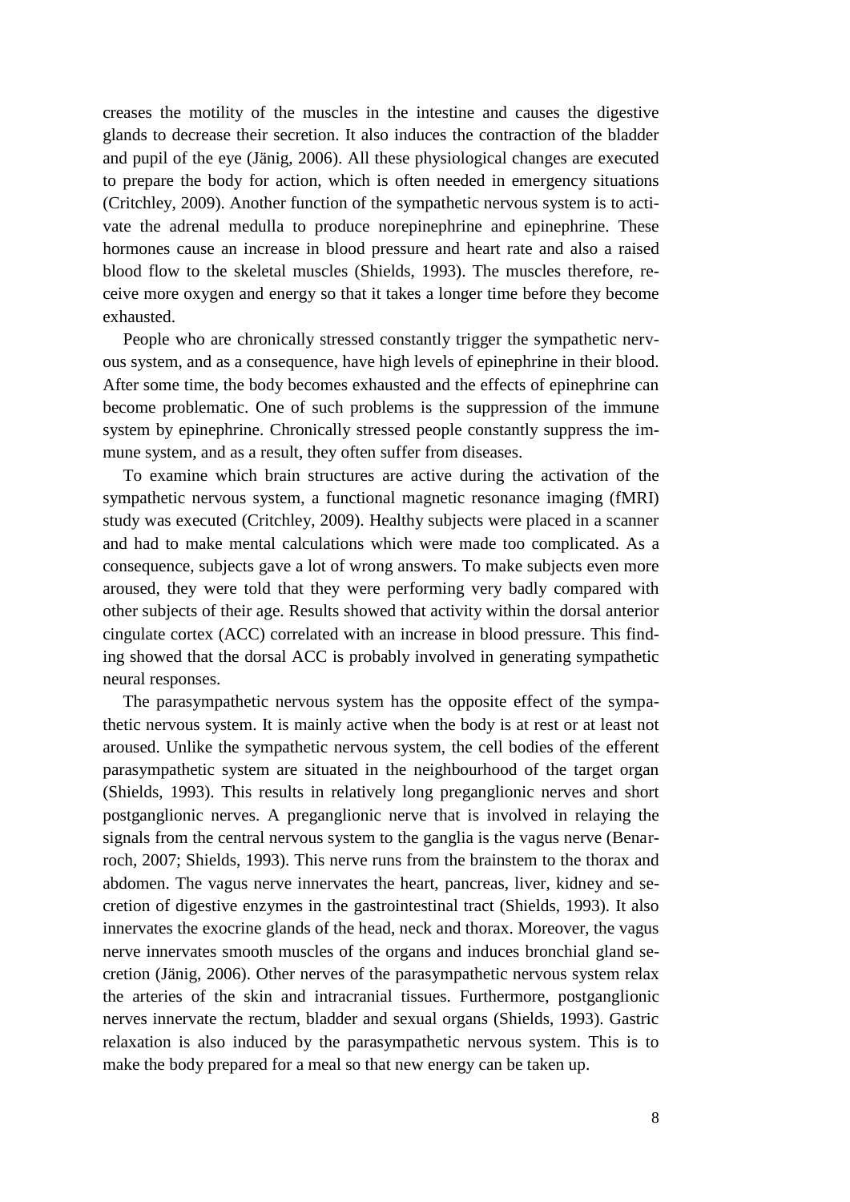creases the motility of the muscles in the intestine and causes the digestive glands to decrease their secretion. It also induces the contraction of the bladder and pupil of the eye (Jänig, 2006). All these physiological changes are executed to prepare the body for action, which is often needed in emergency situations (Critchley, 2009). Another function of the sympathetic nervous system is to activate the adrenal medulla to produce norepinephrine and epinephrine. These hormones cause an increase in blood pressure and heart rate and also a raised blood flow to the skeletal muscles (Shields, 1993). The muscles therefore, receive more oxygen and energy so that it takes a longer time before they become exhausted.

People who are chronically stressed constantly trigger the sympathetic nervous system, and as a consequence, have high levels of epinephrine in their blood. After some time, the body becomes exhausted and the effects of epinephrine can become problematic. One of such problems is the suppression of the immune system by epinephrine. Chronically stressed people constantly suppress the immune system, and as a result, they often suffer from diseases.

To examine which brain structures are active during the activation of the sympathetic nervous system, a functional magnetic resonance imaging (fMRI) study was executed (Critchley, 2009). Healthy subjects were placed in a scanner and had to make mental calculations which were made too complicated. As a consequence, subjects gave a lot of wrong answers. To make subjects even more aroused, they were told that they were performing very badly compared with other subjects of their age. Results showed that activity within the dorsal anterior cingulate cortex (ACC) correlated with an increase in blood pressure. This finding showed that the dorsal ACC is probably involved in generating sympathetic neural responses.

The parasympathetic nervous system has the opposite effect of the sympathetic nervous system. It is mainly active when the body is at rest or at least not aroused. Unlike the sympathetic nervous system, the cell bodies of the efferent parasympathetic system are situated in the neighbourhood of the target organ (Shields, 1993). This results in relatively long preganglionic nerves and short postganglionic nerves. A preganglionic nerve that is involved in relaying the signals from the central nervous system to the ganglia is the vagus nerve (Benarroch, 2007; Shields, 1993). This nerve runs from the brainstem to the thorax and abdomen. The vagus nerve innervates the heart, pancreas, liver, kidney and secretion of digestive enzymes in the gastrointestinal tract (Shields, 1993). It also innervates the exocrine glands of the head, neck and thorax. Moreover, the vagus nerve innervates smooth muscles of the organs and induces bronchial gland secretion (Jänig, 2006). Other nerves of the parasympathetic nervous system relax the arteries of the skin and intracranial tissues. Furthermore, postganglionic nerves innervate the rectum, bladder and sexual organs (Shields, 1993). Gastric relaxation is also induced by the parasympathetic nervous system. This is to make the body prepared for a meal so that new energy can be taken up.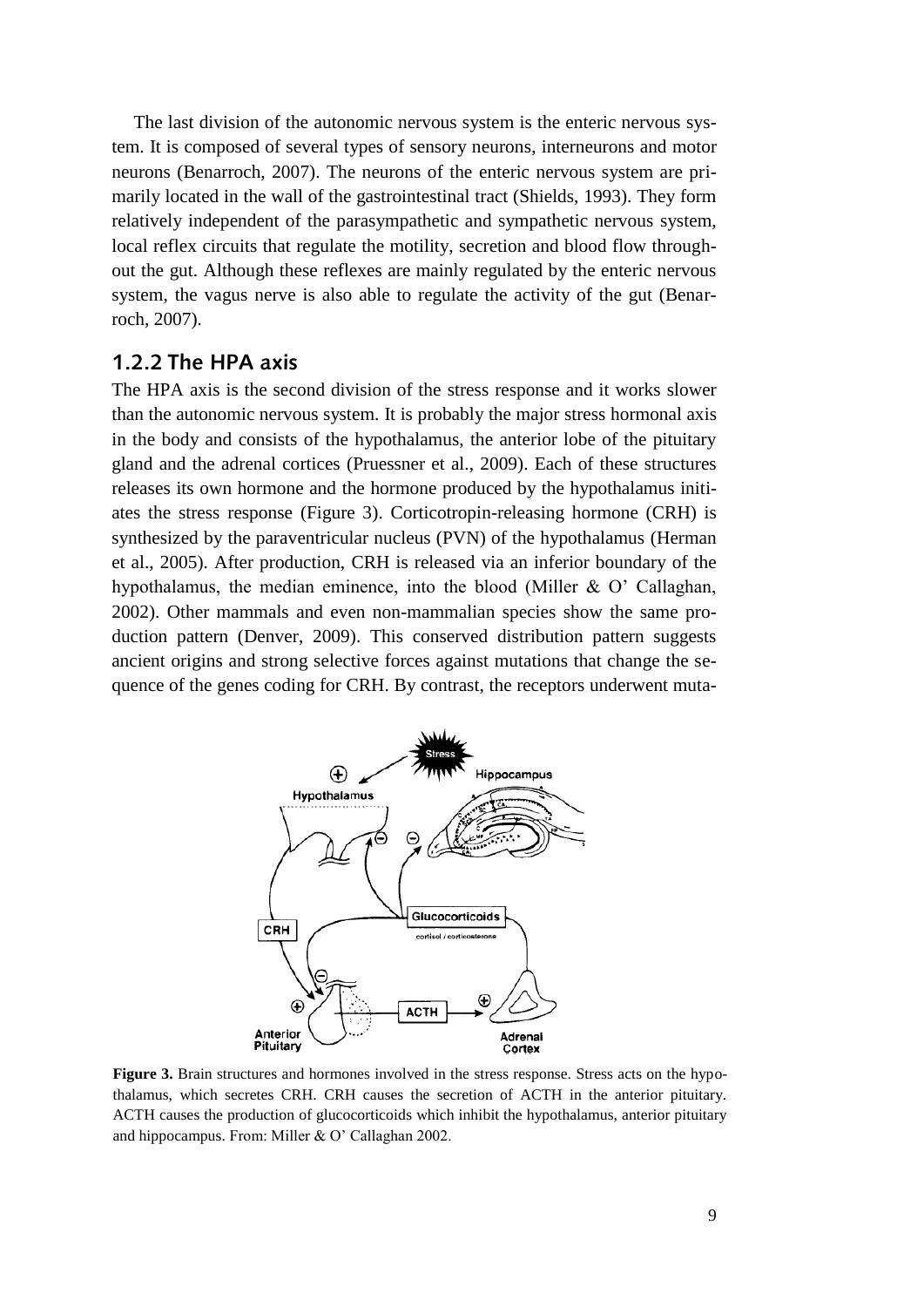The last division of the autonomic nervous system is the enteric nervous system. It is composed of several types of sensory neurons, interneurons and motor neurons (Benarroch, 2007). The neurons of the enteric nervous system are primarily located in the wall of the gastrointestinal tract (Shields, 1993). They form relatively independent of the parasympathetic and sympathetic nervous system, local reflex circuits that regulate the motility, secretion and blood flow throughout the gut. Although these reflexes are mainly regulated by the enteric nervous system, the vagus nerve is also able to regulate the activity of the gut (Benarroch, 2007).

### 1.2.2 The HPA axis

The HPA axis is the second division of the stress response and it works slower than the autonomic nervous system. It is probably the major stress hormonal axis in the body and consists of the hypothalamus, the anterior lobe of the pituitary gland and the adrenal cortices (Pruessner et al., 2009). Each of these structures releases its own hormone and the hormone produced by the hypothalamus initiates the stress response (Figure 3). Corticotropin-releasing hormone (CRH) is synthesized by the paraventricular nucleus (PVN) of the hypothalamus (Herman et al., 2005). After production, CRH is released via an inferior boundary of the hypothalamus, the median eminence, into the blood (Miller & O' Callaghan, 2002). Other mammals and even non-mammalian species show the same production pattern (Denver, 2009). This conserved distribution pattern suggests ancient origins and strong selective forces against mutations that change the sequence of the genes coding for CRH. By contrast, the receptors underwent muta-

**Figure 3.** Brain structures and hormones involved in the stress response. Stress acts on the hypothalamus, which secretes CRH. CRH causes the secretion of ACTH in the anterior pituitary. ACTH causes the production of glucocorticoids which inhibit the hypothalamus, anterior pituitary and hippocampus. From: Miller & O' Callaghan 2002.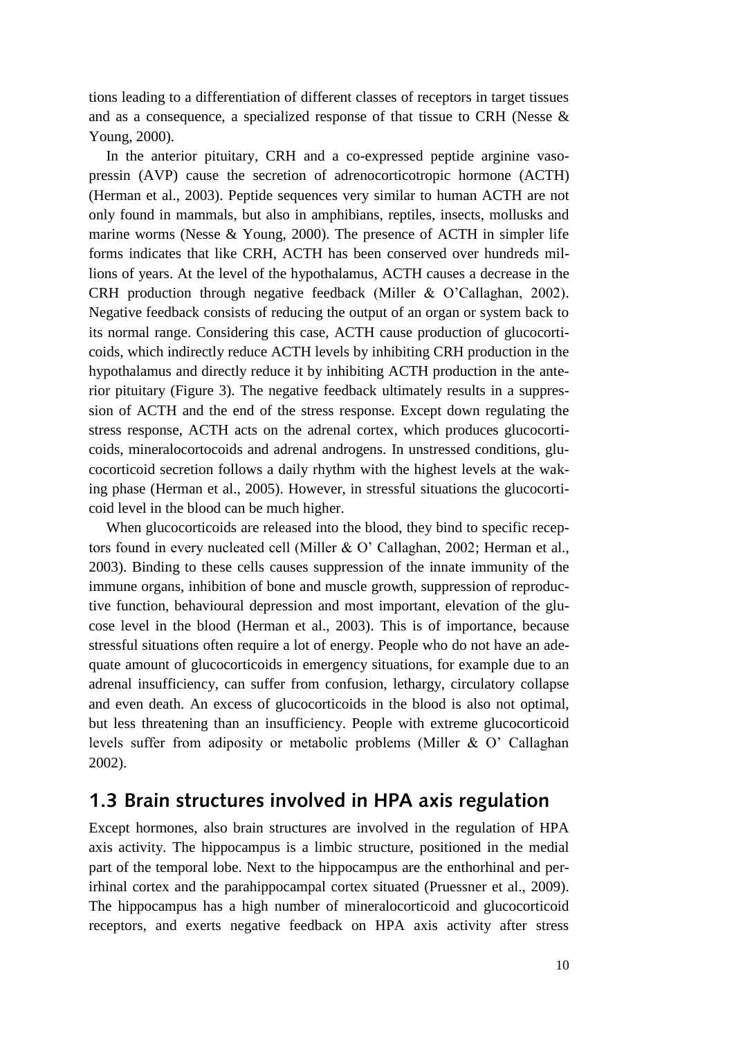tions leading to a differentiation of different classes of receptors in target tissues and as a consequence, a specialized response of that tissue to CRH (Nesse & Young, 2000).

In the anterior pituitary, CRH and a co-expressed peptide arginine vasopressin (AVP) cause the secretion of adrenocorticotropic hormone (ACTH) (Herman et al., 2003). Peptide sequences very similar to human ACTH are not only found in mammals, but also in amphibians, reptiles, insects, mollusks and marine worms (Nesse & Young, 2000). The presence of ACTH in simpler life forms indicates that like CRH, ACTH has been conserved over hundreds millions of years. At the level of the hypothalamus, ACTH causes a decrease in the CRH production through negative feedback (Miller & O'Callaghan, 2002). Negative feedback consists of reducing the output of an organ or system back to its normal range. Considering this case, ACTH cause production of glucocorticoids, which indirectly reduce ACTH levels by inhibiting CRH production in the hypothalamus and directly reduce it by inhibiting ACTH production in the anterior pituitary (Figure 3). The negative feedback ultimately results in a suppression of ACTH and the end of the stress response. Except down regulating the stress response, ACTH acts on the adrenal cortex, which produces glucocorticoids, mineralocortocoids and adrenal androgens. In unstressed conditions, glucocorticoid secretion follows a daily rhythm with the highest levels at the waking phase (Herman et al., 2005). However, in stressful situations the glucocorticoid level in the blood can be much higher.

When glucocorticoids are released into the blood, they bind to specific receptors found in every nucleated cell (Miller & O' Callaghan, 2002; Herman et al., 2003). Binding to these cells causes suppression of the innate immunity of the immune organs, inhibition of bone and muscle growth, suppression of reproductive function, behavioural depression and most important, elevation of the glucose level in the blood (Herman et al., 2003). This is of importance, because stressful situations often require a lot of energy. People who do not have an adequate amount of glucocorticoids in emergency situations, for example due to an adrenal insufficiency, can suffer from confusion, lethargy, circulatory collapse and even death. An excess of glucocorticoids in the blood is also not optimal, but less threatening than an insufficiency. People with extreme glucocorticoid levels suffer from adiposity or metabolic problems (Miller & O' Callaghan 2002).

## 1.3 Brain structures involved in HPA axis regulation

Except hormones, also brain structures are involved in the regulation of HPA axis activity. The hippocampus is a limbic structure, positioned in the medial part of the temporal lobe. Next to the hippocampus are the enthorhinal and perirhinal cortex and the parahippocampal cortex situated (Pruessner et al., 2009). The hippocampus has a high number of mineralocorticoid and glucocorticoid receptors, and exerts negative feedback on HPA axis activity after stress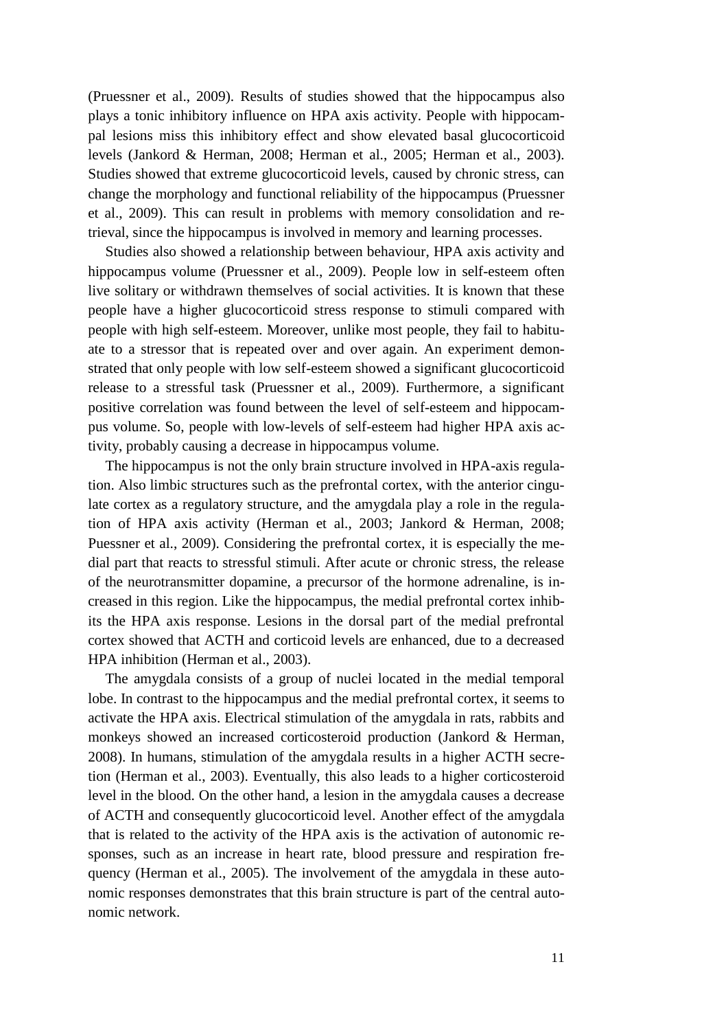(Pruessner et al., 2009). Results of studies showed that the hippocampus also plays a tonic inhibitory influence on HPA axis activity. People with hippocampal lesions miss this inhibitory effect and show elevated basal glucocorticoid levels (Jankord & Herman, 2008; Herman et al., 2005; Herman et al., 2003). Studies showed that extreme glucocorticoid levels, caused by chronic stress, can change the morphology and functional reliability of the hippocampus (Pruessner et al., 2009). This can result in problems with memory consolidation and retrieval, since the hippocampus is involved in memory and learning processes.

Studies also showed a relationship between behaviour, HPA axis activity and hippocampus volume (Pruessner et al., 2009). People low in self-esteem often live solitary or withdrawn themselves of social activities. It is known that these people have a higher glucocorticoid stress response to stimuli compared with people with high self-esteem. Moreover, unlike most people, they fail to habituate to a stressor that is repeated over and over again. An experiment demonstrated that only people with low self-esteem showed a significant glucocorticoid release to a stressful task (Pruessner et al., 2009). Furthermore, a significant positive correlation was found between the level of self-esteem and hippocampus volume. So, people with low-levels of self-esteem had higher HPA axis activity, probably causing a decrease in hippocampus volume.

The hippocampus is not the only brain structure involved in HPA-axis regulation. Also limbic structures such as the prefrontal cortex, with the anterior cingulate cortex as a regulatory structure, and the amygdala play a role in the regulation of HPA axis activity (Herman et al., 2003; Jankord & Herman, 2008; Puessner et al., 2009). Considering the prefrontal cortex, it is especially the medial part that reacts to stressful stimuli. After acute or chronic stress, the release of the neurotransmitter dopamine, a precursor of the hormone adrenaline, is increased in this region. Like the hippocampus, the medial prefrontal cortex inhibits the HPA axis response. Lesions in the dorsal part of the medial prefrontal cortex showed that ACTH and corticoid levels are enhanced, due to a decreased HPA inhibition (Herman et al., 2003).

The amygdala consists of a group of nuclei located in the medial temporal lobe. In contrast to the hippocampus and the medial prefrontal cortex, it seems to activate the HPA axis. Electrical stimulation of the amygdala in rats, rabbits and monkeys showed an increased corticosteroid production (Jankord & Herman, 2008). In humans, stimulation of the amygdala results in a higher ACTH secretion (Herman et al., 2003). Eventually, this also leads to a higher corticosteroid level in the blood. On the other hand, a lesion in the amygdala causes a decrease of ACTH and consequently glucocorticoid level. Another effect of the amygdala that is related to the activity of the HPA axis is the activation of autonomic responses, such as an increase in heart rate, blood pressure and respiration frequency (Herman et al., 2005). The involvement of the amygdala in these autonomic responses demonstrates that this brain structure is part of the central autonomic network.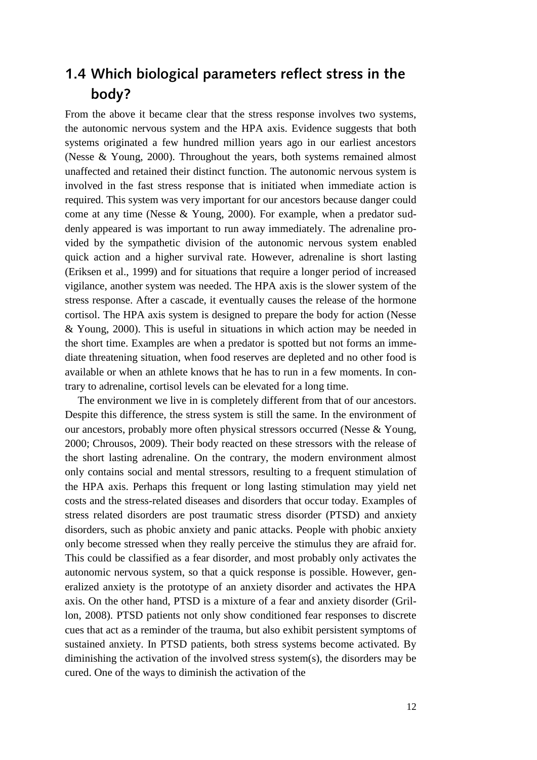## 1.4 Which biological parameters reflect stress in the body?

From the above it became clear that the stress response involves two systems, the autonomic nervous system and the HPA axis. Evidence suggests that both systems originated a few hundred million years ago in our earliest ancestors (Nesse & Young, 2000). Throughout the years, both systems remained almost unaffected and retained their distinct function. The autonomic nervous system is involved in the fast stress response that is initiated when immediate action is required. This system was very important for our ancestors because danger could come at any time (Nesse & Young, 2000). For example, when a predator suddenly appeared is was important to run away immediately. The adrenaline provided by the sympathetic division of the autonomic nervous system enabled quick action and a higher survival rate. However, adrenaline is short lasting (Eriksen et al., 1999) and for situations that require a longer period of increased vigilance, another system was needed. The HPA axis is the slower system of the stress response. After a cascade, it eventually causes the release of the hormone cortisol. The HPA axis system is designed to prepare the body for action (Nesse & Young, 2000). This is useful in situations in which action may be needed in the short time. Examples are when a predator is spotted but not forms an immediate threatening situation, when food reserves are depleted and no other food is available or when an athlete knows that he has to run in a few moments. In contrary to adrenaline, cortisol levels can be elevated for a long time.

The environment we live in is completely different from that of our ancestors. Despite this difference, the stress system is still the same. In the environment of our ancestors, probably more often physical stressors occurred (Nesse & Young, 2000; Chrousos, 2009). Their body reacted on these stressors with the release of the short lasting adrenaline. On the contrary, the modern environment almost only contains social and mental stressors, resulting to a frequent stimulation of the HPA axis. Perhaps this frequent or long lasting stimulation may yield net costs and the stress-related diseases and disorders that occur today. Examples of stress related disorders are post traumatic stress disorder (PTSD) and anxiety disorders, such as phobic anxiety and panic attacks. People with phobic anxiety only become stressed when they really perceive the stimulus they are afraid for. This could be classified as a fear disorder, and most probably only activates the autonomic nervous system, so that a quick response is possible. However, generalized anxiety is the prototype of an anxiety disorder and activates the HPA axis. On the other hand, PTSD is a mixture of a fear and anxiety disorder (Grillon, 2008). PTSD patients not only show conditioned fear responses to discrete cues that act as a reminder of the trauma, but also exhibit persistent symptoms of sustained anxiety. In PTSD patients, both stress systems become activated. By diminishing the activation of the involved stress system(s), the disorders may be cured. One of the ways to diminish the activation of the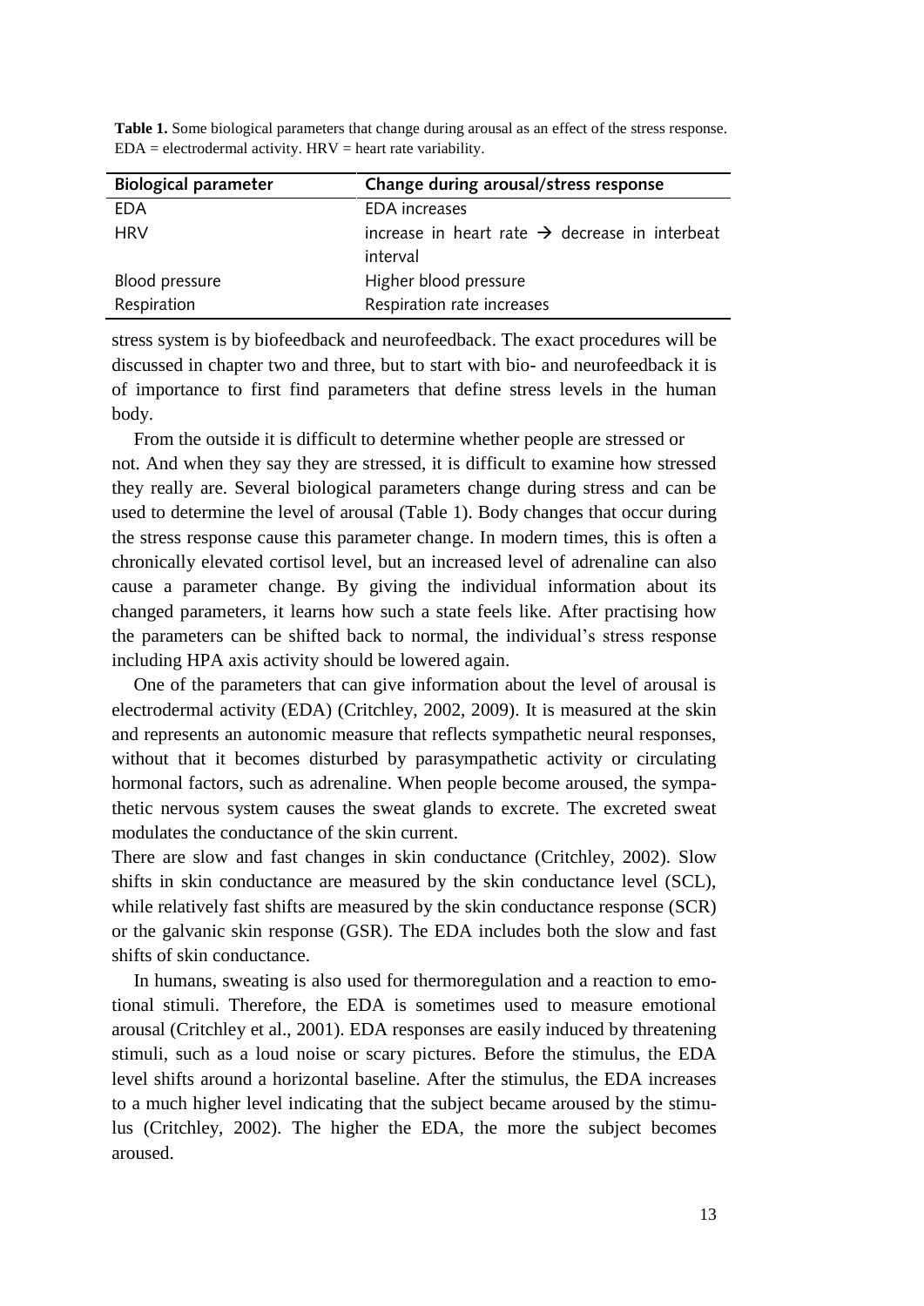**Table 1.** Some biological parameters that change during arousal as an effect of the stress response. EDA = electrodermal activity. HRV = heart rate variability.

| Biological parameter | Change during arousal/stress response |
|---|---|
| EDA | EDA increases |
| HRV | increase in heart rate → decrease in interbeat interval |
| Blood pressure | Higher blood pressure |
| Respiration | Respiration rate increases |

stress system is by biofeedback and neurofeedback. The exact procedures will be discussed in chapter two and three, but to start with bio- and neurofeedback it is of importance to first find parameters that define stress levels in the human body.

From the outside it is difficult to determine whether people are stressed or not. And when they say they are stressed, it is difficult to examine how stressed they really are. Several biological parameters change during stress and can be used to determine the level of arousal (Table 1). Body changes that occur during the stress response cause this parameter change. In modern times, this is often a chronically elevated cortisol level, but an increased level of adrenaline can also cause a parameter change. By giving the individual information about its changed parameters, it learns how such a state feels like. After practising how the parameters can be shifted back to normal, the individual's stress response including HPA axis activity should be lowered again.

One of the parameters that can give information about the level of arousal is electrodermal activity (EDA) (Critchley, 2002, 2009). It is measured at the skin and represents an autonomic measure that reflects sympathetic neural responses, without that it becomes disturbed by parasympathetic activity or circulating hormonal factors, such as adrenaline. When people become aroused, the sympathetic nervous system causes the sweat glands to excrete. The excreted sweat modulates the conductance of the skin current.

There are slow and fast changes in skin conductance (Critchley, 2002). Slow shifts in skin conductance are measured by the skin conductance level (SCL), while relatively fast shifts are measured by the skin conductance response (SCR) or the galvanic skin response (GSR). The EDA includes both the slow and fast shifts of skin conductance.

In humans, sweating is also used for thermoregulation and a reaction to emotional stimuli. Therefore, the EDA is sometimes used to measure emotional arousal (Critchley et al., 2001). EDA responses are easily induced by threatening stimuli, such as a loud noise or scary pictures. Before the stimulus, the EDA level shifts around a horizontal baseline. After the stimulus, the EDA increases to a much higher level indicating that the subject became aroused by the stimulus (Critchley, 2002). The higher the EDA, the more the subject becomes aroused.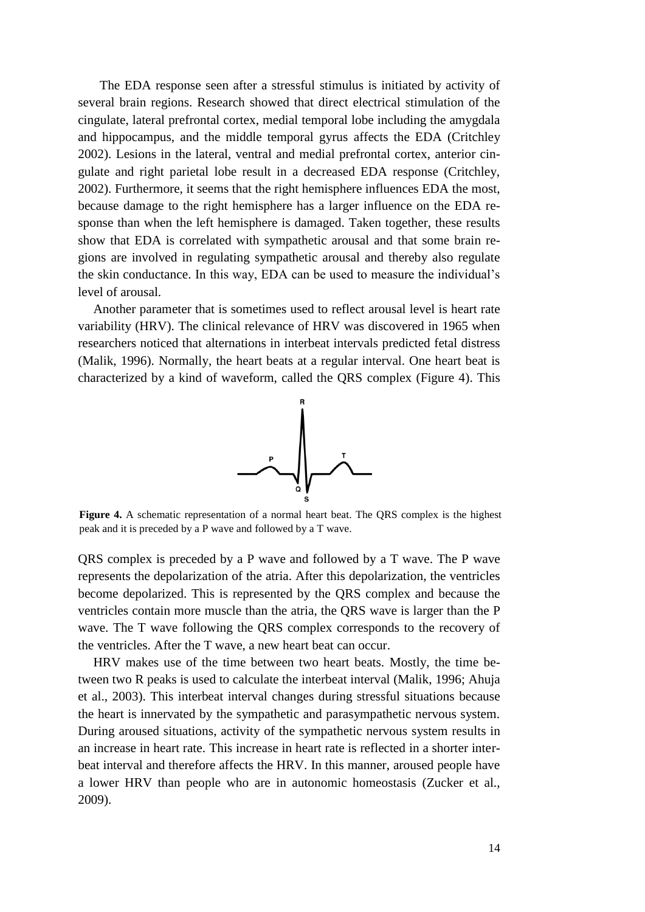The EDA response seen after a stressful stimulus is initiated by activity of several brain regions. Research showed that direct electrical stimulation of the cingulate, lateral prefrontal cortex, medial temporal lobe including the amygdala and hippocampus, and the middle temporal gyrus affects the EDA (Critchley 2002). Lesions in the lateral, ventral and medial prefrontal cortex, anterior cingulate and right parietal lobe result in a decreased EDA response (Critchley, 2002). Furthermore, it seems that the right hemisphere influences EDA the most, because damage to the right hemisphere has a larger influence on the EDA response than when the left hemisphere is damaged. Taken together, these results show that EDA is correlated with sympathetic arousal and that some brain regions are involved in regulating sympathetic arousal and thereby also regulate the skin conductance. In this way, EDA can be used to measure the individual's level of arousal.

Another parameter that is sometimes used to reflect arousal level is heart rate variability (HRV). The clinical relevance of HRV was discovered in 1965 when researchers noticed that alternations in interbeat intervals predicted fetal distress (Malik, 1996). Normally, the heart beats at a regular interval. One heart beat is characterized by a kind of waveform, called the QRS complex (Figure 4). This QRS complex is preceded by a P wave and followed by a T wave. The P wave represents the depolarization of the atria. After this depolarization, the ventricles become depolarized. This is represented by the QRS complex and because the ventricles contain more muscle than the atria, the QRS wave is larger than the P wave. The T wave following the QRS complex corresponds to the recovery of the ventricles. After the T wave, a new heart beat can occur.

**Figure 4.** A schematic representation of a normal heart beat. The QRS complex is the highest peak and it is preceded by a P wave and followed by a T wave.

HRV makes use of the time between two heart beats. Mostly, the time between two R peaks is used to calculate the interbeat interval (Malik, 1996; Ahuja et al., 2003). This interbeat interval changes during stressful situations because the heart is innervated by the sympathetic and parasympathetic nervous system. During aroused situations, activity of the sympathetic nervous system results in an increase in heart rate. This increase in heart rate is reflected in a shorter interbeat interval and therefore affects the HRV. In this manner, aroused people have a lower HRV than people who are in autonomic homeostasis (Zucker et al., 2009).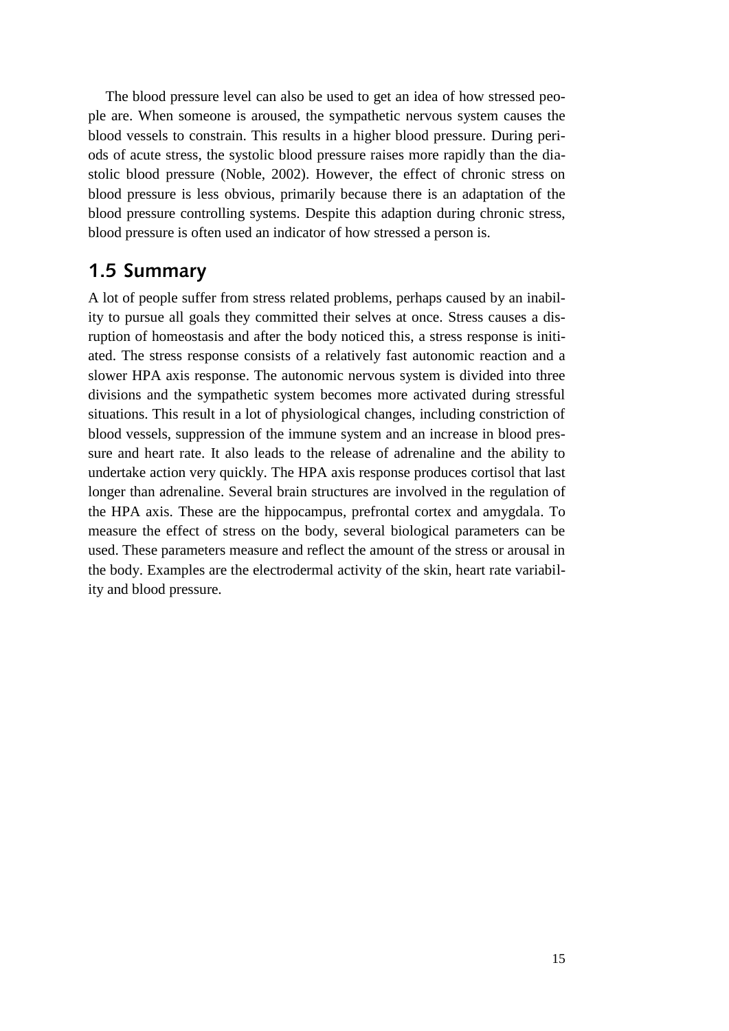The blood pressure level can also be used to get an idea of how stressed people are. When someone is aroused, the sympathetic nervous system causes the blood vessels to constrain. This results in a higher blood pressure. During periods of acute stress, the systolic blood pressure raises more rapidly than the diastolic blood pressure (Noble, 2002). However, the effect of chronic stress on blood pressure is less obvious, primarily because there is an adaptation of the blood pressure controlling systems. Despite this adaption during chronic stress, blood pressure is often used an indicator of how stressed a person is.

## 1.5 Summary

A lot of people suffer from stress related problems, perhaps caused by an inability to pursue all goals they committed their selves at once. Stress causes a disruption of homeostasis and after the body noticed this, a stress response is initiated. The stress response consists of a relatively fast autonomic reaction and a slower HPA axis response. The autonomic nervous system is divided into three divisions and the sympathetic system becomes more activated during stressful situations. This result in a lot of physiological changes, including constriction of blood vessels, suppression of the immune system and an increase in blood pressure and heart rate. It also leads to the release of adrenaline and the ability to undertake action very quickly. The HPA axis response produces cortisol that last longer than adrenaline. Several brain structures are involved in the regulation of the HPA axis. These are the hippocampus, prefrontal cortex and amygdala. To measure the effect of stress on the body, several biological parameters can be used. These parameters measure and reflect the amount of the stress or arousal in the body. Examples are the electrodermal activity of the skin, heart rate variability and blood pressure.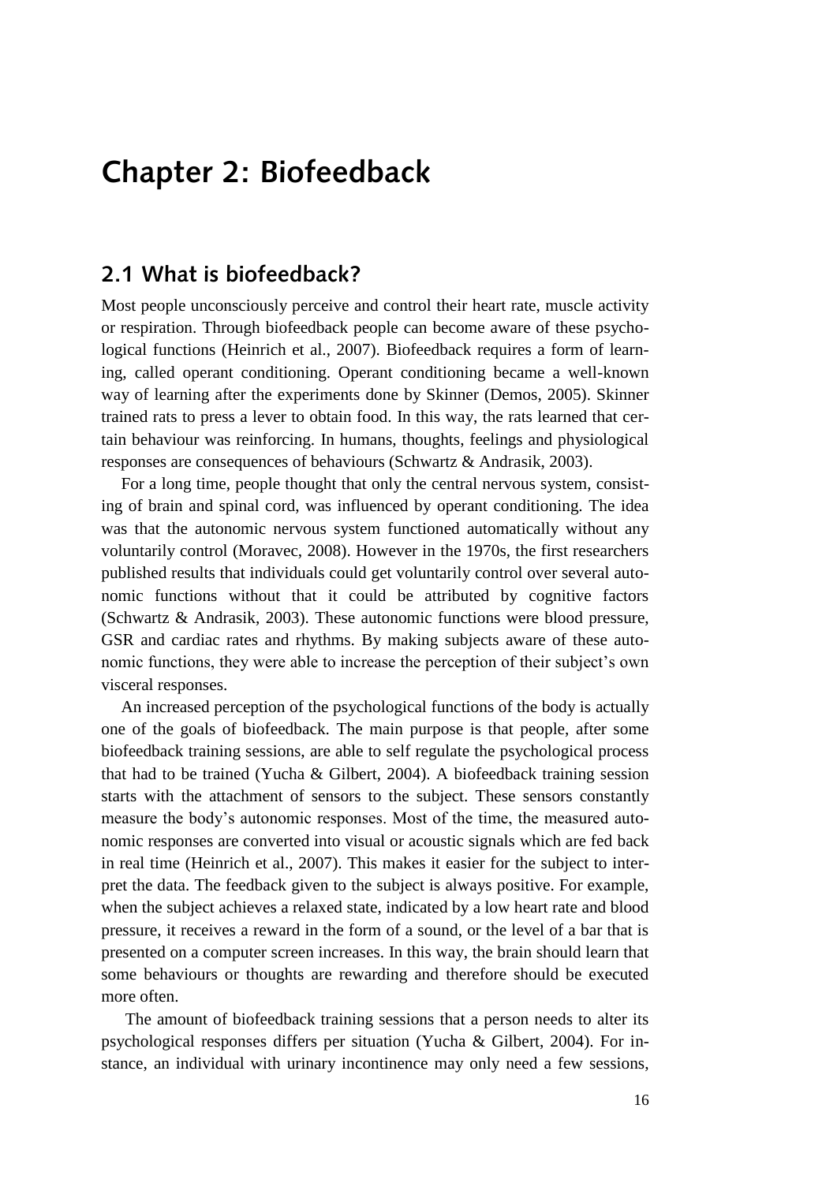# Chapter 2: Biofeedback

## 2.1 What is biofeedback?

Most people unconsciously perceive and control their heart rate, muscle activity or respiration. Through biofeedback people can become aware of these psychological functions (Heinrich et al., 2007). Biofeedback requires a form of learning, called operant conditioning. Operant conditioning became a well-known way of learning after the experiments done by Skinner (Demos, 2005). Skinner trained rats to press a lever to obtain food. In this way, the rats learned that certain behaviour was reinforcing. In humans, thoughts, feelings and physiological responses are consequences of behaviours (Schwartz & Andrasik, 2003).

For a long time, people thought that only the central nervous system, consisting of brain and spinal cord, was influenced by operant conditioning. The idea was that the autonomic nervous system functioned automatically without any voluntarily control (Moravec, 2008). However in the 1970s, the first researchers published results that individuals could get voluntarily control over several autonomic functions without that it could be attributed by cognitive factors (Schwartz & Andrasik, 2003). These autonomic functions were blood pressure, GSR and cardiac rates and rhythms. By making subjects aware of these autonomic functions, they were able to increase the perception of their subject's own visceral responses.

An increased perception of the psychological functions of the body is actually one of the goals of biofeedback. The main purpose is that people, after some biofeedback training sessions, are able to self regulate the psychological process that had to be trained (Yucha & Gilbert, 2004). A biofeedback training session starts with the attachment of sensors to the subject. These sensors constantly measure the body's autonomic responses. Most of the time, the measured autonomic responses are converted into visual or acoustic signals which are fed back in real time (Heinrich et al., 2007). This makes it easier for the subject to interpret the data. The feedback given to the subject is always positive. For example, when the subject achieves a relaxed state, indicated by a low heart rate and blood pressure, it receives a reward in the form of a sound, or the level of a bar that is presented on a computer screen increases. In this way, the brain should learn that some behaviours or thoughts are rewarding and therefore should be executed more often.

The amount of biofeedback training sessions that a person needs to alter its psychological responses differs per situation (Yucha & Gilbert, 2004). For instance, an individual with urinary incontinence may only need a few sessions,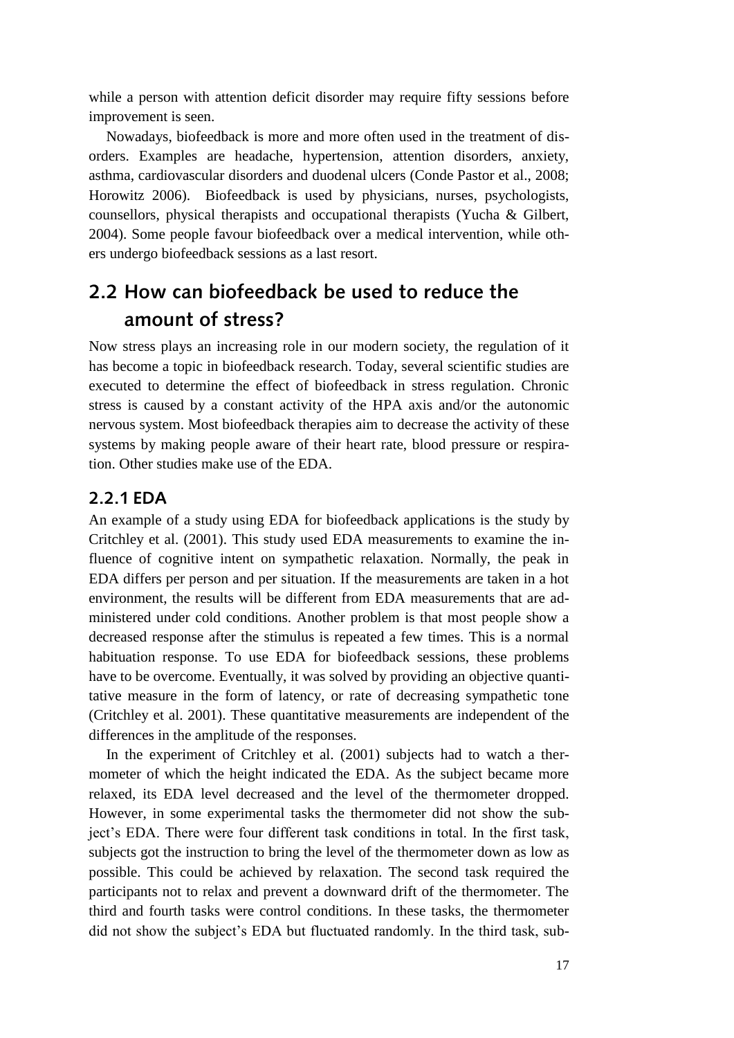while a person with attention deficit disorder may require fifty sessions before improvement is seen.

Nowadays, biofeedback is more and more often used in the treatment of disorders. Examples are headache, hypertension, attention disorders, anxiety, asthma, cardiovascular disorders and duodenal ulcers (Conde Pastor et al., 2008; Horowitz 2006). Biofeedback is used by physicians, nurses, psychologists, counsellors, physical therapists and occupational therapists (Yucha & Gilbert, 2004). Some people favour biofeedback over a medical intervention, while others undergo biofeedback sessions as a last resort.

## 2.2 How can biofeedback be used to reduce the amount of stress?

Now stress plays an increasing role in our modern society, the regulation of it has become a topic in biofeedback research. Today, several scientific studies are executed to determine the effect of biofeedback in stress regulation. Chronic stress is caused by a constant activity of the HPA axis and/or the autonomic nervous system. Most biofeedback therapies aim to decrease the activity of these systems by making people aware of their heart rate, blood pressure or respiration. Other studies make use of the EDA.

### 2.2.1 EDA

An example of a study using EDA for biofeedback applications is the study by Critchley et al. (2001). This study used EDA measurements to examine the influence of cognitive intent on sympathetic relaxation. Normally, the peak in EDA differs per person and per situation. If the measurements are taken in a hot environment, the results will be different from EDA measurements that are administered under cold conditions. Another problem is that most people show a decreased response after the stimulus is repeated a few times. This is a normal habituation response. To use EDA for biofeedback sessions, these problems have to be overcome. Eventually, it was solved by providing an objective quantitative measure in the form of latency, or rate of decreasing sympathetic tone (Critchley et al. 2001). These quantitative measurements are independent of the differences in the amplitude of the responses.

In the experiment of Critchley et al. (2001) subjects had to watch a thermometer of which the height indicated the EDA. As the subject became more relaxed, its EDA level decreased and the level of the thermometer dropped. However, in some experimental tasks the thermometer did not show the subject's EDA. There were four different task conditions in total. In the first task, subjects got the instruction to bring the level of the thermometer down as low as possible. This could be achieved by relaxation. The second task required the participants not to relax and prevent a downward drift of the thermometer. The third and fourth tasks were control conditions. In these tasks, the thermometer did not show the subject's EDA but fluctuated randomly. In the third task, sub-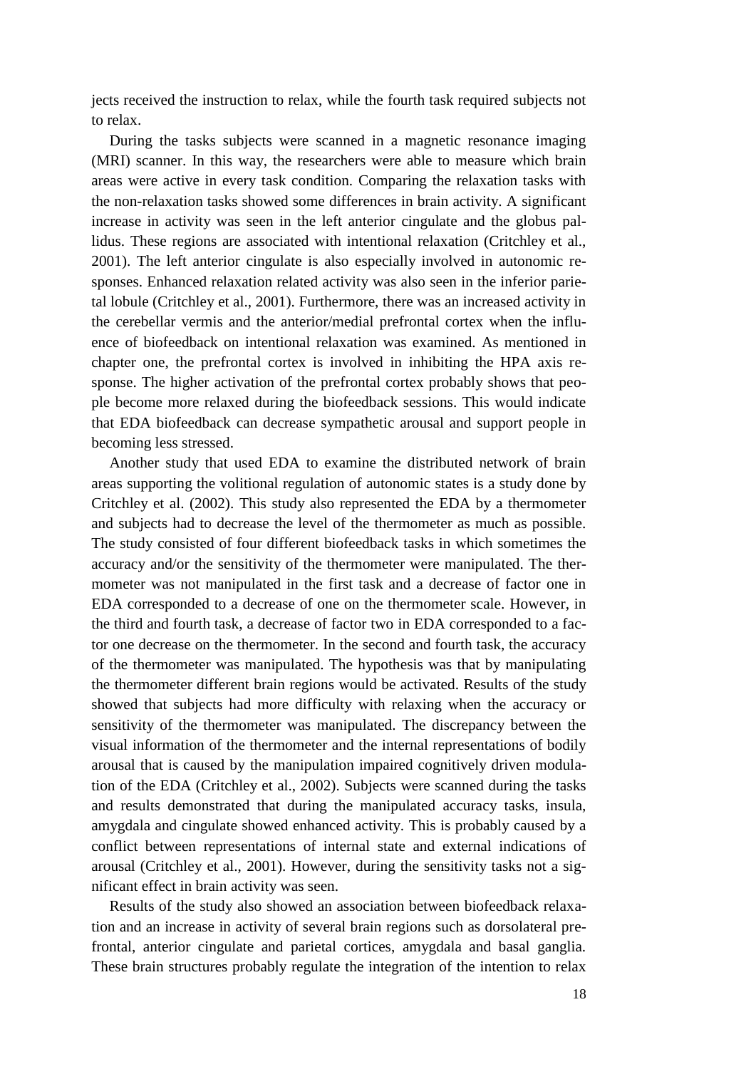jects received the instruction to relax, while the fourth task required subjects not to relax.

During the tasks subjects were scanned in a magnetic resonance imaging (MRI) scanner. In this way, the researchers were able to measure which brain areas were active in every task condition. Comparing the relaxation tasks with the non-relaxation tasks showed some differences in brain activity. A significant increase in activity was seen in the left anterior cingulate and the globus pallidus. These regions are associated with intentional relaxation (Critchley et al., 2001). The left anterior cingulate is also especially involved in autonomic responses. Enhanced relaxation related activity was also seen in the inferior parietal lobule (Critchley et al., 2001). Furthermore, there was an increased activity in the cerebellar vermis and the anterior/medial prefrontal cortex when the influence of biofeedback on intentional relaxation was examined. As mentioned in chapter one, the prefrontal cortex is involved in inhibiting the HPA axis response. The higher activation of the prefrontal cortex probably shows that people become more relaxed during the biofeedback sessions. This would indicate that EDA biofeedback can decrease sympathetic arousal and support people in becoming less stressed.

Another study that used EDA to examine the distributed network of brain areas supporting the volitional regulation of autonomic states is a study done by Critchley et al. (2002). This study also represented the EDA by a thermometer and subjects had to decrease the level of the thermometer as much as possible. The study consisted of four different biofeedback tasks in which sometimes the accuracy and/or the sensitivity of the thermometer were manipulated. The thermometer was not manipulated in the first task and a decrease of factor one in EDA corresponded to a decrease of one on the thermometer scale. However, in the third and fourth task, a decrease of factor two in EDA corresponded to a factor one decrease on the thermometer. In the second and fourth task, the accuracy of the thermometer was manipulated. The hypothesis was that by manipulating the thermometer different brain regions would be activated. Results of the study showed that subjects had more difficulty with relaxing when the accuracy or sensitivity of the thermometer was manipulated. The discrepancy between the visual information of the thermometer and the internal representations of bodily arousal that is caused by the manipulation impaired cognitively driven modulation of the EDA (Critchley et al., 2002). Subjects were scanned during the tasks and results demonstrated that during the manipulated accuracy tasks, insula, amygdala and cingulate showed enhanced activity. This is probably caused by a conflict between representations of internal state and external indications of arousal (Critchley et al., 2001). However, during the sensitivity tasks not a significant effect in brain activity was seen.

Results of the study also showed an association between biofeedback relaxation and an increase in activity of several brain regions such as dorsolateral prefrontal, anterior cingulate and parietal cortices, amygdala and basal ganglia. These brain structures probably regulate the integration of the intention to relax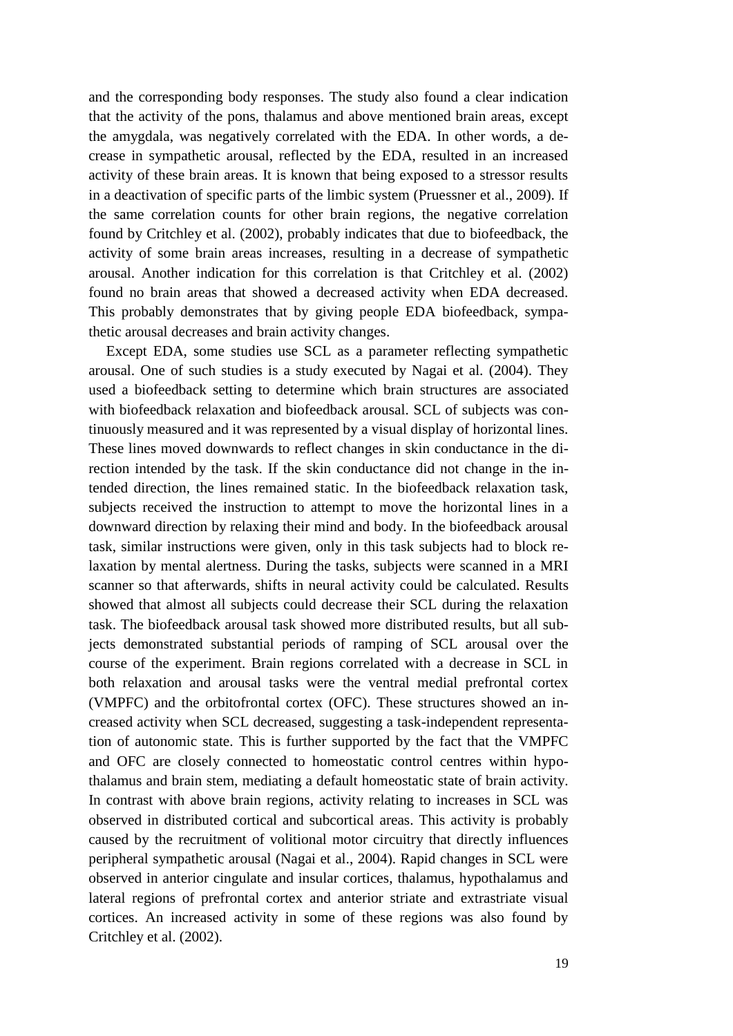and the corresponding body responses. The study also found a clear indication that the activity of the pons, thalamus and above mentioned brain areas, except the amygdala, was negatively correlated with the EDA. In other words, a decrease in sympathetic arousal, reflected by the EDA, resulted in an increased activity of these brain areas. It is known that being exposed to a stressor results in a deactivation of specific parts of the limbic system (Pruessner et al., 2009). If the same correlation counts for other brain regions, the negative correlation found by Critchley et al. (2002), probably indicates that due to biofeedback, the activity of some brain areas increases, resulting in a decrease of sympathetic arousal. Another indication for this correlation is that Critchley et al. (2002) found no brain areas that showed a decreased activity when EDA decreased. This probably demonstrates that by giving people EDA biofeedback, sympathetic arousal decreases and brain activity changes.

Except EDA, some studies use SCL as a parameter reflecting sympathetic arousal. One of such studies is a study executed by Nagai et al. (2004). They used a biofeedback setting to determine which brain structures are associated with biofeedback relaxation and biofeedback arousal. SCL of subjects was continuously measured and it was represented by a visual display of horizontal lines. These lines moved downwards to reflect changes in skin conductance in the direction intended by the task. If the skin conductance did not change in the intended direction, the lines remained static. In the biofeedback relaxation task, subjects received the instruction to attempt to move the horizontal lines in a downward direction by relaxing their mind and body. In the biofeedback arousal task, similar instructions were given, only in this task subjects had to block relaxation by mental alertness. During the tasks, subjects were scanned in a MRI scanner so that afterwards, shifts in neural activity could be calculated. Results showed that almost all subjects could decrease their SCL during the relaxation task. The biofeedback arousal task showed more distributed results, but all subjects demonstrated substantial periods of ramping of SCL arousal over the course of the experiment. Brain regions correlated with a decrease in SCL in both relaxation and arousal tasks were the ventral medial prefrontal cortex (VMPFC) and the orbitofrontal cortex (OFC). These structures showed an increased activity when SCL decreased, suggesting a task-independent representation of autonomic state. This is further supported by the fact that the VMPFC and OFC are closely connected to homeostatic control centres within hypothalamus and brain stem, mediating a default homeostatic state of brain activity. In contrast with above brain regions, activity relating to increases in SCL was observed in distributed cortical and subcortical areas. This activity is probably caused by the recruitment of volitional motor circuitry that directly influences peripheral sympathetic arousal (Nagai et al., 2004). Rapid changes in SCL were observed in anterior cingulate and insular cortices, thalamus, hypothalamus and lateral regions of prefrontal cortex and anterior striate and extrastriate visual cortices. An increased activity in some of these regions was also found by Critchley et al. (2002).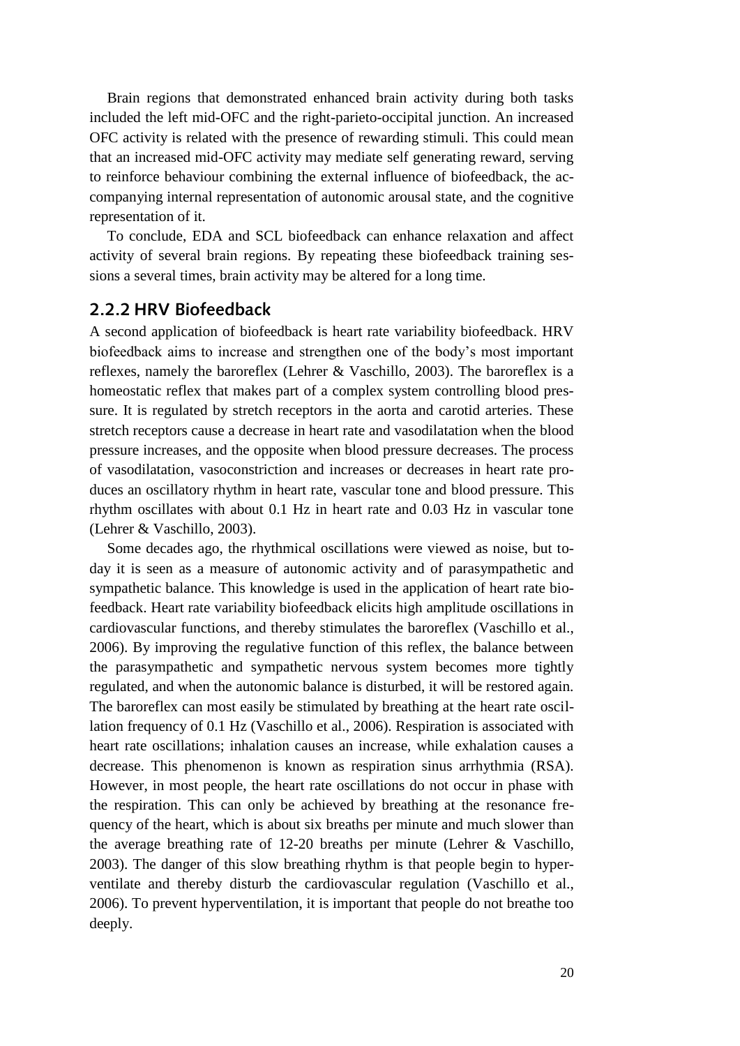Brain regions that demonstrated enhanced brain activity during both tasks included the left mid-OFC and the right-parieto-occipital junction. An increased OFC activity is related with the presence of rewarding stimuli. This could mean that an increased mid-OFC activity may mediate self generating reward, serving to reinforce behaviour combining the external influence of biofeedback, the accompanying internal representation of autonomic arousal state, and the cognitive representation of it.

To conclude, EDA and SCL biofeedback can enhance relaxation and affect activity of several brain regions. By repeating these biofeedback training sessions a several times, brain activity may be altered for a long time.

### 2.2.2 HRV Biofeedback

A second application of biofeedback is heart rate variability biofeedback. HRV biofeedback aims to increase and strengthen one of the body's most important reflexes, namely the baroreflex (Lehrer & Vaschillo, 2003). The baroreflex is a homeostatic reflex that makes part of a complex system controlling blood pressure. It is regulated by stretch receptors in the aorta and carotid arteries. These stretch receptors cause a decrease in heart rate and vasodilatation when the blood pressure increases, and the opposite when blood pressure decreases. The process of vasodilatation, vasoconstriction and increases or decreases in heart rate produces an oscillatory rhythm in heart rate, vascular tone and blood pressure. This rhythm oscillates with about 0.1 Hz in heart rate and 0.03 Hz in vascular tone (Lehrer & Vaschillo, 2003).

Some decades ago, the rhythmical oscillations were viewed as noise, but today it is seen as a measure of autonomic activity and of parasympathetic and sympathetic balance. This knowledge is used in the application of heart rate biofeedback. Heart rate variability biofeedback elicits high amplitude oscillations in cardiovascular functions, and thereby stimulates the baroreflex (Vaschillo et al., 2006). By improving the regulative function of this reflex, the balance between the parasympathetic and sympathetic nervous system becomes more tightly regulated, and when the autonomic balance is disturbed, it will be restored again. The baroreflex can most easily be stimulated by breathing at the heart rate oscillation frequency of 0.1 Hz (Vaschillo et al., 2006). Respiration is associated with heart rate oscillations; inhalation causes an increase, while exhalation causes a decrease. This phenomenon is known as respiration sinus arrhythmia (RSA). However, in most people, the heart rate oscillations do not occur in phase with the respiration. This can only be achieved by breathing at the resonance frequency of the heart, which is about six breaths per minute and much slower than the average breathing rate of 12-20 breaths per minute (Lehrer & Vaschillo, 2003). The danger of this slow breathing rhythm is that people begin to hyperventilate and thereby disturb the cardiovascular regulation (Vaschillo et al., 2006). To prevent hyperventilation, it is important that people do not breathe too deeply.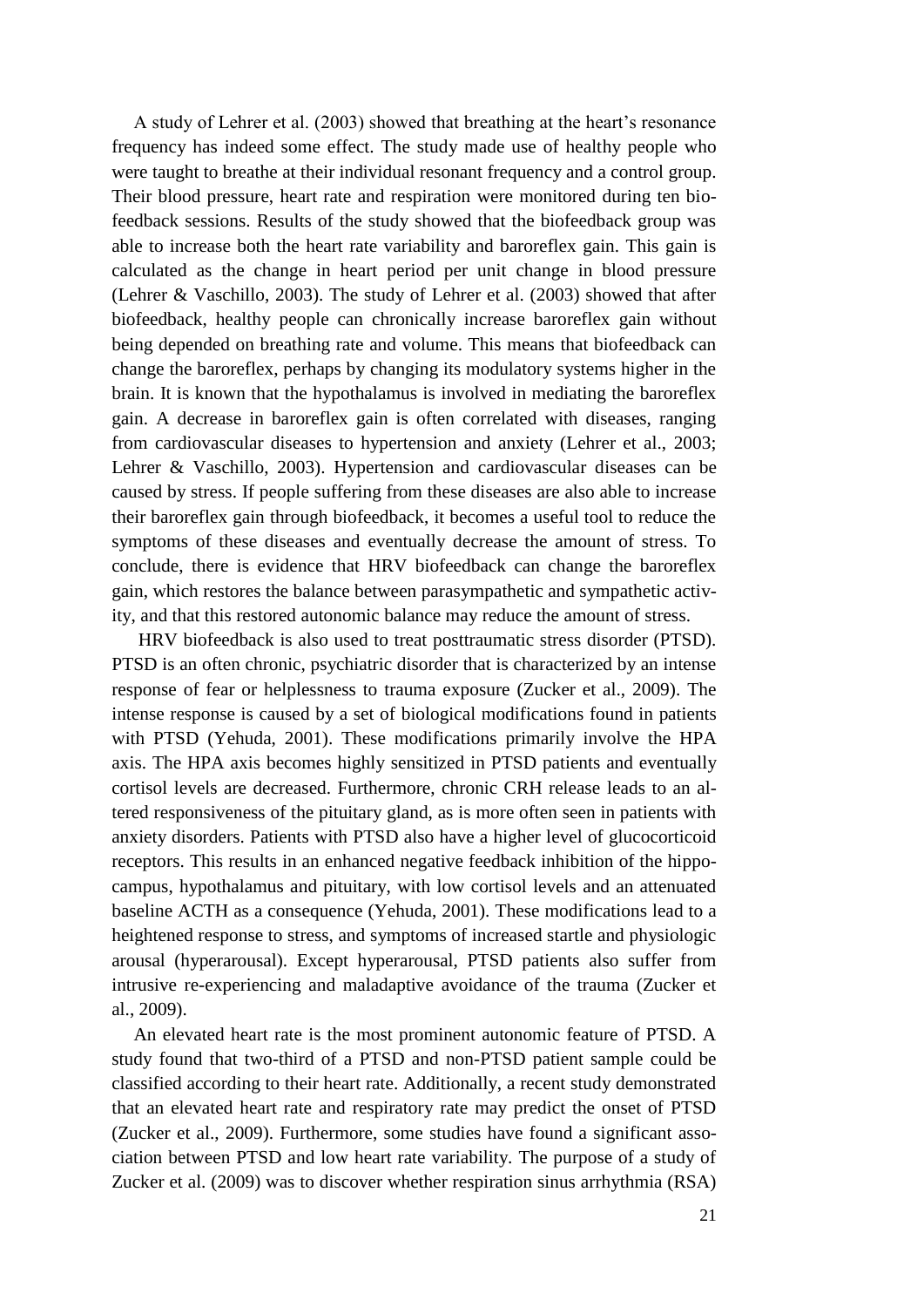A study of Lehrer et al. (2003) showed that breathing at the heart's resonance frequency has indeed some effect. The study made use of healthy people who were taught to breathe at their individual resonant frequency and a control group. Their blood pressure, heart rate and respiration were monitored during ten biofeedback sessions. Results of the study showed that the biofeedback group was able to increase both the heart rate variability and baroreflex gain. This gain is calculated as the change in heart period per unit change in blood pressure (Lehrer & Vaschillo, 2003). The study of Lehrer et al. (2003) showed that after biofeedback, healthy people can chronically increase baroreflex gain without being depended on breathing rate and volume. This means that biofeedback can change the baroreflex, perhaps by changing its modulatory systems higher in the brain. It is known that the hypothalamus is involved in mediating the baroreflex gain. A decrease in baroreflex gain is often correlated with diseases, ranging from cardiovascular diseases to hypertension and anxiety (Lehrer et al., 2003; Lehrer & Vaschillo, 2003). Hypertension and cardiovascular diseases can be caused by stress. If people suffering from these diseases are also able to increase their baroreflex gain through biofeedback, it becomes a useful tool to reduce the symptoms of these diseases and eventually decrease the amount of stress. To conclude, there is evidence that HRV biofeedback can change the baroreflex gain, which restores the balance between parasympathetic and sympathetic activity, and that this restored autonomic balance may reduce the amount of stress.

HRV biofeedback is also used to treat posttraumatic stress disorder (PTSD). PTSD is an often chronic, psychiatric disorder that is characterized by an intense response of fear or helplessness to trauma exposure (Zucker et al., 2009). The intense response is caused by a set of biological modifications found in patients with PTSD (Yehuda, 2001). These modifications primarily involve the HPA axis. The HPA axis becomes highly sensitized in PTSD patients and eventually cortisol levels are decreased. Furthermore, chronic CRH release leads to an altered responsiveness of the pituitary gland, as is more often seen in patients with anxiety disorders. Patients with PTSD also have a higher level of glucocorticoid receptors. This results in an enhanced negative feedback inhibition of the hippocampus, hypothalamus and pituitary, with low cortisol levels and an attenuated baseline ACTH as a consequence (Yehuda, 2001). These modifications lead to a heightened response to stress, and symptoms of increased startle and physiologic arousal (hyperarousal). Except hyperarousal, PTSD patients also suffer from intrusive re-experiencing and maladaptive avoidance of the trauma (Zucker et al., 2009).

An elevated heart rate is the most prominent autonomic feature of PTSD. A study found that two-third of a PTSD and non-PTSD patient sample could be classified according to their heart rate. Additionally, a recent study demonstrated that an elevated heart rate and respiratory rate may predict the onset of PTSD (Zucker et al., 2009). Furthermore, some studies have found a significant association between PTSD and low heart rate variability. The purpose of a study of Zucker et al. (2009) was to discover whether respiration sinus arrhythmia (RSA)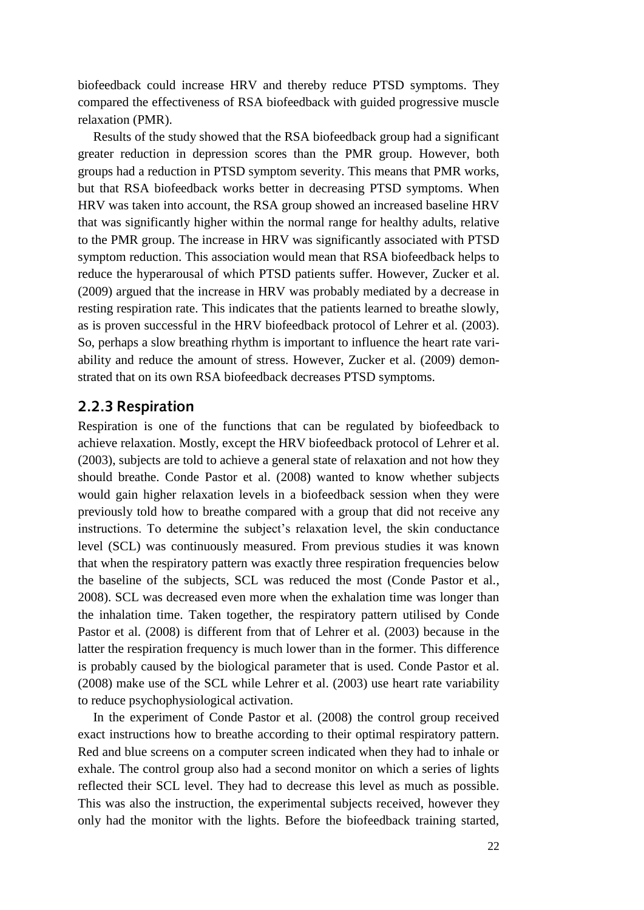biofeedback could increase HRV and thereby reduce PTSD symptoms. They compared the effectiveness of RSA biofeedback with guided progressive muscle relaxation (PMR).

Results of the study showed that the RSA biofeedback group had a significant greater reduction in depression scores than the PMR group. However, both groups had a reduction in PTSD symptom severity. This means that PMR works, but that RSA biofeedback works better in decreasing PTSD symptoms. When HRV was taken into account, the RSA group showed an increased baseline HRV that was significantly higher within the normal range for healthy adults, relative to the PMR group. The increase in HRV was significantly associated with PTSD symptom reduction. This association would mean that RSA biofeedback helps to reduce the hyperarousal of which PTSD patients suffer. However, Zucker et al. (2009) argued that the increase in HRV was probably mediated by a decrease in resting respiration rate. This indicates that the patients learned to breathe slowly, as is proven successful in the HRV biofeedback protocol of Lehrer et al. (2003). So, perhaps a slow breathing rhythm is important to influence the heart rate variability and reduce the amount of stress. However, Zucker et al. (2009) demonstrated that on its own RSA biofeedback decreases PTSD symptoms.

### 2.2.3 Respiration

Respiration is one of the functions that can be regulated by biofeedback to achieve relaxation. Mostly, except the HRV biofeedback protocol of Lehrer et al. (2003), subjects are told to achieve a general state of relaxation and not how they should breathe. Conde Pastor et al. (2008) wanted to know whether subjects would gain higher relaxation levels in a biofeedback session when they were previously told how to breathe compared with a group that did not receive any instructions. To determine the subject's relaxation level, the skin conductance level (SCL) was continuously measured. From previous studies it was known that when the respiratory pattern was exactly three respiration frequencies below the baseline of the subjects, SCL was reduced the most (Conde Pastor et al., 2008). SCL was decreased even more when the exhalation time was longer than the inhalation time. Taken together, the respiratory pattern utilised by Conde Pastor et al. (2008) is different from that of Lehrer et al. (2003) because in the latter the respiration frequency is much lower than in the former. This difference is probably caused by the biological parameter that is used. Conde Pastor et al. (2008) make use of the SCL while Lehrer et al. (2003) use heart rate variability to reduce psychophysiological activation.

In the experiment of Conde Pastor et al. (2008) the control group received exact instructions how to breathe according to their optimal respiratory pattern. Red and blue screens on a computer screen indicated when they had to inhale or exhale. The control group also had a second monitor on which a series of lights reflected their SCL level. They had to decrease this level as much as possible. This was also the instruction, the experimental subjects received, however they only had the monitor with the lights. Before the biofeedback training started,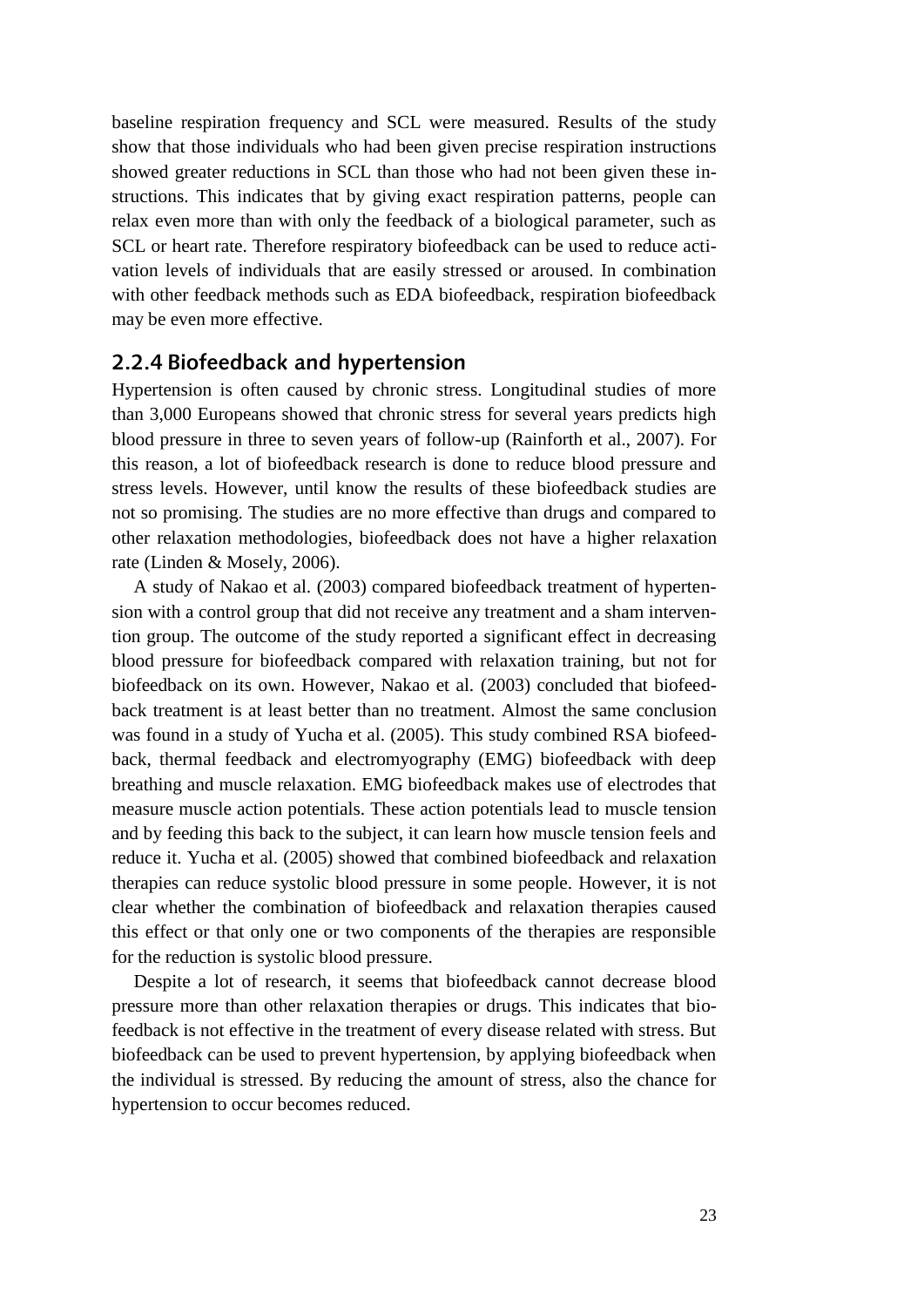baseline respiration frequency and SCL were measured. Results of the study show that those individuals who had been given precise respiration instructions showed greater reductions in SCL than those who had not been given these instructions. This indicates that by giving exact respiration patterns, people can relax even more than with only the feedback of a biological parameter, such as SCL or heart rate. Therefore respiratory biofeedback can be used to reduce activation levels of individuals that are easily stressed or aroused. In combination with other feedback methods such as EDA biofeedback, respiration biofeedback may be even more effective.

### 2.2.4 Biofeedback and hypertension

Hypertension is often caused by chronic stress. Longitudinal studies of more than 3,000 Europeans showed that chronic stress for several years predicts high blood pressure in three to seven years of follow-up (Rainforth et al., 2007). For this reason, a lot of biofeedback research is done to reduce blood pressure and stress levels. However, until know the results of these biofeedback studies are not so promising. The studies are no more effective than drugs and compared to other relaxation methodologies, biofeedback does not have a higher relaxation rate (Linden & Mosely, 2006).

A study of Nakao et al. (2003) compared biofeedback treatment of hypertension with a control group that did not receive any treatment and a sham intervention group. The outcome of the study reported a significant effect in decreasing blood pressure for biofeedback compared with relaxation training, but not for biofeedback on its own. However, Nakao et al. (2003) concluded that biofeedback treatment is at least better than no treatment. Almost the same conclusion was found in a study of Yucha et al. (2005). This study combined RSA biofeedback, thermal feedback and electromyography (EMG) biofeedback with deep breathing and muscle relaxation. EMG biofeedback makes use of electrodes that measure muscle action potentials. These action potentials lead to muscle tension and by feeding this back to the subject, it can learn how muscle tension feels and reduce it. Yucha et al. (2005) showed that combined biofeedback and relaxation therapies can reduce systolic blood pressure in some people. However, it is not clear whether the combination of biofeedback and relaxation therapies caused this effect or that only one or two components of the therapies are responsible for the reduction is systolic blood pressure.

Despite a lot of research, it seems that biofeedback cannot decrease blood pressure more than other relaxation therapies or drugs. This indicates that biofeedback is not effective in the treatment of every disease related with stress. But biofeedback can be used to prevent hypertension, by applying biofeedback when the individual is stressed. By reducing the amount of stress, also the chance for hypertension to occur becomes reduced.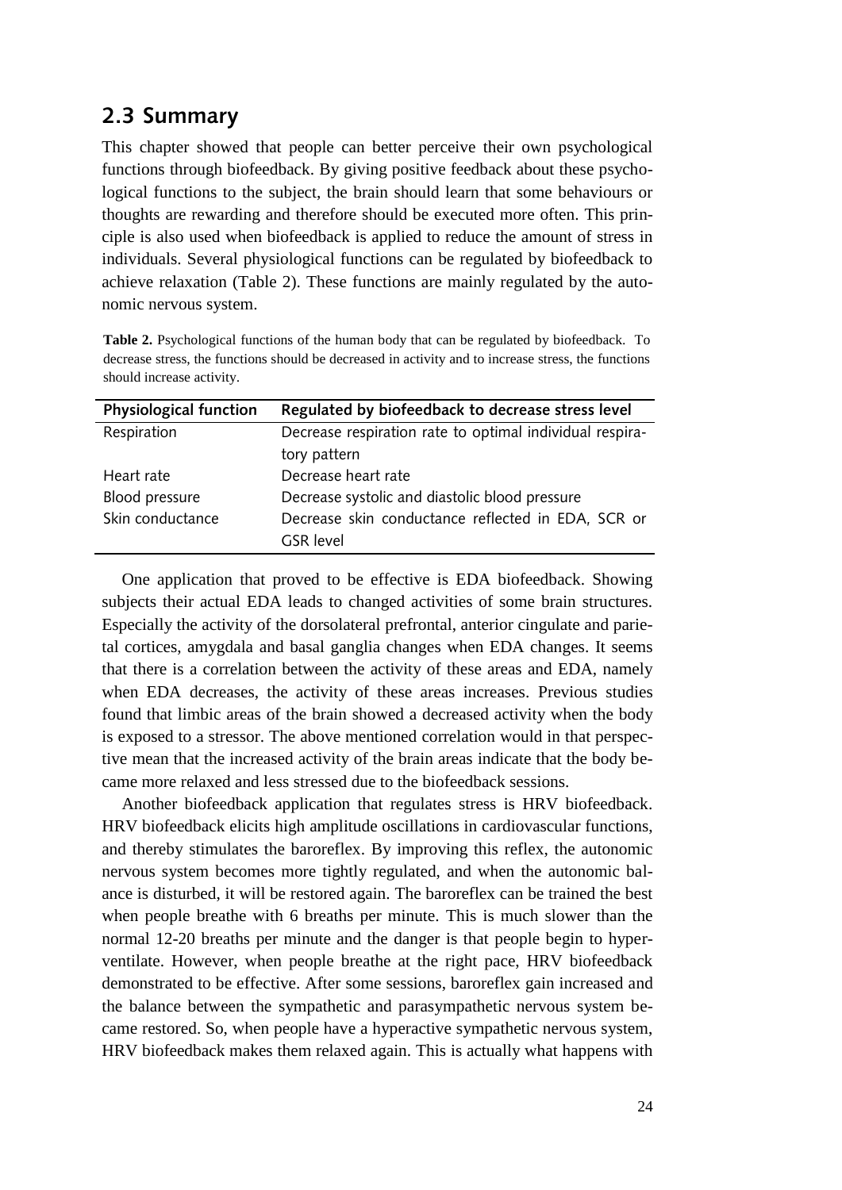## 2.3 Summary

This chapter showed that people can better perceive their own psychological functions through biofeedback. By giving positive feedback about these psychological functions to the subject, the brain should learn that some behaviours or thoughts are rewarding and therefore should be executed more often. This principle is also used when biofeedback is applied to reduce the amount of stress in individuals. Several physiological functions can be regulated by biofeedback to achieve relaxation (Table 2). These functions are mainly regulated by the autonomic nervous system.

**Table 2.** Psychological functions of the human body that can be regulated by biofeedback. To decrease stress, the functions should be decreased in activity and to increase stress, the functions should increase activity.

| Physiological function | Regulated by biofeedback to decrease stress level |
|---|---|
| Respiration | Decrease respiration rate to optimal individual respiratory pattern |
| Heart rate | Decrease heart rate |
| Blood pressure | Decrease systolic and diastolic blood pressure |
| Skin conductance | Decrease skin conductance reflected in EDA, SCR or GSR level |

One application that proved to be effective is EDA biofeedback. Showing subjects their actual EDA leads to changed activities of some brain structures. Especially the activity of the dorsolateral prefrontal, anterior cingulate and parietal cortices, amygdala and basal ganglia changes when EDA changes. It seems that there is a correlation between the activity of these areas and EDA, namely when EDA decreases, the activity of these areas increases. Previous studies found that limbic areas of the brain showed a decreased activity when the body is exposed to a stressor. The above mentioned correlation would in that perspective mean that the increased activity of the brain areas indicate that the body became more relaxed and less stressed due to the biofeedback sessions.

Another biofeedback application that regulates stress is HRV biofeedback. HRV biofeedback elicits high amplitude oscillations in cardiovascular functions, and thereby stimulates the baroreflex. By improving this reflex, the autonomic nervous system becomes more tightly regulated, and when the autonomic balance is disturbed, it will be restored again. The baroreflex can be trained the best when people breathe with 6 breaths per minute. This is much slower than the normal 12-20 breaths per minute and the danger is that people begin to hyperventilate. However, when people breathe at the right pace, HRV biofeedback demonstrated to be effective. After some sessions, baroreflex gain increased and the balance between the sympathetic and parasympathetic nervous system became restored. So, when people have a hyperactive sympathetic nervous system, HRV biofeedback makes them relaxed again. This is actually what happens with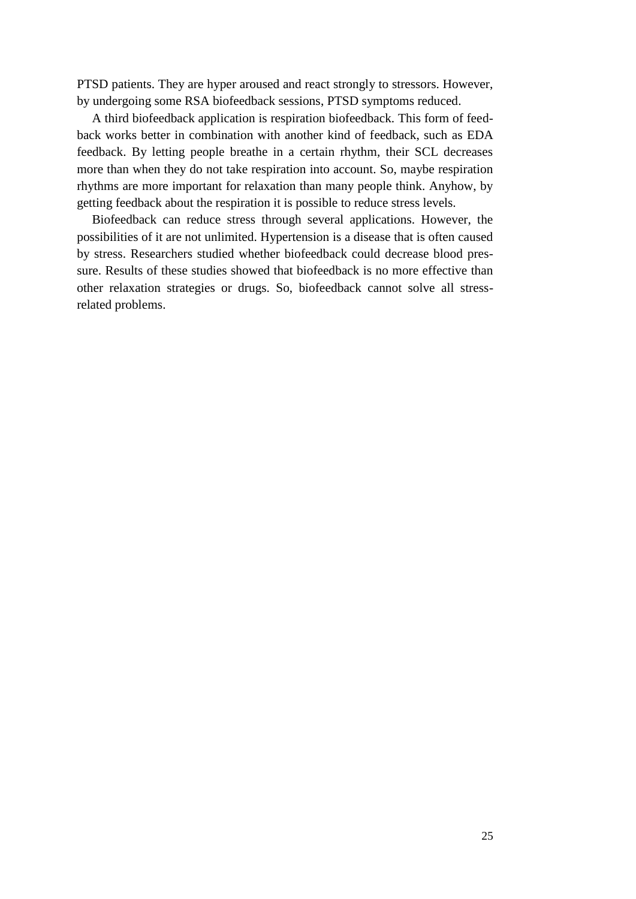PTSD patients. They are hyper aroused and react strongly to stressors. However, by undergoing some RSA biofeedback sessions, PTSD symptoms reduced.

A third biofeedback application is respiration biofeedback. This form of feedback works better in combination with another kind of feedback, such as EDA feedback. By letting people breathe in a certain rhythm, their SCL decreases more than when they do not take respiration into account. So, maybe respiration rhythms are more important for relaxation than many people think. Anyhow, by getting feedback about the respiration it is possible to reduce stress levels.

Biofeedback can reduce stress through several applications. However, the possibilities of it are not unlimited. Hypertension is a disease that is often caused by stress. Researchers studied whether biofeedback could decrease blood pressure. Results of these studies showed that biofeedback is no more effective than other relaxation strategies or drugs. So, biofeedback cannot solve all stress-related problems.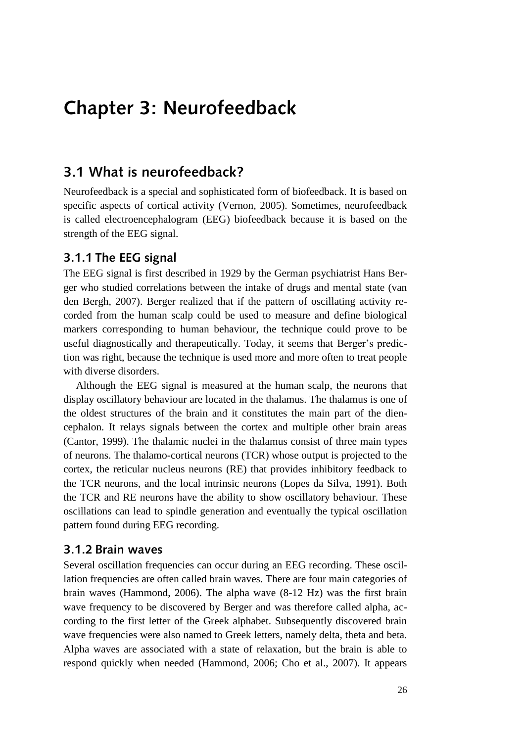# Chapter 3: Neurofeedback

## 3.1 What is neurofeedback?

Neurofeedback is a special and sophisticated form of biofeedback. It is based on specific aspects of cortical activity (Vernon, 2005). Sometimes, neurofeedback is called electroencephalogram (EEG) biofeedback because it is based on the strength of the EEG signal.

### 3.1.1 The EEG signal

The EEG signal is first described in 1929 by the German psychiatrist Hans Berger who studied correlations between the intake of drugs and mental state (van den Bergh, 2007). Berger realized that if the pattern of oscillating activity recorded from the human scalp could be used to measure and define biological markers corresponding to human behaviour, the technique could prove to be useful diagnostically and therapeutically. Today, it seems that Berger's prediction was right, because the technique is used more and more often to treat people with diverse disorders.

Although the EEG signal is measured at the human scalp, the neurons that display oscillatory behaviour are located in the thalamus. The thalamus is one of the oldest structures of the brain and it constitutes the main part of the diencephalon. It relays signals between the cortex and multiple other brain areas (Cantor, 1999). The thalamic nuclei in the thalamus consist of three main types of neurons. The thalamo-cortical neurons (TCR) whose output is projected to the cortex, the reticular nucleus neurons (RE) that provides inhibitory feedback to the TCR neurons, and the local intrinsic neurons (Lopes da Silva, 1991). Both the TCR and RE neurons have the ability to show oscillatory behaviour. These oscillations can lead to spindle generation and eventually the typical oscillation pattern found during EEG recording.

### 3.1.2 Brain waves

Several oscillation frequencies can occur during an EEG recording. These oscillation frequencies are often called brain waves. There are four main categories of brain waves (Hammond, 2006). The alpha wave (8-12 Hz) was the first brain wave frequency to be discovered by Berger and was therefore called alpha, according to the first letter of the Greek alphabet. Subsequently discovered brain wave frequencies were also named to Greek letters, namely delta, theta and beta. Alpha waves are associated with a state of relaxation, but the brain is able to respond quickly when needed (Hammond, 2006; Cho et al., 2007). It appears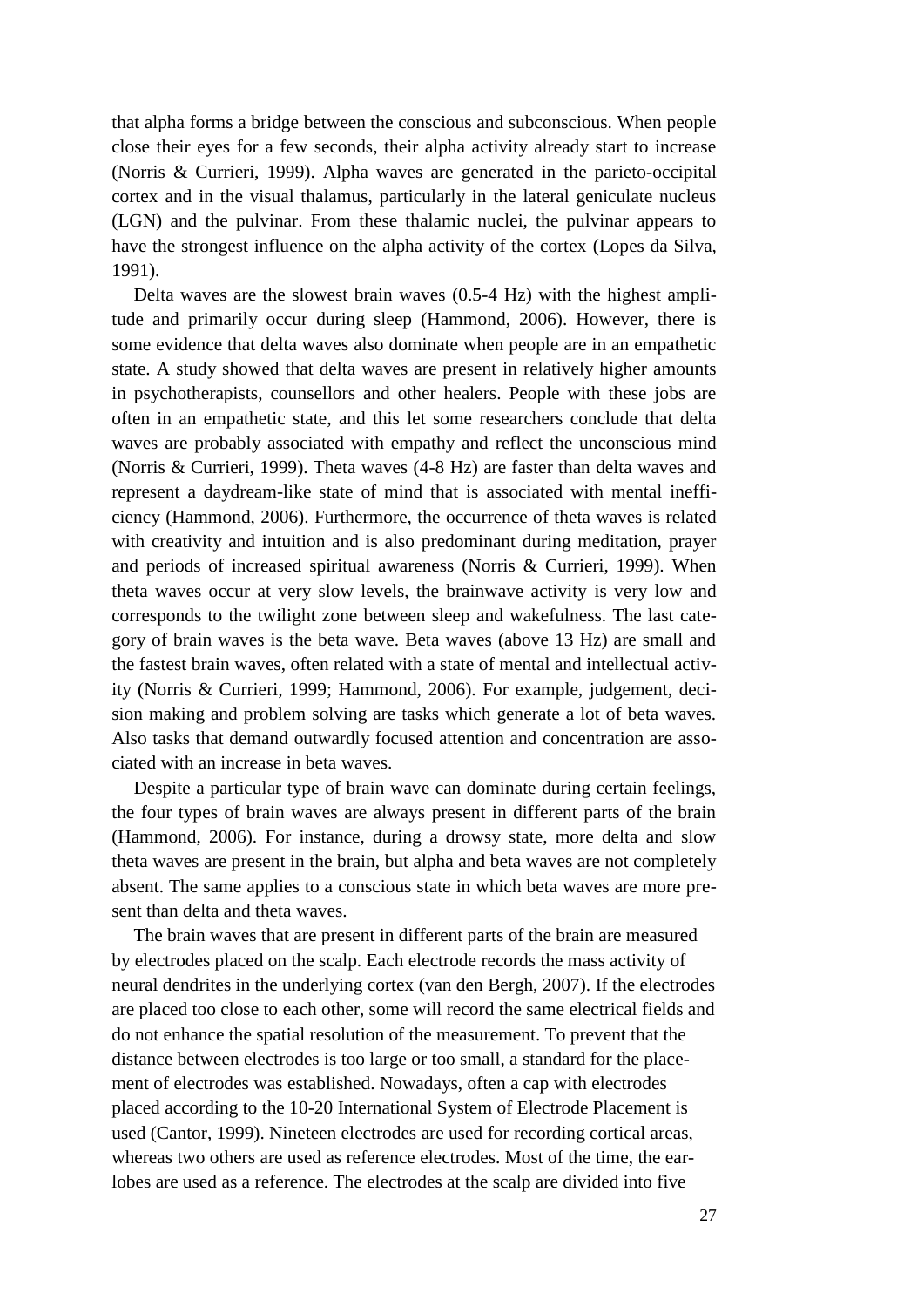that alpha forms a bridge between the conscious and subconscious. When people close their eyes for a few seconds, their alpha activity already start to increase (Norris & Currieri, 1999). Alpha waves are generated in the parieto-occipital cortex and in the visual thalamus, particularly in the lateral geniculate nucleus (LGN) and the pulvinar. From these thalamic nuclei, the pulvinar appears to have the strongest influence on the alpha activity of the cortex (Lopes da Silva, 1991).

Delta waves are the slowest brain waves (0.5-4 Hz) with the highest amplitude and primarily occur during sleep (Hammond, 2006). However, there is some evidence that delta waves also dominate when people are in an empathetic state. A study showed that delta waves are present in relatively higher amounts in psychotherapists, counsellors and other healers. People with these jobs are often in an empathetic state, and this let some researchers conclude that delta waves are probably associated with empathy and reflect the unconscious mind (Norris & Currieri, 1999). Theta waves (4-8 Hz) are faster than delta waves and represent a daydream-like state of mind that is associated with mental inefficiency (Hammond, 2006). Furthermore, the occurrence of theta waves is related with creativity and intuition and is also predominant during meditation, prayer and periods of increased spiritual awareness (Norris & Currieri, 1999). When theta waves occur at very slow levels, the brainwave activity is very low and corresponds to the twilight zone between sleep and wakefulness. The last category of brain waves is the beta wave. Beta waves (above 13 Hz) are small and the fastest brain waves, often related with a state of mental and intellectual activity (Norris & Currieri, 1999; Hammond, 2006). For example, judgement, decision making and problem solving are tasks which generate a lot of beta waves. Also tasks that demand outwardly focused attention and concentration are associated with an increase in beta waves.

Despite a particular type of brain wave can dominate during certain feelings, the four types of brain waves are always present in different parts of the brain (Hammond, 2006). For instance, during a drowsy state, more delta and slow theta waves are present in the brain, but alpha and beta waves are not completely absent. The same applies to a conscious state in which beta waves are more present than delta and theta waves.

The brain waves that are present in different parts of the brain are measured by electrodes placed on the scalp. Each electrode records the mass activity of neural dendrites in the underlying cortex (van den Bergh, 2007). If the electrodes are placed too close to each other, some will record the same electrical fields and do not enhance the spatial resolution of the measurement. To prevent that the distance between electrodes is too large or too small, a standard for the placement of electrodes was established. Nowadays, often a cap with electrodes placed according to the 10-20 International System of Electrode Placement is used (Cantor, 1999). Nineteen electrodes are used for recording cortical areas, whereas two others are used as reference electrodes. Most of the time, the earlobes are used as a reference. The electrodes at the scalp are divided into five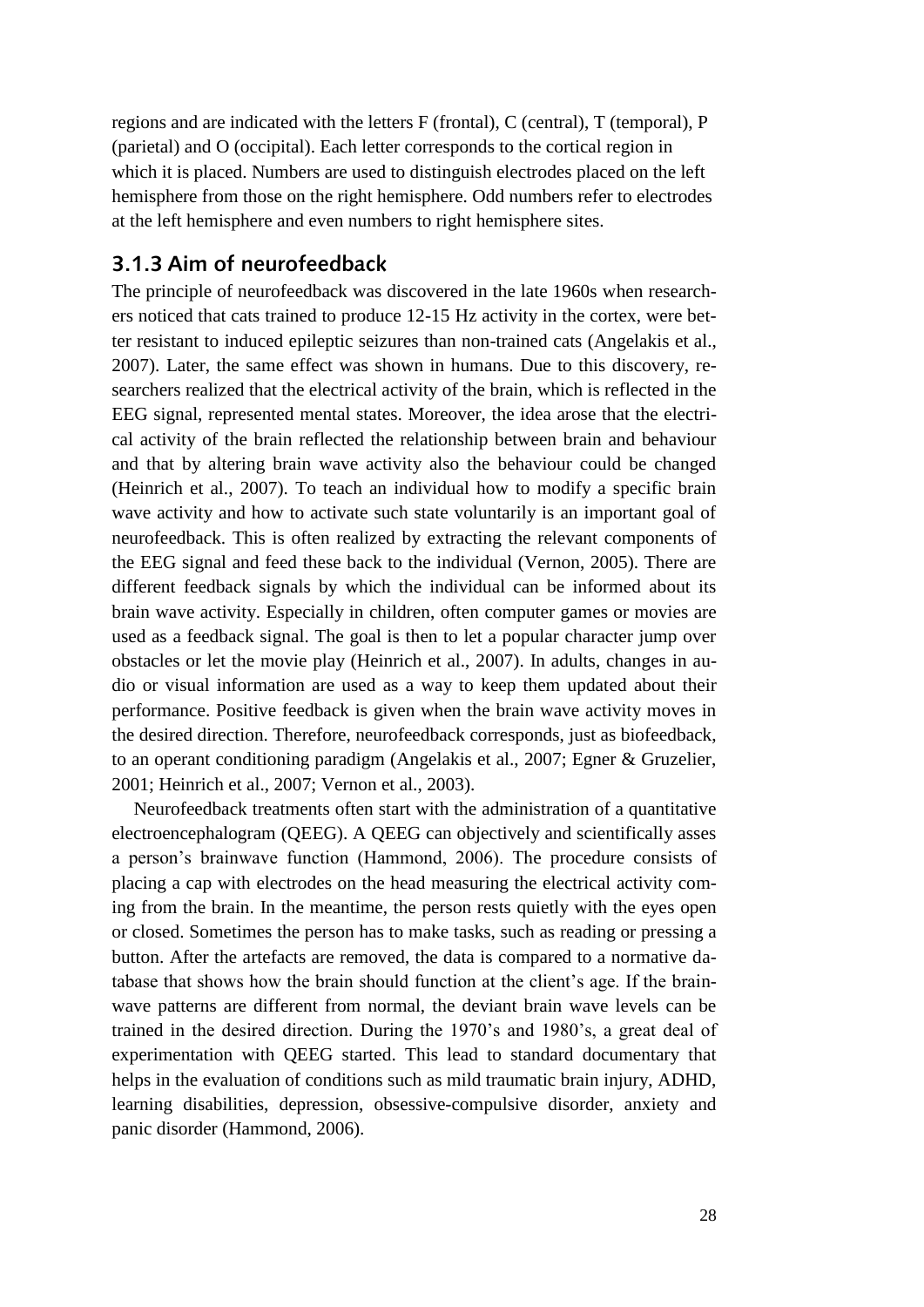regions and are indicated with the letters F (frontal), C (central), T (temporal), P (parietal) and O (occipital). Each letter corresponds to the cortical region in which it is placed. Numbers are used to distinguish electrodes placed on the left hemisphere from those on the right hemisphere. Odd numbers refer to electrodes at the left hemisphere and even numbers to right hemisphere sites.

### 3.1.3 Aim of neurofeedback

The principle of neurofeedback was discovered in the late 1960s when researchers noticed that cats trained to produce 12-15 Hz activity in the cortex, were better resistant to induced epileptic seizures than non-trained cats (Angelakis et al., 2007). Later, the same effect was shown in humans. Due to this discovery, researchers realized that the electrical activity of the brain, which is reflected in the EEG signal, represented mental states. Moreover, the idea arose that the electrical activity of the brain reflected the relationship between brain and behaviour and that by altering brain wave activity also the behaviour could be changed (Heinrich et al., 2007). To teach an individual how to modify a specific brain wave activity and how to activate such state voluntarily is an important goal of neurofeedback. This is often realized by extracting the relevant components of the EEG signal and feed these back to the individual (Vernon, 2005). There are different feedback signals by which the individual can be informed about its brain wave activity. Especially in children, often computer games or movies are used as a feedback signal. The goal is then to let a popular character jump over obstacles or let the movie play (Heinrich et al., 2007). In adults, changes in audio or visual information are used as a way to keep them updated about their performance. Positive feedback is given when the brain wave activity moves in the desired direction. Therefore, neurofeedback corresponds, just as biofeedback, to an operant conditioning paradigm (Angelakis et al., 2007; Egner & Gruzelier, 2001; Heinrich et al., 2007; Vernon et al., 2003).

Neurofeedback treatments often start with the administration of a quantitative electroencephalogram (QEEG). A QEEG can objectively and scientifically asses a person's brainwave function (Hammond, 2006). The procedure consists of placing a cap with electrodes on the head measuring the electrical activity coming from the brain. In the meantime, the person rests quietly with the eyes open or closed. Sometimes the person has to make tasks, such as reading or pressing a button. After the artefacts are removed, the data is compared to a normative database that shows how the brain should function at the client's age. If the brainwave patterns are different from normal, the deviant brain wave levels can be trained in the desired direction. During the 1970's and 1980's, a great deal of experimentation with QEEG started. This lead to standard documentary that helps in the evaluation of conditions such as mild traumatic brain injury, ADHD, learning disabilities, depression, obsessive-compulsive disorder, anxiety and panic disorder (Hammond, 2006).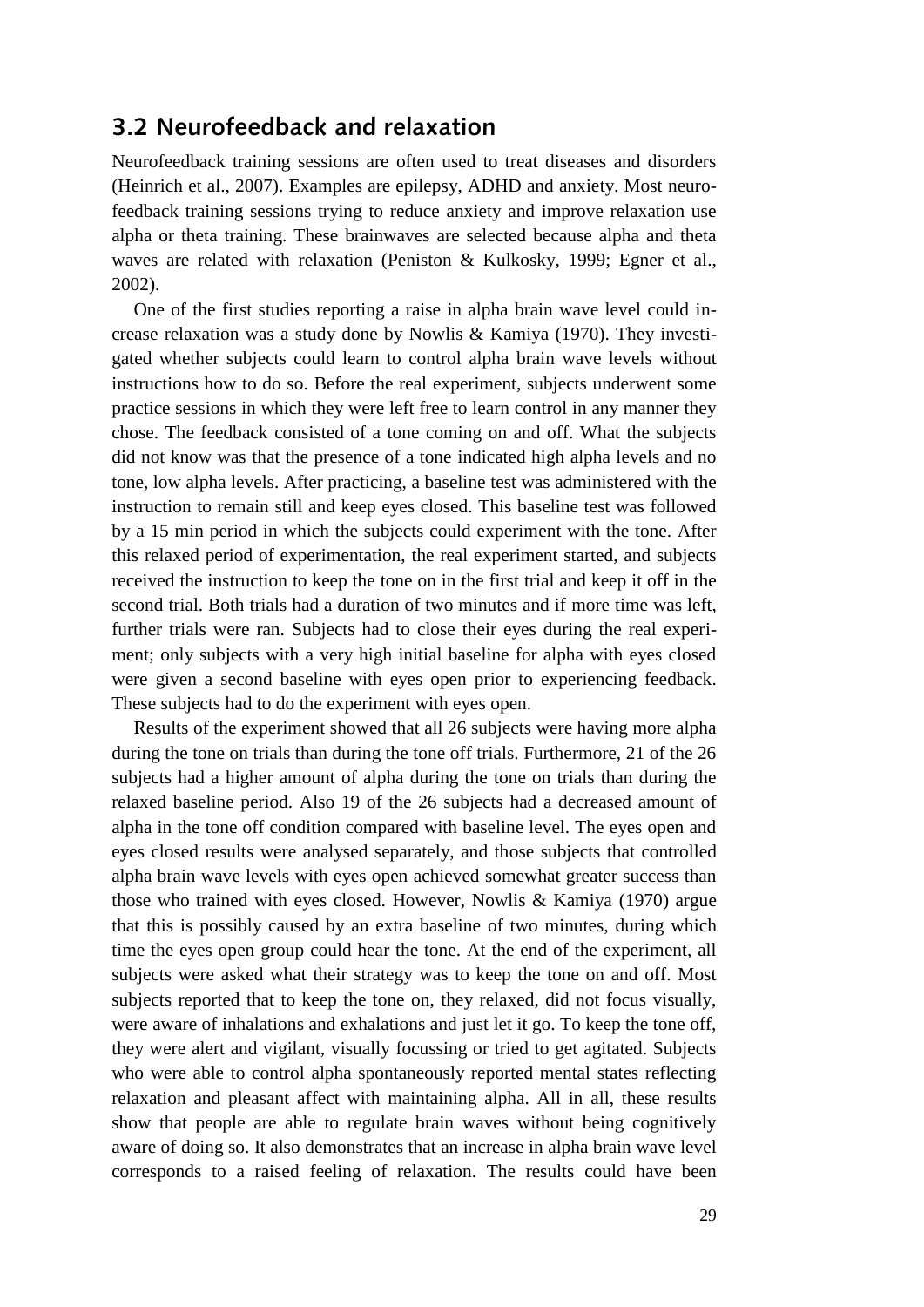## 3.2 Neurofeedback and relaxation

Neurofeedback training sessions are often used to treat diseases and disorders (Heinrich et al., 2007). Examples are epilepsy, ADHD and anxiety. Most neurofeedback training sessions trying to reduce anxiety and improve relaxation use alpha or theta training. These brainwaves are selected because alpha and theta waves are related with relaxation (Peniston & Kulkosky, 1999; Egner et al., 2002).

One of the first studies reporting a raise in alpha brain wave level could increase relaxation was a study done by Nowlis & Kamiya (1970). They investigated whether subjects could learn to control alpha brain wave levels without instructions how to do so. Before the real experiment, subjects underwent some practice sessions in which they were left free to learn control in any manner they chose. The feedback consisted of a tone coming on and off. What the subjects did not know was that the presence of a tone indicated high alpha levels and no tone, low alpha levels. After practicing, a baseline test was administered with the instruction to remain still and keep eyes closed. This baseline test was followed by a 15 min period in which the subjects could experiment with the tone. After this relaxed period of experimentation, the real experiment started, and subjects received the instruction to keep the tone on in the first trial and keep it off in the second trial. Both trials had a duration of two minutes and if more time was left, further trials were ran. Subjects had to close their eyes during the real experiment; only subjects with a very high initial baseline for alpha with eyes closed were given a second baseline with eyes open prior to experiencing feedback. These subjects had to do the experiment with eyes open.

Results of the experiment showed that all 26 subjects were having more alpha during the tone on trials than during the tone off trials. Furthermore, 21 of the 26 subjects had a higher amount of alpha during the tone on trials than during the relaxed baseline period. Also 19 of the 26 subjects had a decreased amount of alpha in the tone off condition compared with baseline level. The eyes open and eyes closed results were analysed separately, and those subjects that controlled alpha brain wave levels with eyes open achieved somewhat greater success than those who trained with eyes closed. However, Nowlis & Kamiya (1970) argue that this is possibly caused by an extra baseline of two minutes, during which time the eyes open group could hear the tone. At the end of the experiment, all subjects were asked what their strategy was to keep the tone on and off. Most subjects reported that to keep the tone on, they relaxed, did not focus visually, were aware of inhalations and exhalations and just let it go. To keep the tone off, they were alert and vigilant, visually focussing or tried to get agitated. Subjects who were able to control alpha spontaneously reported mental states reflecting relaxation and pleasant affect with maintaining alpha. All in all, these results show that people are able to regulate brain waves without being cognitively aware of doing so. It also demonstrates that an increase in alpha brain wave level corresponds to a raised feeling of relaxation. The results could have been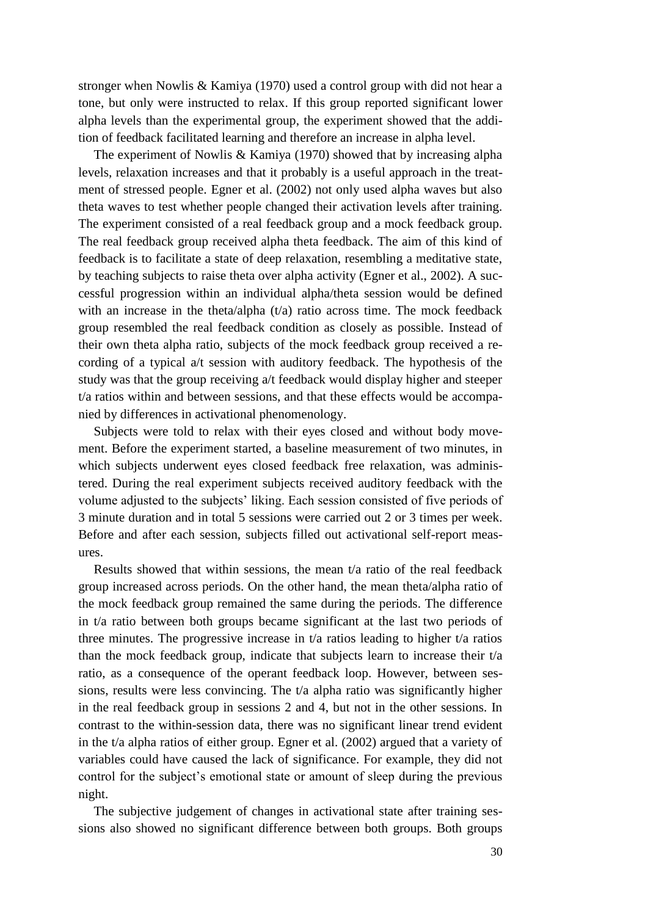stronger when Nowlis & Kamiya (1970) used a control group with did not hear a tone, but only were instructed to relax. If this group reported significant lower alpha levels than the experimental group, the experiment showed that the addition of feedback facilitated learning and therefore an increase in alpha level.

The experiment of Nowlis & Kamiya (1970) showed that by increasing alpha levels, relaxation increases and that it probably is a useful approach in the treatment of stressed people. Egner et al. (2002) not only used alpha waves but also theta waves to test whether people changed their activation levels after training. The experiment consisted of a real feedback group and a mock feedback group. The real feedback group received alpha theta feedback. The aim of this kind of feedback is to facilitate a state of deep relaxation, resembling a meditative state, by teaching subjects to raise theta over alpha activity (Egner et al., 2002). A successful progression within an individual alpha/theta session would be defined with an increase in the theta/alpha (t/a) ratio across time. The mock feedback group resembled the real feedback condition as closely as possible. Instead of their own theta alpha ratio, subjects of the mock feedback group received a recording of a typical a/t session with auditory feedback. The hypothesis of the study was that the group receiving a/t feedback would display higher and steeper t/a ratios within and between sessions, and that these effects would be accompanied by differences in activational phenomenology.

Subjects were told to relax with their eyes closed and without body movement. Before the experiment started, a baseline measurement of two minutes, in which subjects underwent eyes closed feedback free relaxation, was administered. During the real experiment subjects received auditory feedback with the volume adjusted to the subjects' liking. Each session consisted of five periods of 3 minute duration and in total 5 sessions were carried out 2 or 3 times per week. Before and after each session, subjects filled out activational self-report measures.

Results showed that within sessions, the mean t/a ratio of the real feedback group increased across periods. On the other hand, the mean theta/alpha ratio of the mock feedback group remained the same during the periods. The difference in t/a ratio between both groups became significant at the last two periods of three minutes. The progressive increase in t/a ratios leading to higher t/a ratios than the mock feedback group, indicate that subjects learn to increase their t/a ratio, as a consequence of the operant feedback loop. However, between sessions, results were less convincing. The t/a alpha ratio was significantly higher in the real feedback group in sessions 2 and 4, but not in the other sessions. In contrast to the within-session data, there was no significant linear trend evident in the t/a alpha ratios of either group. Egner et al. (2002) argued that a variety of variables could have caused the lack of significance. For example, they did not control for the subject's emotional state or amount of sleep during the previous night.

The subjective judgement of changes in activational state after training sessions also showed no significant difference between both groups. Both groups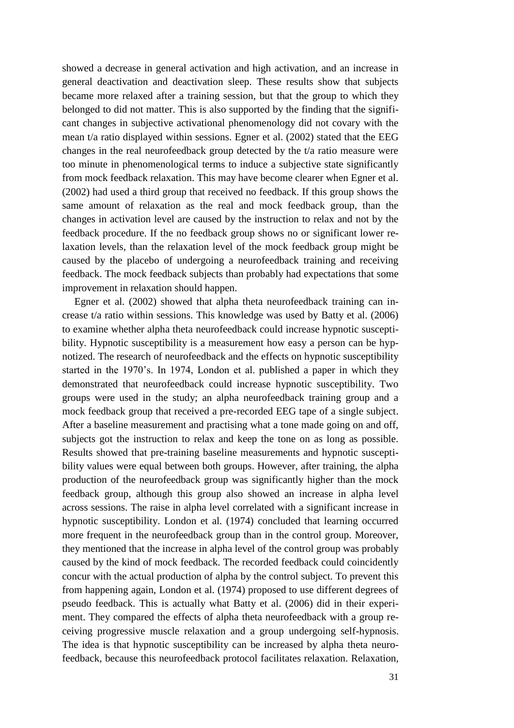showed a decrease in general activation and high activation, and an increase in general deactivation and deactivation sleep. These results show that subjects became more relaxed after a training session, but that the group to which they belonged to did not matter. This is also supported by the finding that the significant changes in subjective activational phenomenology did not covary with the mean t/a ratio displayed within sessions. Egner et al. (2002) stated that the EEG changes in the real neurofeedback group detected by the t/a ratio measure were too minute in phenomenological terms to induce a subjective state significantly from mock feedback relaxation. This may have become clearer when Egner et al. (2002) had used a third group that received no feedback. If this group shows the same amount of relaxation as the real and mock feedback group, than the changes in activation level are caused by the instruction to relax and not by the feedback procedure. If the no feedback group shows no or significant lower relaxation levels, than the relaxation level of the mock feedback group might be caused by the placebo of undergoing a neurofeedback training and receiving feedback. The mock feedback subjects than probably had expectations that some improvement in relaxation should happen.

Egner et al. (2002) showed that alpha theta neurofeedback training can increase t/a ratio within sessions. This knowledge was used by Batty et al. (2006) to examine whether alpha theta neurofeedback could increase hypnotic susceptibility. Hypnotic susceptibility is a measurement how easy a person can be hypnotized. The research of neurofeedback and the effects on hypnotic susceptibility started in the 1970's. In 1974, London et al. published a paper in which they demonstrated that neurofeedback could increase hypnotic susceptibility. Two groups were used in the study; an alpha neurofeedback training group and a mock feedback group that received a pre-recorded EEG tape of a single subject. After a baseline measurement and practising what a tone made going on and off, subjects got the instruction to relax and keep the tone on as long as possible. Results showed that pre-training baseline measurements and hypnotic susceptibility values were equal between both groups. However, after training, the alpha production of the neurofeedback group was significantly higher than the mock feedback group, although this group also showed an increase in alpha level across sessions. The raise in alpha level correlated with a significant increase in hypnotic susceptibility. London et al. (1974) concluded that learning occurred more frequent in the neurofeedback group than in the control group. Moreover, they mentioned that the increase in alpha level of the control group was probably caused by the kind of mock feedback. The recorded feedback could coincidently concur with the actual production of alpha by the control subject. To prevent this from happening again, London et al. (1974) proposed to use different degrees of pseudo feedback. This is actually what Batty et al. (2006) did in their experiment. They compared the effects of alpha theta neurofeedback with a group receiving progressive muscle relaxation and a group undergoing self-hypnosis. The idea is that hypnotic susceptibility can be increased by alpha theta neurofeedback, because this neurofeedback protocol facilitates relaxation. Relaxation,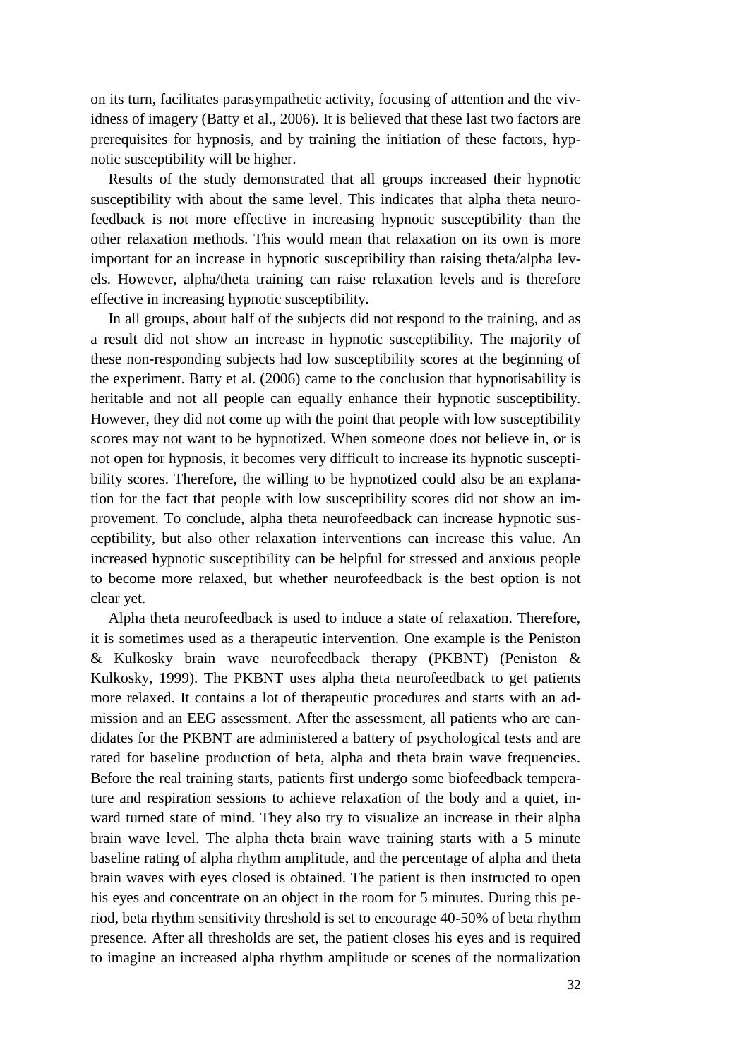on its turn, facilitates parasympathetic activity, focusing of attention and the vividness of imagery (Batty et al., 2006). It is believed that these last two factors are prerequisites for hypnosis, and by training the initiation of these factors, hypnotic susceptibility will be higher.

Results of the study demonstrated that all groups increased their hypnotic susceptibility with about the same level. This indicates that alpha theta neurofeedback is not more effective in increasing hypnotic susceptibility than the other relaxation methods. This would mean that relaxation on its own is more important for an increase in hypnotic susceptibility than raising theta/alpha levels. However, alpha/theta training can raise relaxation levels and is therefore effective in increasing hypnotic susceptibility.

In all groups, about half of the subjects did not respond to the training, and as a result did not show an increase in hypnotic susceptibility. The majority of these non-responding subjects had low susceptibility scores at the beginning of the experiment. Batty et al. (2006) came to the conclusion that hypnotisability is heritable and not all people can equally enhance their hypnotic susceptibility. However, they did not come up with the point that people with low susceptibility scores may not want to be hypnotized. When someone does not believe in, or is not open for hypnosis, it becomes very difficult to increase its hypnotic susceptibility scores. Therefore, the willing to be hypnotized could also be an explanation for the fact that people with low susceptibility scores did not show an improvement. To conclude, alpha theta neurofeedback can increase hypnotic susceptibility, but also other relaxation interventions can increase this value. An increased hypnotic susceptibility can be helpful for stressed and anxious people to become more relaxed, but whether neurofeedback is the best option is not clear yet.

Alpha theta neurofeedback is used to induce a state of relaxation. Therefore, it is sometimes used as a therapeutic intervention. One example is the Peniston & Kulkosky brain wave neurofeedback therapy (PKBNT) (Peniston & Kulkosky, 1999). The PKBNT uses alpha theta neurofeedback to get patients more relaxed. It contains a lot of therapeutic procedures and starts with an admission and an EEG assessment. After the assessment, all patients who are candidates for the PKBNT are administered a battery of psychological tests and are rated for baseline production of beta, alpha and theta brain wave frequencies. Before the real training starts, patients first undergo some biofeedback temperature and respiration sessions to achieve relaxation of the body and a quiet, inward turned state of mind. They also try to visualize an increase in their alpha brain wave level. The alpha theta brain wave training starts with a 5 minute baseline rating of alpha rhythm amplitude, and the percentage of alpha and theta brain waves with eyes closed is obtained. The patient is then instructed to open his eyes and concentrate on an object in the room for 5 minutes. During this period, beta rhythm sensitivity threshold is set to encourage 40-50% of beta rhythm presence. After all thresholds are set, the patient closes his eyes and is required to imagine an increased alpha rhythm amplitude or scenes of the normalization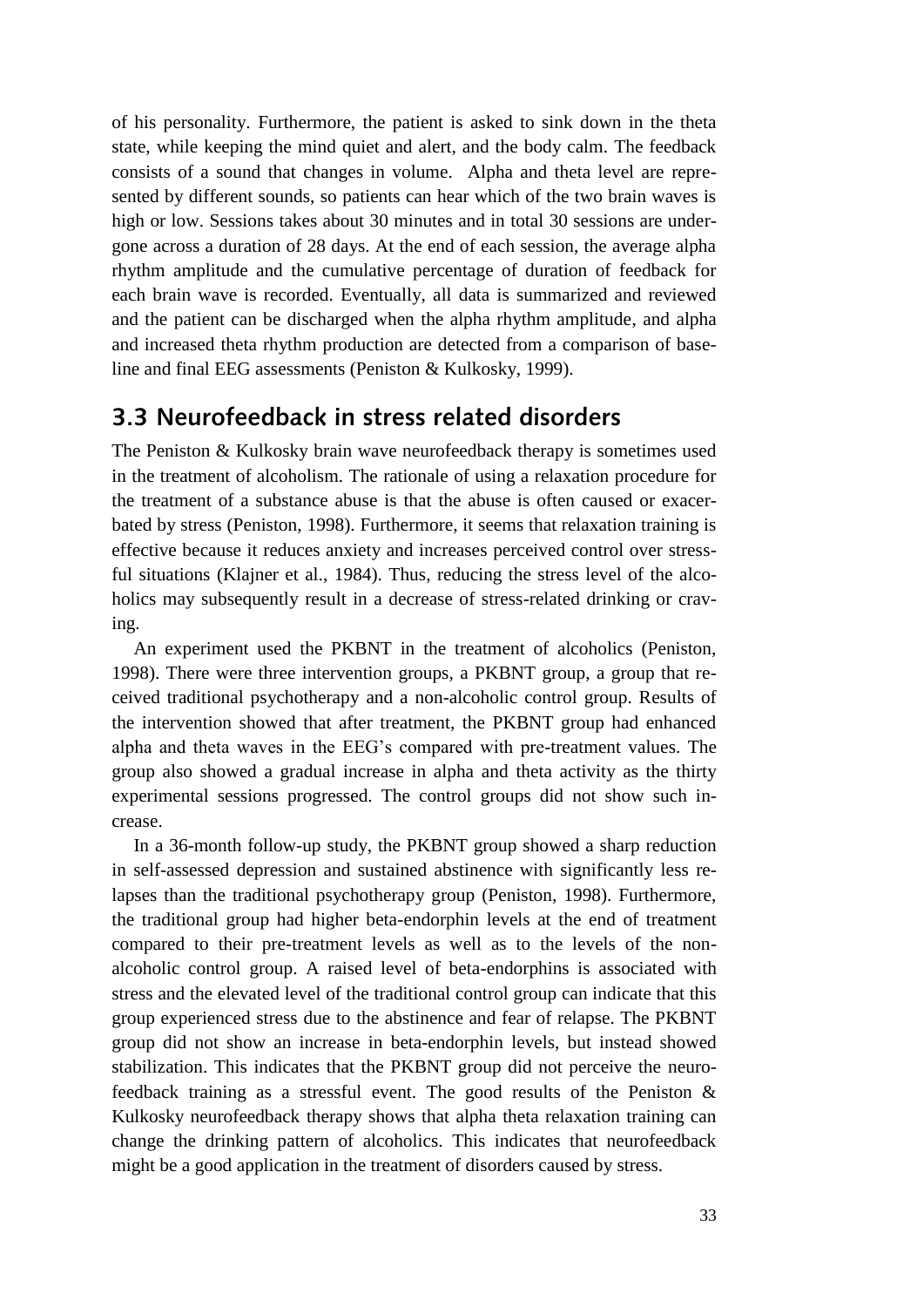of his personality. Furthermore, the patient is asked to sink down in the theta state, while keeping the mind quiet and alert, and the body calm. The feedback consists of a sound that changes in volume. Alpha and theta level are represented by different sounds, so patients can hear which of the two brain waves is high or low. Sessions takes about 30 minutes and in total 30 sessions are undergone across a duration of 28 days. At the end of each session, the average alpha rhythm amplitude and the cumulative percentage of duration of feedback for each brain wave is recorded. Eventually, all data is summarized and reviewed and the patient can be discharged when the alpha rhythm amplitude, and alpha and increased theta rhythm production are detected from a comparison of baseline and final EEG assessments (Peniston & Kulkosky, 1999).

## 3.3 Neurofeedback in stress related disorders

The Peniston & Kulkosky brain wave neurofeedback therapy is sometimes used in the treatment of alcoholism. The rationale of using a relaxation procedure for the treatment of a substance abuse is that the abuse is often caused or exacerbated by stress (Peniston, 1998). Furthermore, it seems that relaxation training is effective because it reduces anxiety and increases perceived control over stressful situations (Klajner et al., 1984). Thus, reducing the stress level of the alcoholics may subsequently result in a decrease of stress-related drinking or craving.

An experiment used the PKBNT in the treatment of alcoholics (Peniston, 1998). There were three intervention groups, a PKBNT group, a group that received traditional psychotherapy and a non-alcoholic control group. Results of the intervention showed that after treatment, the PKBNT group had enhanced alpha and theta waves in the EEG's compared with pre-treatment values. The group also showed a gradual increase in alpha and theta activity as the thirty experimental sessions progressed. The control groups did not show such increase.

In a 36-month follow-up study, the PKBNT group showed a sharp reduction in self-assessed depression and sustained abstinence with significantly less relapses than the traditional psychotherapy group (Peniston, 1998). Furthermore, the traditional group had higher beta-endorphin levels at the end of treatment compared to their pre-treatment levels as well as to the levels of the non-alcoholic control group. A raised level of beta-endorphins is associated with stress and the elevated level of the traditional control group can indicate that this group experienced stress due to the abstinence and fear of relapse. The PKBNT group did not show an increase in beta-endorphin levels, but instead showed stabilization. This indicates that the PKBNT group did not perceive the neurofeedback training as a stressful event. The good results of the Peniston & Kulkosky neurofeedback therapy shows that alpha theta relaxation training can change the drinking pattern of alcoholics. This indicates that neurofeedback might be a good application in the treatment of disorders caused by stress.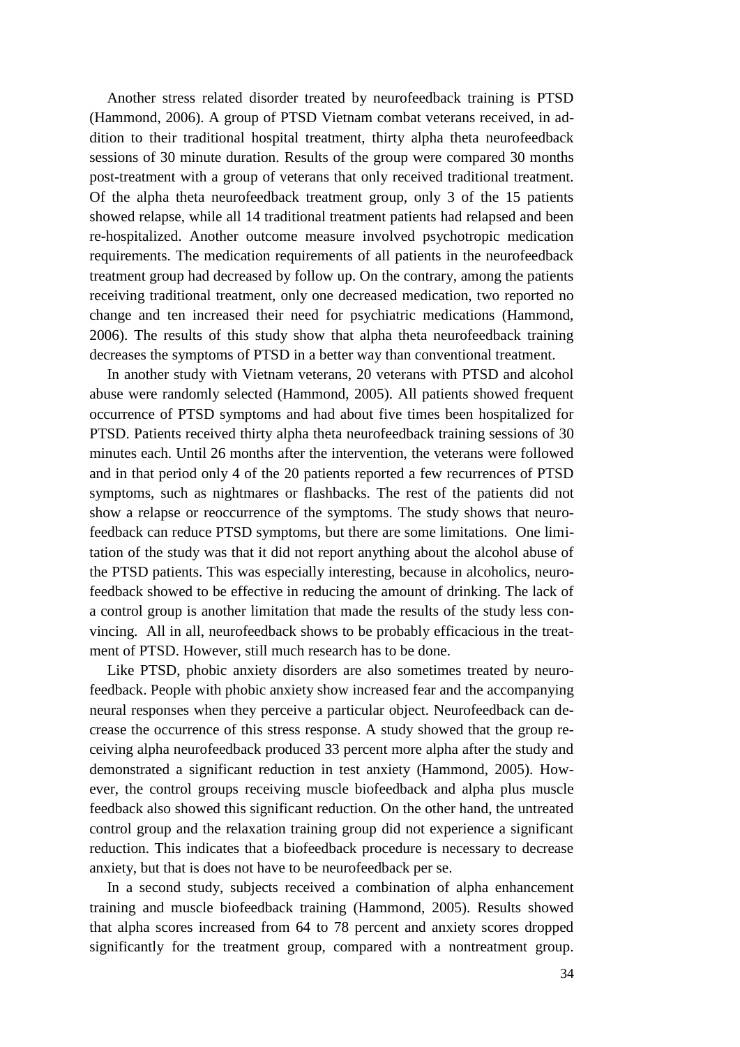Another stress related disorder treated by neurofeedback training is PTSD (Hammond, 2006). A group of PTSD Vietnam combat veterans received, in addition to their traditional hospital treatment, thirty alpha theta neurofeedback sessions of 30 minute duration. Results of the group were compared 30 months post-treatment with a group of veterans that only received traditional treatment. Of the alpha theta neurofeedback treatment group, only 3 of the 15 patients showed relapse, while all 14 traditional treatment patients had relapsed and been re-hospitalized. Another outcome measure involved psychotropic medication requirements. The medication requirements of all patients in the neurofeedback treatment group had decreased by follow up. On the contrary, among the patients receiving traditional treatment, only one decreased medication, two reported no change and ten increased their need for psychiatric medications (Hammond, 2006). The results of this study show that alpha theta neurofeedback training decreases the symptoms of PTSD in a better way than conventional treatment.

In another study with Vietnam veterans, 20 veterans with PTSD and alcohol abuse were randomly selected (Hammond, 2005). All patients showed frequent occurrence of PTSD symptoms and had about five times been hospitalized for PTSD. Patients received thirty alpha theta neurofeedback training sessions of 30 minutes each. Until 26 months after the intervention, the veterans were followed and in that period only 4 of the 20 patients reported a few recurrences of PTSD symptoms, such as nightmares or flashbacks. The rest of the patients did not show a relapse or reoccurrence of the symptoms. The study shows that neurofeedback can reduce PTSD symptoms, but there are some limitations. One limitation of the study was that it did not report anything about the alcohol abuse of the PTSD patients. This was especially interesting, because in alcoholics, neurofeedback showed to be effective in reducing the amount of drinking. The lack of a control group is another limitation that made the results of the study less convincing. All in all, neurofeedback shows to be probably efficacious in the treatment of PTSD. However, still much research has to be done.

Like PTSD, phobic anxiety disorders are also sometimes treated by neurofeedback. People with phobic anxiety show increased fear and the accompanying neural responses when they perceive a particular object. Neurofeedback can decrease the occurrence of this stress response. A study showed that the group receiving alpha neurofeedback produced 33 percent more alpha after the study and demonstrated a significant reduction in test anxiety (Hammond, 2005). However, the control groups receiving muscle biofeedback and alpha plus muscle feedback also showed this significant reduction. On the other hand, the untreated control group and the relaxation training group did not experience a significant reduction. This indicates that a biofeedback procedure is necessary to decrease anxiety, but that is does not have to be neurofeedback per se.

In a second study, subjects received a combination of alpha enhancement training and muscle biofeedback training (Hammond, 2005). Results showed that alpha scores increased from 64 to 78 percent and anxiety scores dropped significantly for the treatment group, compared with a nontreatment group.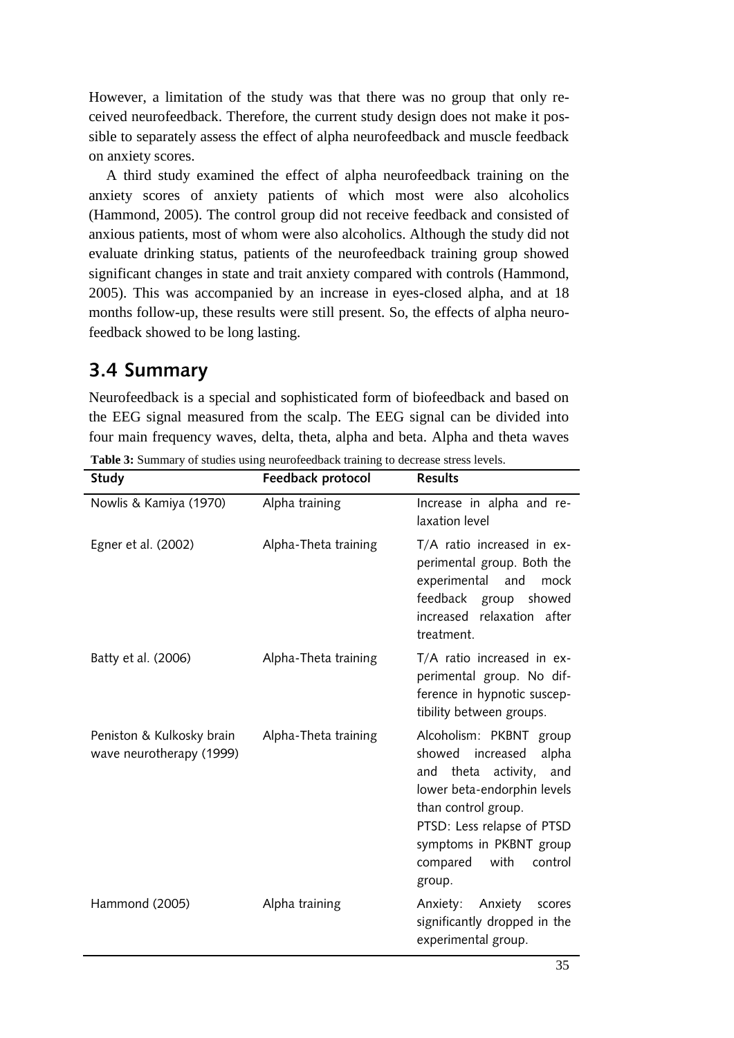However, a limitation of the study was that there was no group that only received neurofeedback. Therefore, the current study design does not make it possible to separately assess the effect of alpha neurofeedback and muscle feedback on anxiety scores.

A third study examined the effect of alpha neurofeedback training on the anxiety scores of anxiety patients of which most were also alcoholics (Hammond, 2005). The control group did not receive feedback and consisted of anxious patients, most of whom were also alcoholics. Although the study did not evaluate drinking status, patients of the neurofeedback training group showed significant changes in state and trait anxiety compared with controls (Hammond, 2005). This was accompanied by an increase in eyes-closed alpha, and at 18 months follow-up, these results were still present. So, the effects of alpha neurofeedback showed to be long lasting.

## 3.4 Summary

Neurofeedback is a special and sophisticated form of biofeedback and based on the EEG signal measured from the scalp. The EEG signal can be divided into four main frequency waves, delta, theta, alpha and beta. Alpha and theta waves

**Table 3:** Summary of studies using neurofeedback training to decrease stress levels.

| Study | Feedback protocol | Results |
|---|---|---|
| Nowlis & Kamiya (1970) | Alpha training | Increase in alpha and relaxation level |
| Egner et al. (2002) | Alpha-Theta training | T/A ratio increased in experimental group. Both the experimental and mock feedback group showed increased relaxation after treatment. |
| Batty et al. (2006) | Alpha-Theta training | T/A ratio increased in experimental group. No difference in hypnotic susceptibility between groups. |
| Peniston & Kulkosky brain wave neurotherapy (1999) | Alpha-Theta training | Alcoholism: PKBNT group showed increased alpha and theta activity, and lower beta-endorphin levels than control group. PTSD: Less relapse of PTSD symptoms in PKBNT group compared with control group. |
| Hammond (2005) | Alpha training | Anxiety: Anxiety scores significantly dropped in the experimental group. |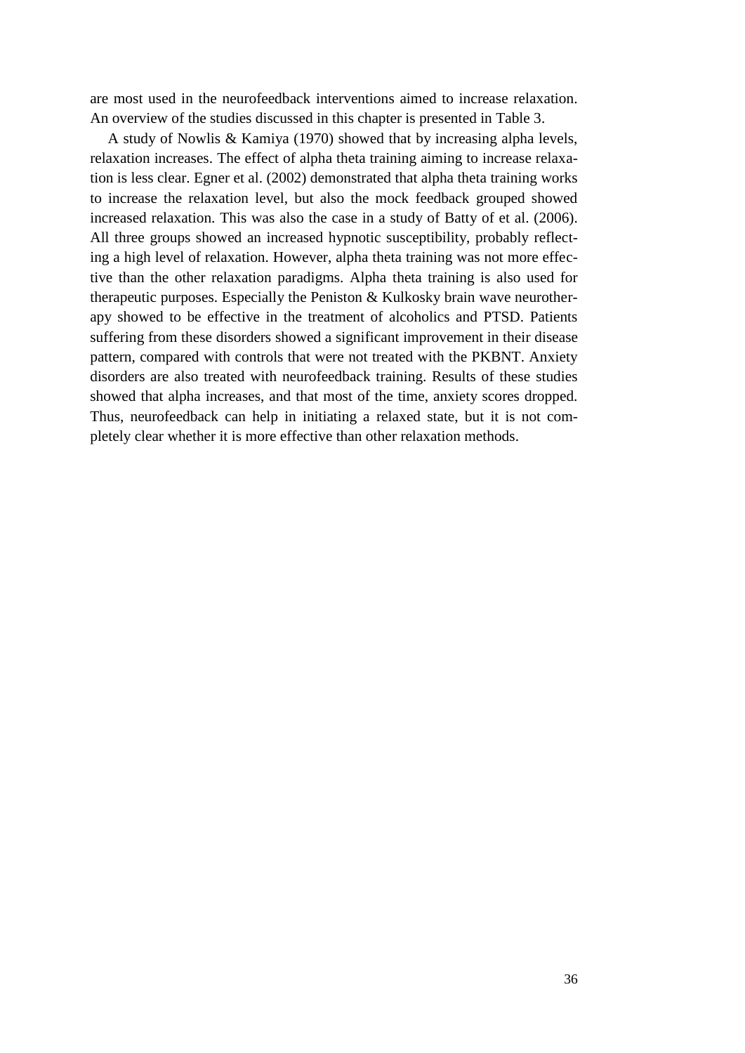are most used in the neurofeedback interventions aimed to increase relaxation. An overview of the studies discussed in this chapter is presented in Table 3.

A study of Nowlis & Kamiya (1970) showed that by increasing alpha levels, relaxation increases. The effect of alpha theta training aiming to increase relaxation is less clear. Egner et al. (2002) demonstrated that alpha theta training works to increase the relaxation level, but also the mock feedback grouped showed increased relaxation. This was also the case in a study of Batty of et al. (2006). All three groups showed an increased hypnotic susceptibility, probably reflecting a high level of relaxation. However, alpha theta training was not more effective than the other relaxation paradigms. Alpha theta training is also used for therapeutic purposes. Especially the Peniston & Kulkosky brain wave neurotherapy showed to be effective in the treatment of alcoholics and PTSD. Patients suffering from these disorders showed a significant improvement in their disease pattern, compared with controls that were not treated with the PKBNT. Anxiety disorders are also treated with neurofeedback training. Results of these studies showed that alpha increases, and that most of the time, anxiety scores dropped. Thus, neurofeedback can help in initiating a relaxed state, but it is not completely clear whether it is more effective than other relaxation methods.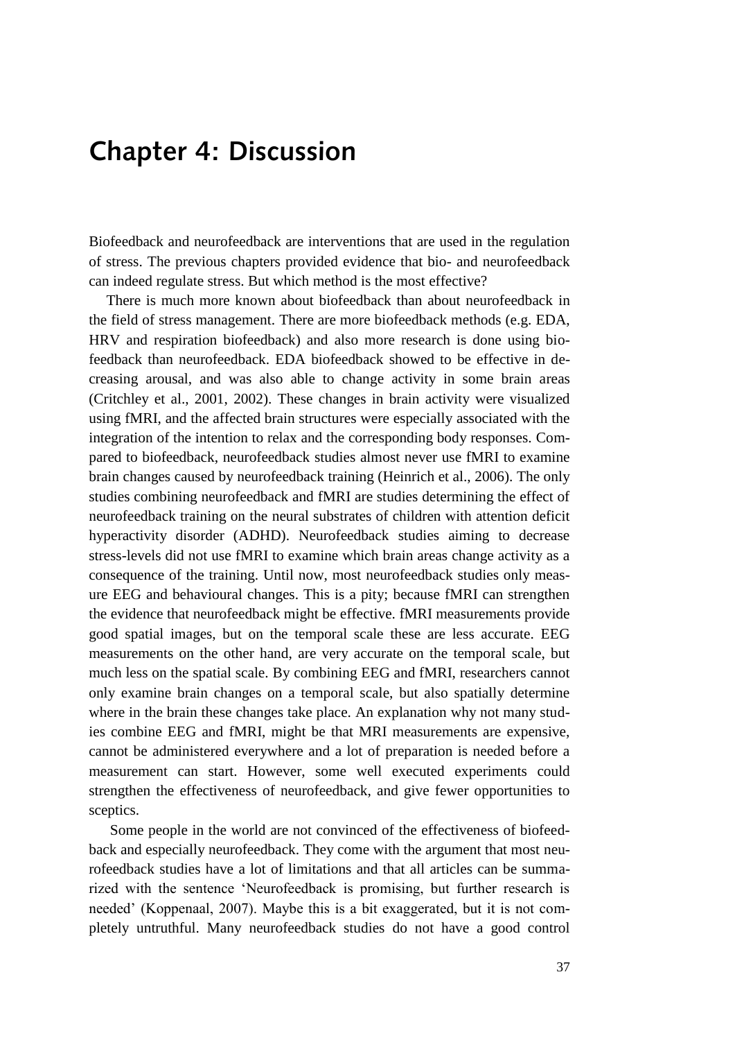# Chapter 4: Discussion

Biofeedback and neurofeedback are interventions that are used in the regulation of stress. The previous chapters provided evidence that bio- and neurofeedback can indeed regulate stress. But which method is the most effective?

There is much more known about biofeedback than about neurofeedback in the field of stress management. There are more biofeedback methods (e.g. EDA, HRV and respiration biofeedback) and also more research is done using biofeedback than neurofeedback. EDA biofeedback showed to be effective in decreasing arousal, and was also able to change activity in some brain areas (Critchley et al., 2001, 2002). These changes in brain activity were visualized using fMRI, and the affected brain structures were especially associated with the integration of the intention to relax and the corresponding body responses. Compared to biofeedback, neurofeedback studies almost never use fMRI to examine brain changes caused by neurofeedback training (Heinrich et al., 2006). The only studies combining neurofeedback and fMRI are studies determining the effect of neurofeedback training on the neural substrates of children with attention deficit hyperactivity disorder (ADHD). Neurofeedback studies aiming to decrease stress-levels did not use fMRI to examine which brain areas change activity as a consequence of the training. Until now, most neurofeedback studies only measure EEG and behavioural changes. This is a pity; because fMRI can strengthen the evidence that neurofeedback might be effective. fMRI measurements provide good spatial images, but on the temporal scale these are less accurate. EEG measurements on the other hand, are very accurate on the temporal scale, but much less on the spatial scale. By combining EEG and fMRI, researchers cannot only examine brain changes on a temporal scale, but also spatially determine where in the brain these changes take place. An explanation why not many studies combine EEG and fMRI, might be that MRI measurements are expensive, cannot be administered everywhere and a lot of preparation is needed before a measurement can start. However, some well executed experiments could strengthen the effectiveness of neurofeedback, and give fewer opportunities to sceptics.

Some people in the world are not convinced of the effectiveness of biofeedback and especially neurofeedback. They come with the argument that most neurofeedback studies have a lot of limitations and that all articles can be summarized with the sentence 'Neurofeedback is promising, but further research is needed' (Koppenaal, 2007). Maybe this is a bit exaggerated, but it is not completely untruthful. Many neurofeedback studies do not have a good control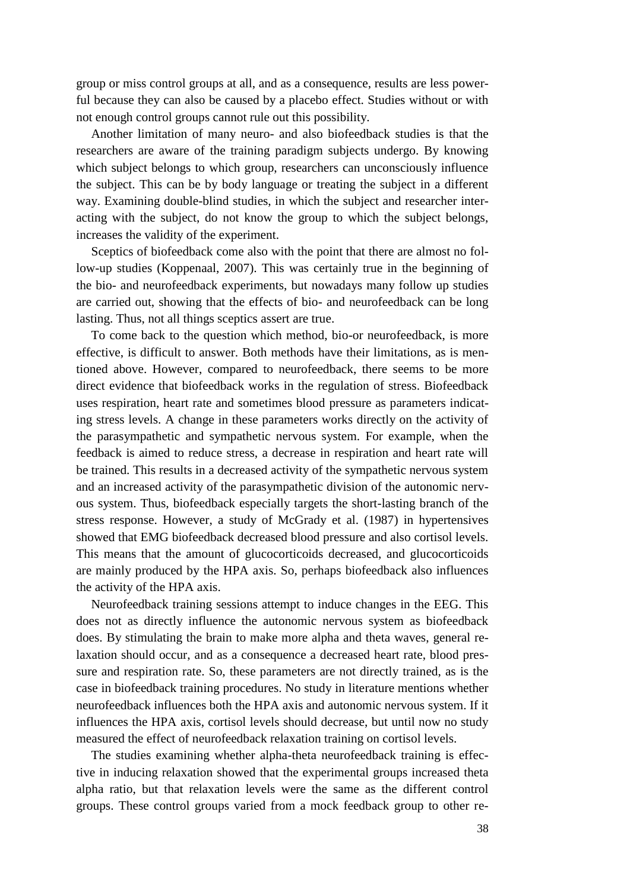group or miss control groups at all, and as a consequence, results are less powerful because they can also be caused by a placebo effect. Studies without or with not enough control groups cannot rule out this possibility.

Another limitation of many neuro- and also biofeedback studies is that the researchers are aware of the training paradigm subjects undergo. By knowing which subject belongs to which group, researchers can unconsciously influence the subject. This can be by body language or treating the subject in a different way. Examining double-blind studies, in which the subject and researcher interacting with the subject, do not know the group to which the subject belongs, increases the validity of the experiment.

Sceptics of biofeedback come also with the point that there are almost no follow-up studies (Koppenaal, 2007). This was certainly true in the beginning of the bio- and neurofeedback experiments, but nowadays many follow up studies are carried out, showing that the effects of bio- and neurofeedback can be long lasting. Thus, not all things sceptics assert are true.

To come back to the question which method, bio-or neurofeedback, is more effective, is difficult to answer. Both methods have their limitations, as is mentioned above. However, compared to neurofeedback, there seems to be more direct evidence that biofeedback works in the regulation of stress. Biofeedback uses respiration, heart rate and sometimes blood pressure as parameters indicating stress levels. A change in these parameters works directly on the activity of the parasympathetic and sympathetic nervous system. For example, when the feedback is aimed to reduce stress, a decrease in respiration and heart rate will be trained. This results in a decreased activity of the sympathetic nervous system and an increased activity of the parasympathetic division of the autonomic nervous system. Thus, biofeedback especially targets the short-lasting branch of the stress response. However, a study of McGrady et al. (1987) in hypertensives showed that EMG biofeedback decreased blood pressure and also cortisol levels. This means that the amount of glucocorticoids decreased, and glucocorticoids are mainly produced by the HPA axis. So, perhaps biofeedback also influences the activity of the HPA axis.

Neurofeedback training sessions attempt to induce changes in the EEG. This does not as directly influence the autonomic nervous system as biofeedback does. By stimulating the brain to make more alpha and theta waves, general relaxation should occur, and as a consequence a decreased heart rate, blood pressure and respiration rate. So, these parameters are not directly trained, as is the case in biofeedback training procedures. No study in literature mentions whether neurofeedback influences both the HPA axis and autonomic nervous system. If it influences the HPA axis, cortisol levels should decrease, but until now no study measured the effect of neurofeedback relaxation training on cortisol levels.

The studies examining whether alpha-theta neurofeedback training is effective in inducing relaxation showed that the experimental groups increased theta alpha ratio, but that relaxation levels were the same as the different control groups. These control groups varied from a mock feedback group to other re-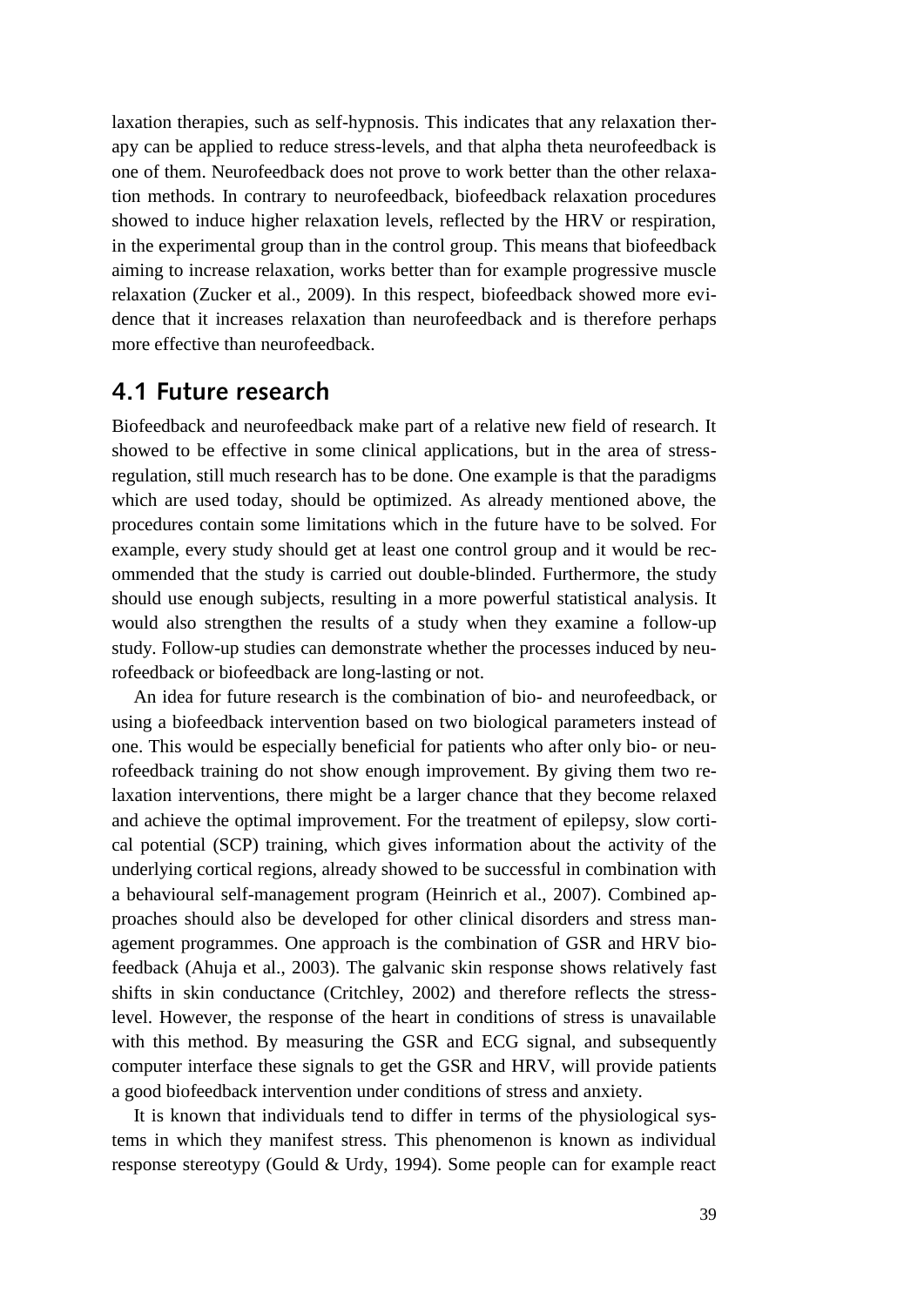laxation therapies, such as self-hypnosis. This indicates that any relaxation therapy can be applied to reduce stress-levels, and that alpha theta neurofeedback is one of them. Neurofeedback does not prove to work better than the other relaxation methods. In contrary to neurofeedback, biofeedback relaxation procedures showed to induce higher relaxation levels, reflected by the HRV or respiration, in the experimental group than in the control group. This means that biofeedback aiming to increase relaxation, works better than for example progressive muscle relaxation (Zucker et al., 2009). In this respect, biofeedback showed more evidence that it increases relaxation than neurofeedback and is therefore perhaps more effective than neurofeedback.

## 4.1 Future research

Biofeedback and neurofeedback make part of a relative new field of research. It showed to be effective in some clinical applications, but in the area of stress-regulation, still much research has to be done. One example is that the paradigms which are used today, should be optimized. As already mentioned above, the procedures contain some limitations which in the future have to be solved. For example, every study should get at least one control group and it would be recommended that the study is carried out double-blinded. Furthermore, the study should use enough subjects, resulting in a more powerful statistical analysis. It would also strengthen the results of a study when they examine a follow-up study. Follow-up studies can demonstrate whether the processes induced by neurofeedback or biofeedback are long-lasting or not.

An idea for future research is the combination of bio- and neurofeedback, or using a biofeedback intervention based on two biological parameters instead of one. This would be especially beneficial for patients who after only bio- or neurofeedback training do not show enough improvement. By giving them two relaxation interventions, there might be a larger chance that they become relaxed and achieve the optimal improvement. For the treatment of epilepsy, slow cortical potential (SCP) training, which gives information about the activity of the underlying cortical regions, already showed to be successful in combination with a behavioural self-management program (Heinrich et al., 2007). Combined approaches should also be developed for other clinical disorders and stress management programmes. One approach is the combination of GSR and HRV biofeedback (Ahuja et al., 2003). The galvanic skin response shows relatively fast shifts in skin conductance (Critchley, 2002) and therefore reflects the stress-level. However, the response of the heart in conditions of stress is unavailable with this method. By measuring the GSR and ECG signal, and subsequently computer interface these signals to get the GSR and HRV, will provide patients a good biofeedback intervention under conditions of stress and anxiety.

It is known that individuals tend to differ in terms of the physiological systems in which they manifest stress. This phenomenon is known as individual response stereotypy (Gould & Urdy, 1994). Some people can for example react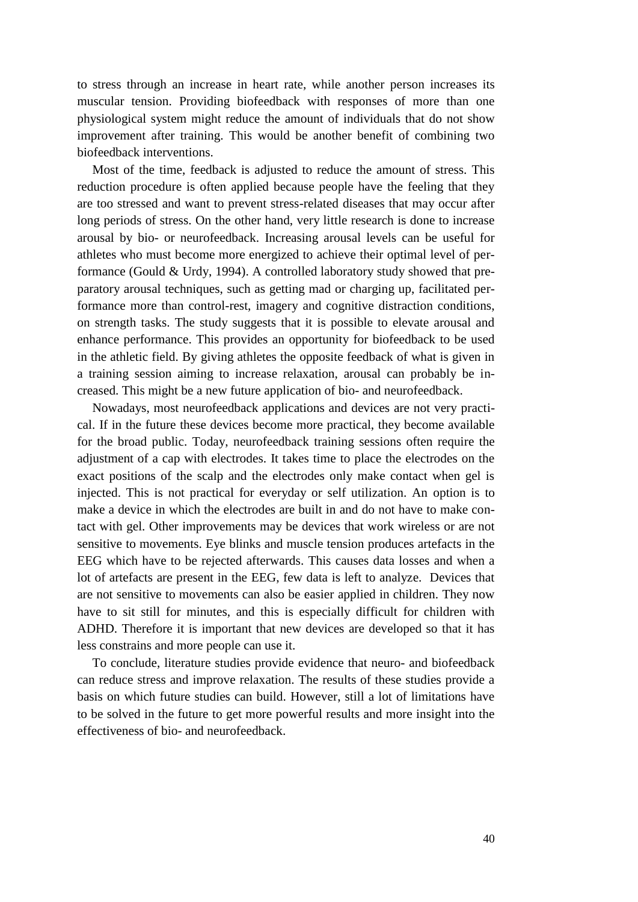to stress through an increase in heart rate, while another person increases its muscular tension. Providing biofeedback with responses of more than one physiological system might reduce the amount of individuals that do not show improvement after training. This would be another benefit of combining two biofeedback interventions.

Most of the time, feedback is adjusted to reduce the amount of stress. This reduction procedure is often applied because people have the feeling that they are too stressed and want to prevent stress-related diseases that may occur after long periods of stress. On the other hand, very little research is done to increase arousal by bio- or neurofeedback. Increasing arousal levels can be useful for athletes who must become more energized to achieve their optimal level of performance (Gould & Urdy, 1994). A controlled laboratory study showed that preparatory arousal techniques, such as getting mad or charging up, facilitated performance more than control-rest, imagery and cognitive distraction conditions, on strength tasks. The study suggests that it is possible to elevate arousal and enhance performance. This provides an opportunity for biofeedback to be used in the athletic field. By giving athletes the opposite feedback of what is given in a training session aiming to increase relaxation, arousal can probably be increased. This might be a new future application of bio- and neurofeedback.

Nowadays, most neurofeedback applications and devices are not very practical. If in the future these devices become more practical, they become available for the broad public. Today, neurofeedback training sessions often require the adjustment of a cap with electrodes. It takes time to place the electrodes on the exact positions of the scalp and the electrodes only make contact when gel is injected. This is not practical for everyday or self utilization. An option is to make a device in which the electrodes are built in and do not have to make contact with gel. Other improvements may be devices that work wireless or are not sensitive to movements. Eye blinks and muscle tension produces artefacts in the EEG which have to be rejected afterwards. This causes data losses and when a lot of artefacts are present in the EEG, few data is left to analyze. Devices that are not sensitive to movements can also be easier applied in children. They now have to sit still for minutes, and this is especially difficult for children with ADHD. Therefore it is important that new devices are developed so that it has less constrains and more people can use it.

To conclude, literature studies provide evidence that neuro- and biofeedback can reduce stress and improve relaxation. The results of these studies provide a basis on which future studies can build. However, still a lot of limitations have to be solved in the future to get more powerful results and more insight into the effectiveness of bio- and neurofeedback.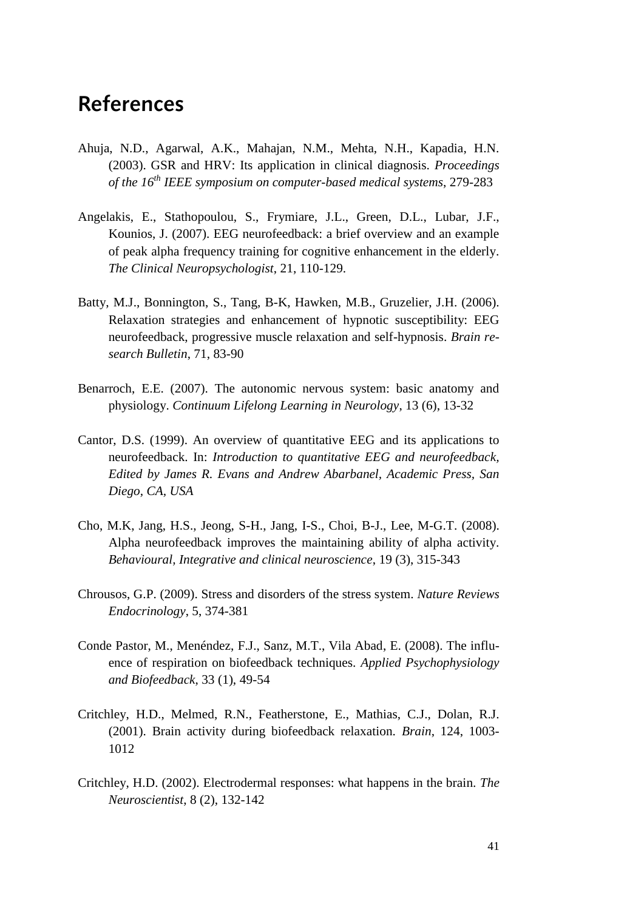# References

Ahuja, N.D., Agarwal, A.K., Mahajan, N.M., Mehta, N.H., Kapadia, H.N. (2003). GSR and HRV: Its application in clinical diagnosis. *Proceedings of the 16th IEEE symposium on computer-based medical systems*, 279-283

Angelakis, E., Stathopoulou, S., Frymiare, J.L., Green, D.L., Lubar, J.F., Kounios, J. (2007). EEG neurofeedback: a brief overview and an example of peak alpha frequency training for cognitive enhancement in the elderly. *The Clinical Neuropsychologist*, 21, 110-129.

Batty, M.J., Bonnington, S., Tang, B-K, Hawken, M.B., Gruzelier, J.H. (2006). Relaxation strategies and enhancement of hypnotic susceptibility: EEG neurofeedback, progressive muscle relaxation and self-hypnosis. *Brain research Bulletin*, 71, 83-90

Benarroch, E.E. (2007). The autonomic nervous system: basic anatomy and physiology. *Continuum Lifelong Learning in Neurology*, 13 (6), 13-32

Cantor, D.S. (1999). An overview of quantitative EEG and its applications to neurofeedback. In: *Introduction to quantitative EEG and neurofeedback, Edited by James R. Evans and Andrew Abarbanel, Academic Press, San Diego, CA, USA*

Cho, M.K, Jang, H.S., Jeong, S-H., Jang, I-S., Choi, B-J., Lee, M-G.T. (2008). Alpha neurofeedback improves the maintaining ability of alpha activity. *Behavioural, Integrative and clinical neuroscience*, 19 (3), 315-343

Chrousos, G.P. (2009). Stress and disorders of the stress system. *Nature Reviews Endocrinology*, 5, 374-381

Conde Pastor, M., Menéndez, F.J., Sanz, M.T., Vila Abad, E. (2008). The influence of respiration on biofeedback techniques. *Applied Psychophysiology and Biofeedback*, 33 (1), 49-54

Critchley, H.D., Melmed, R.N., Featherstone, E., Mathias, C.J., Dolan, R.J. (2001). Brain activity during biofeedback relaxation. *Brain*, 124, 1003-1012

Critchley, H.D. (2002). Electrodermal responses: what happens in the brain. *The Neuroscientist*, 8 (2), 132-142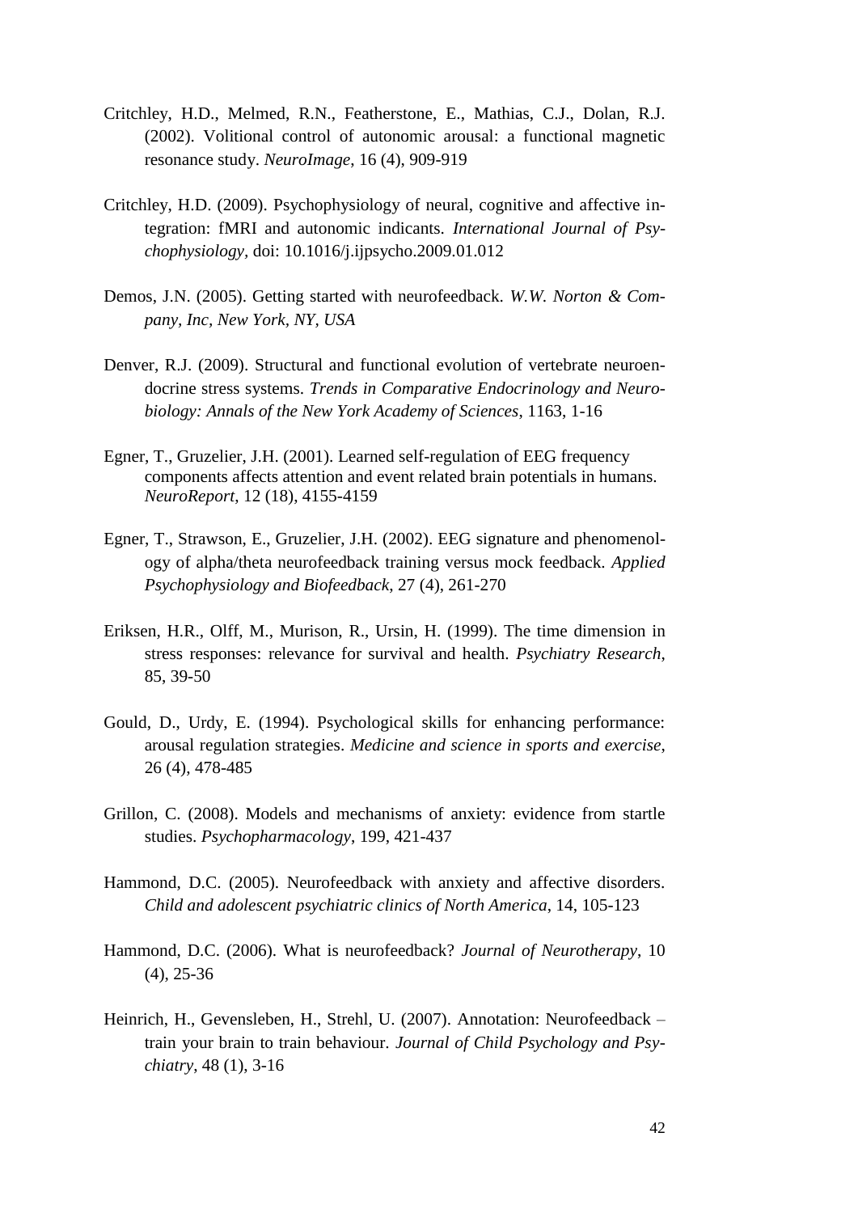Critchley, H.D., Melmed, R.N., Featherstone, E., Mathias, C.J., Dolan, R.J. (2002). Volitional control of autonomic arousal: a functional magnetic resonance study. *NeuroImage*, 16 (4), 909-919

Critchley, H.D. (2009). Psychophysiology of neural, cognitive and affective integration: fMRI and autonomic indicants. *International Journal of Psychophysiology*, doi: 10.1016/j.ijpsycho.2009.01.012

Demos, J.N. (2005). Getting started with neurofeedback. *W.W. Norton & Company, Inc, New York, NY, USA*

Denver, R.J. (2009). Structural and functional evolution of vertebrate neuroendocrine stress systems. *Trends in Comparative Endocrinology and Neurobiology: Annals of the New York Academy of Sciences*, 1163, 1-16

Egner, T., Gruzelier, J.H. (2001). Learned self-regulation of EEG frequency components affects attention and event related brain potentials in humans. *NeuroReport*, 12 (18), 4155-4159

Egner, T., Strawson, E., Gruzelier, J.H. (2002). EEG signature and phenomenology of alpha/theta neurofeedback training versus mock feedback. *Applied Psychophysiology and Biofeedback*, 27 (4), 261-270

Eriksen, H.R., Olff, M., Murison, R., Ursin, H. (1999). The time dimension in stress responses: relevance for survival and health. *Psychiatry Research*, 85, 39-50

Gould, D., Urdy, E. (1994). Psychological skills for enhancing performance: arousal regulation strategies. *Medicine and science in sports and exercise*, 26 (4), 478-485

Grillon, C. (2008). Models and mechanisms of anxiety: evidence from startle studies. *Psychopharmacology*, 199, 421-437

Hammond, D.C. (2005). Neurofeedback with anxiety and affective disorders. *Child and adolescent psychiatric clinics of North America*, 14, 105-123

Hammond, D.C. (2006). What is neurofeedback? *Journal of Neurotherapy*, 10 (4), 25-36

Heinrich, H., Gevensleben, H., Strehl, U. (2007). Annotation: Neurofeedback – train your brain to train behaviour. *Journal of Child Psychology and Psychiatry*, 48 (1), 3-16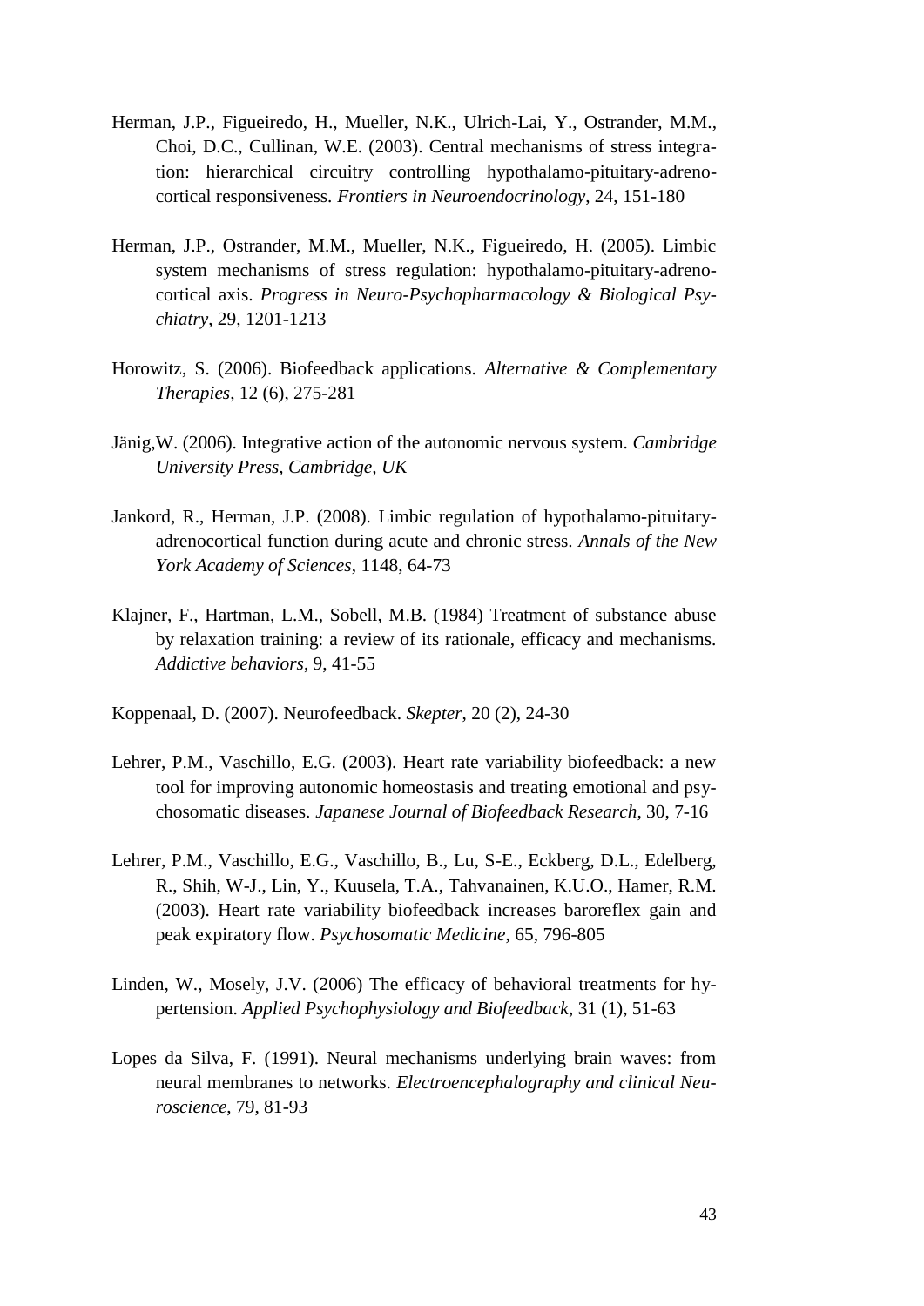Herman, J.P., Figueiredo, H., Mueller, N.K., Ulrich-Lai, Y., Ostrander, M.M., Choi, D.C., Cullinan, W.E. (2003). Central mechanisms of stress integration: hierarchical circuitry controlling hypothalamo-pituitary-adrenocortical responsiveness. *Frontiers in Neuroendocrinology*, 24, 151-180

Herman, J.P., Ostrander, M.M., Mueller, N.K., Figueiredo, H. (2005). Limbic system mechanisms of stress regulation: hypothalamo-pituitary-adrenocortical axis. *Progress in Neuro-Psychopharmacology & Biological Psychiatry*, 29, 1201-1213

Horowitz, S. (2006). Biofeedback applications. *Alternative & Complementary Therapies*, 12 (6), 275-281

Jänig,W. (2006). Integrative action of the autonomic nervous system. *Cambridge University Press, Cambridge, UK*

Jankord, R., Herman, J.P. (2008). Limbic regulation of hypothalamo-pituitary-adrenocortical function during acute and chronic stress. *Annals of the New York Academy of Sciences*, 1148, 64-73

Klajner, F., Hartman, L.M., Sobell, M.B. (1984) Treatment of substance abuse by relaxation training: a review of its rationale, efficacy and mechanisms. *Addictive behaviors*, 9, 41-55

Koppenaal, D. (2007). Neurofeedback. *Skepter*, 20 (2), 24-30

Lehrer, P.M., Vaschillo, E.G. (2003). Heart rate variability biofeedback: a new tool for improving autonomic homeostasis and treating emotional and psychosomatic diseases. *Japanese Journal of Biofeedback Research*, 30, 7-16

Lehrer, P.M., Vaschillo, E.G., Vaschillo, B., Lu, S-E., Eckberg, D.L., Edelberg, R., Shih, W-J., Lin, Y., Kuusela, T.A., Tahvanainen, K.U.O., Hamer, R.M. (2003). Heart rate variability biofeedback increases baroreflex gain and peak expiratory flow. *Psychosomatic Medicine*, 65, 796-805

Linden, W., Mosely, J.V. (2006) The efficacy of behavioral treatments for hypertension. *Applied Psychophysiology and Biofeedback*, 31 (1), 51-63

Lopes da Silva, F. (1991). Neural mechanisms underlying brain waves: from neural membranes to networks. *Electroencephalography and clinical Neuroscience*, 79, 81-93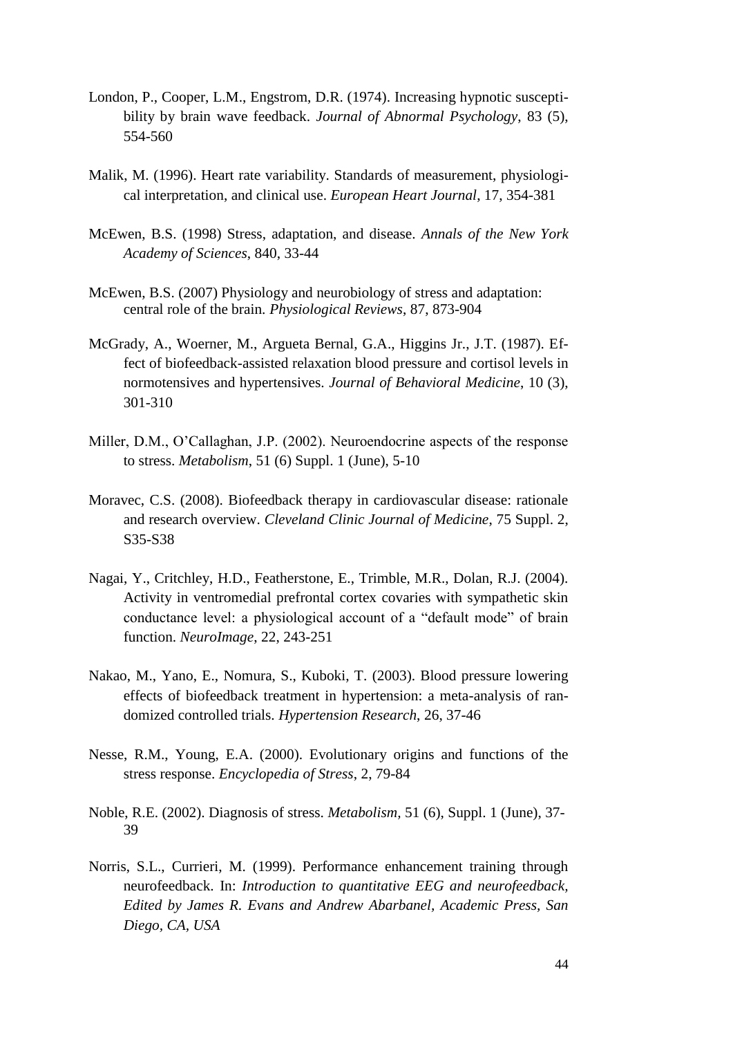London, P., Cooper, L.M., Engstrom, D.R. (1974). Increasing hypnotic susceptibility by brain wave feedback. *Journal of Abnormal Psychology*, 83 (5), 554-560

Malik, M. (1996). Heart rate variability. Standards of measurement, physiological interpretation, and clinical use. *European Heart Journal*, 17, 354-381

McEwen, B.S. (1998) Stress, adaptation, and disease. *Annals of the New York Academy of Sciences*, 840, 33-44

McEwen, B.S. (2007) Physiology and neurobiology of stress and adaptation: central role of the brain. *Physiological Reviews*, 87, 873-904

McGrady, A., Woerner, M., Argueta Bernal, G.A., Higgins Jr., J.T. (1987). Effect of biofeedback-assisted relaxation blood pressure and cortisol levels in normotensives and hypertensives. *Journal of Behavioral Medicine*, 10 (3), 301-310

Miller, D.M., O'Callaghan, J.P. (2002). Neuroendocrine aspects of the response to stress. *Metabolism*, 51 (6) Suppl. 1 (June), 5-10

Moravec, C.S. (2008). Biofeedback therapy in cardiovascular disease: rationale and research overview. *Cleveland Clinic Journal of Medicine*, 75 Suppl. 2, S35-S38

Nagai, Y., Critchley, H.D., Featherstone, E., Trimble, M.R., Dolan, R.J. (2004). Activity in ventromedial prefrontal cortex covaries with sympathetic skin conductance level: a physiological account of a "default mode" of brain function. *NeuroImage*, 22, 243-251

Nakao, M., Yano, E., Nomura, S., Kuboki, T. (2003). Blood pressure lowering effects of biofeedback treatment in hypertension: a meta-analysis of randomized controlled trials. *Hypertension Research*, 26, 37-46

Nesse, R.M., Young, E.A. (2000). Evolutionary origins and functions of the stress response. *Encyclopedia of Stress*, 2, 79-84

Noble, R.E. (2002). Diagnosis of stress. *Metabolism*, 51 (6), Suppl. 1 (June), 37-39

Norris, S.L., Currieri, M. (1999). Performance enhancement training through neurofeedback. In: *Introduction to quantitative EEG and neurofeedback, Edited by James R. Evans and Andrew Abarbanel, Academic Press, San Diego, CA, USA*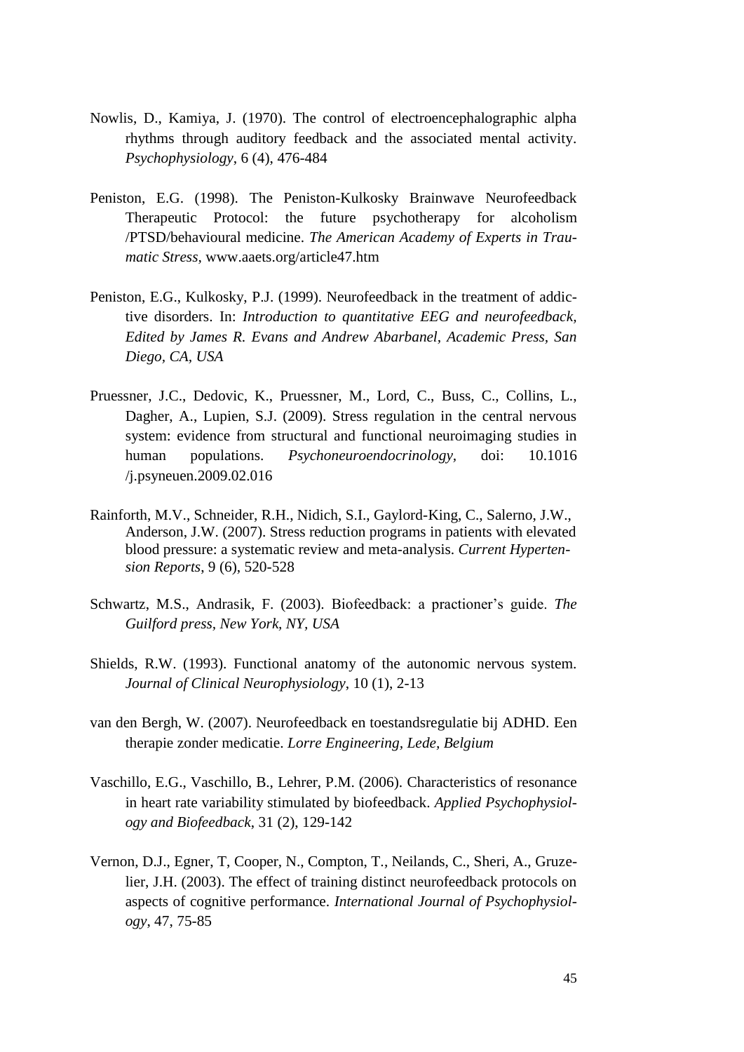Nowlis, D., Kamiya, J. (1970). The control of electroencephalographic alpha rhythms through auditory feedback and the associated mental activity. *Psychophysiology*, 6 (4), 476-484

Peniston, E.G. (1998). The Peniston-Kulkosky Brainwave Neurofeedback Therapeutic Protocol: the future psychotherapy for alcoholism /PTSD/behavioural medicine. *The American Academy of Experts in Traumatic Stress*, www.aaets.org/article47.htm

Peniston, E.G., Kulkosky, P.J. (1999). Neurofeedback in the treatment of addictive disorders. In: *Introduction to quantitative EEG and neurofeedback, Edited by James R. Evans and Andrew Abarbanel, Academic Press, San Diego, CA, USA*

Pruessner, J.C., Dedovic, K., Pruessner, M., Lord, C., Buss, C., Collins, L., Dagher, A., Lupien, S.J. (2009). Stress regulation in the central nervous system: evidence from structural and functional neuroimaging studies in human populations. *Psychoneuroendocrinology*, doi: 10.1016 /j.psyneuen.2009.02.016

Rainforth, M.V., Schneider, R.H., Nidich, S.I., Gaylord-King, C., Salerno, J.W., Anderson, J.W. (2007). Stress reduction programs in patients with elevated blood pressure: a systematic review and meta-analysis. *Current Hypertension Reports*, 9 (6), 520-528

Schwartz, M.S., Andrasik, F. (2003). Biofeedback: a practioner's guide. *The Guilford press, New York, NY, USA*

Shields, R.W. (1993). Functional anatomy of the autonomic nervous system. *Journal of Clinical Neurophysiology*, 10 (1), 2-13

van den Bergh, W. (2007). Neurofeedback en toestandsregulatie bij ADHD. Een therapie zonder medicatie. *Lorre Engineering, Lede, Belgium*

Vaschillo, E.G., Vaschillo, B., Lehrer, P.M. (2006). Characteristics of resonance in heart rate variability stimulated by biofeedback. *Applied Psychophysiology and Biofeedback*, 31 (2), 129-142

Vernon, D.J., Egner, T, Cooper, N., Compton, T., Neilands, C., Sheri, A., Gruzelier, J.H. (2003). The effect of training distinct neurofeedback protocols on aspects of cognitive performance. *International Journal of Psychophysiology*, 47, 75-85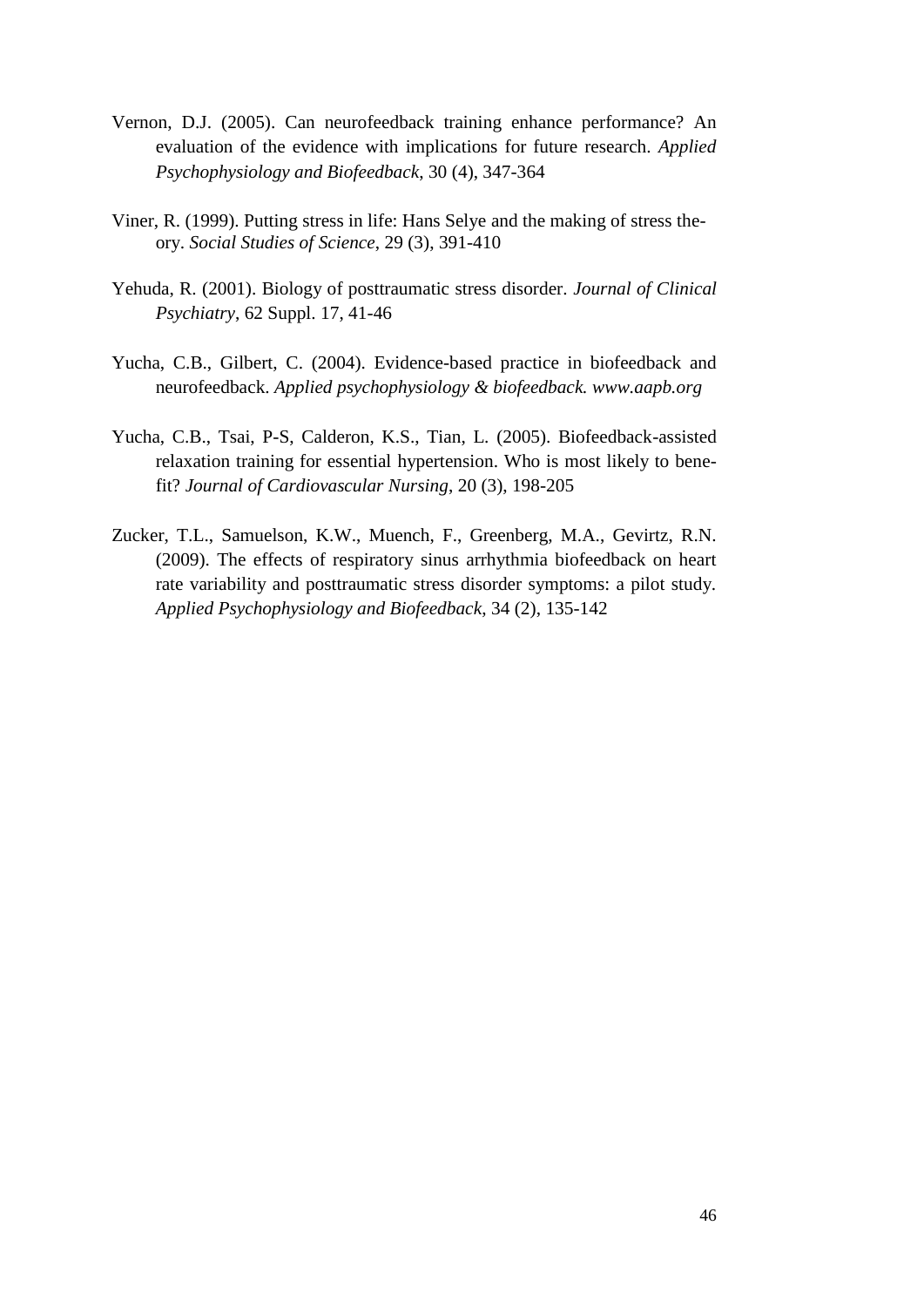Vernon, D.J. (2005). Can neurofeedback training enhance performance? An evaluation of the evidence with implications for future research. *Applied Psychophysiology and Biofeedback*, 30 (4), 347-364

Viner, R. (1999). Putting stress in life: Hans Selye and the making of stress theory. *Social Studies of Science*, 29 (3), 391-410

Yehuda, R. (2001). Biology of posttraumatic stress disorder. *Journal of Clinical Psychiatry*, 62 Suppl. 17, 41-46

Yucha, C.B., Gilbert, C. (2004). Evidence-based practice in biofeedback and neurofeedback. *Applied psychophysiology & biofeedback. www.aapb.org*

Yucha, C.B., Tsai, P-S, Calderon, K.S., Tian, L. (2005). Biofeedback-assisted relaxation training for essential hypertension. Who is most likely to benefit? *Journal of Cardiovascular Nursing*, 20 (3), 198-205

Zucker, T.L., Samuelson, K.W., Muench, F., Greenberg, M.A., Gevirtz, R.N. (2009). The effects of respiratory sinus arrhythmia biofeedback on heart rate variability and posttraumatic stress disorder symptoms: a pilot study. *Applied Psychophysiology and Biofeedback*, 34 (2), 135-142